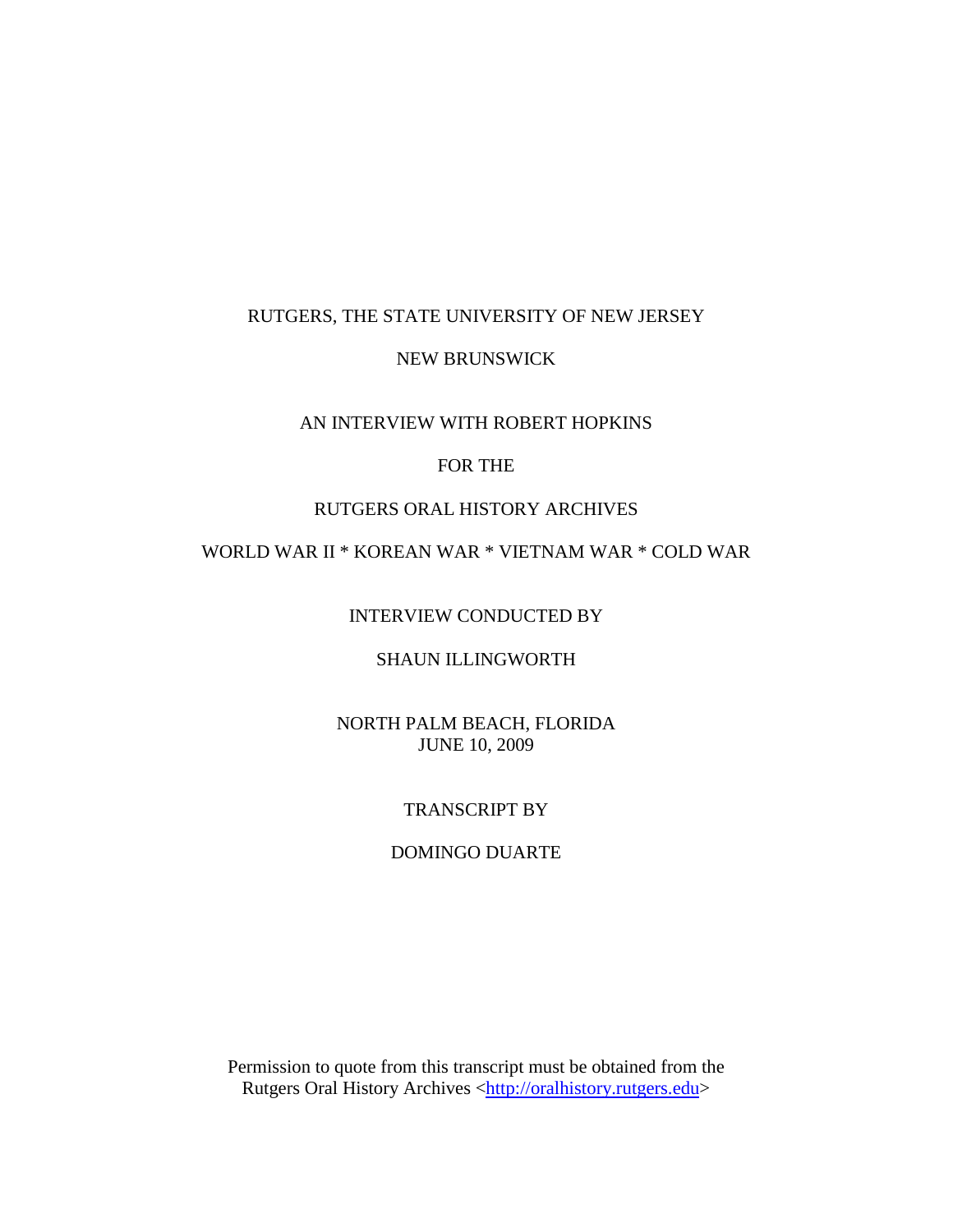RUTGERS, THE STATE UNIVERSITY OF NEW JERSEY

NEW BRUNSWICK

AN INTERVIEW WITH ROBERT HOPKINS

FOR THE

RUTGERS ORAL HISTORY ARCHIVES

WORLD WAR II * KOREAN WAR * VIETNAM WAR * COLD WAR

INTERVIEW CONDUCTED BY

SHAUN ILLINGWORTH

NORTH PALM BEACH, FLORIDA
JUNE 10, 2009

TRANSCRIPT BY

DOMINGO DUARTE

Permission to quote from this transcript must be obtained from the Rutgers Oral History Archives <http://oralhistory.rutgers.edu>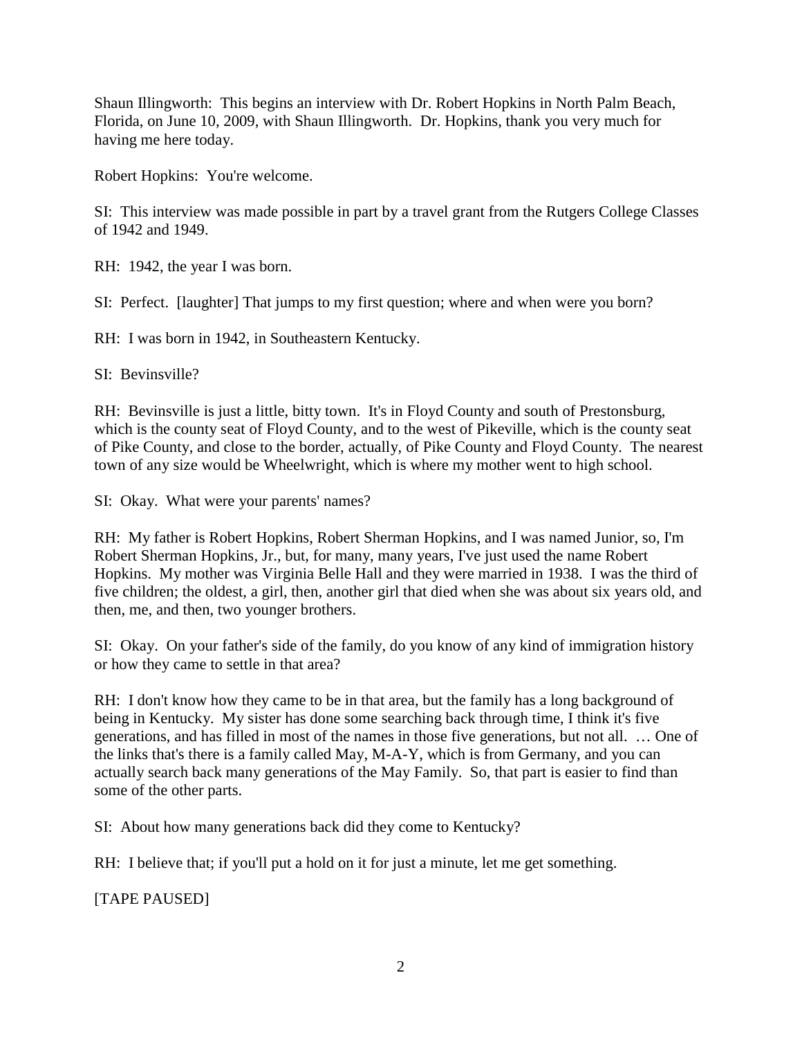Shaun Illingworth: This begins an interview with Dr. Robert Hopkins in North Palm Beach, Florida, on June 10, 2009, with Shaun Illingworth. Dr. Hopkins, thank you very much for having me here today.

Robert Hopkins: You're welcome.

SI: This interview was made possible in part by a travel grant from the Rutgers College Classes of 1942 and 1949.

RH: 1942, the year I was born.

SI: Perfect. [laughter] That jumps to my first question; where and when were you born?

RH: I was born in 1942, in Southeastern Kentucky.

SI: Bevinsville?

RH: Bevinsville is just a little, bitty town. It's in Floyd County and south of Prestonsburg, which is the county seat of Floyd County, and to the west of Pikeville, which is the county seat of Pike County, and close to the border, actually, of Pike County and Floyd County. The nearest town of any size would be Wheelwright, which is where my mother went to high school.

SI: Okay. What were your parents' names?

RH: My father is Robert Hopkins, Robert Sherman Hopkins, and I was named Junior, so, I'm Robert Sherman Hopkins, Jr., but, for many, many years, I've just used the name Robert Hopkins. My mother was Virginia Belle Hall and they were married in 1938. I was the third of five children; the oldest, a girl, then, another girl that died when she was about six years old, and then, me, and then, two younger brothers.

SI: Okay. On your father's side of the family, do you know of any kind of immigration history or how they came to settle in that area?

RH: I don't know how they came to be in that area, but the family has a long background of being in Kentucky. My sister has done some searching back through time, I think it's five generations, and has filled in most of the names in those five generations, but not all. … One of the links that's there is a family called May, M-A-Y, which is from Germany, and you can actually search back many generations of the May Family. So, that part is easier to find than some of the other parts.

SI: About how many generations back did they come to Kentucky?

RH: I believe that; if you'll put a hold on it for just a minute, let me get something.

[TAPE PAUSED]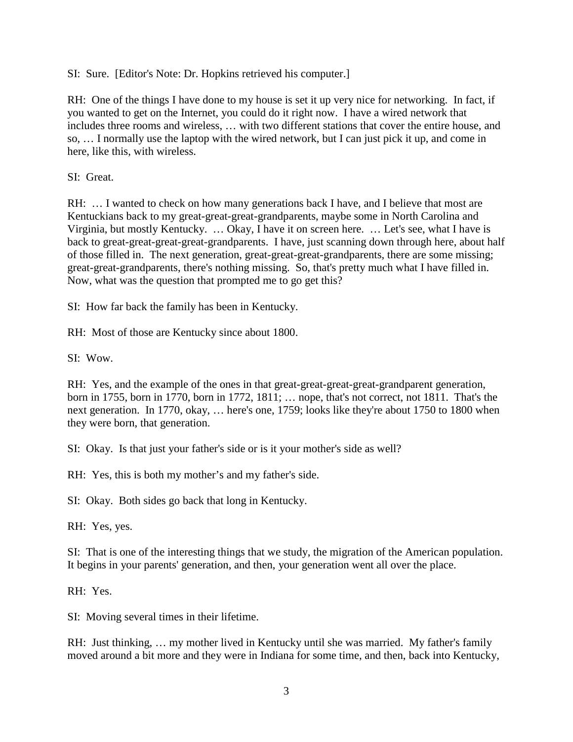SI: Sure. [Editor's Note: Dr. Hopkins retrieved his computer.]

RH: One of the things I have done to my house is set it up very nice for networking. In fact, if you wanted to get on the Internet, you could do it right now. I have a wired network that includes three rooms and wireless, … with two different stations that cover the entire house, and so, … I normally use the laptop with the wired network, but I can just pick it up, and come in here, like this, with wireless.

SI: Great.

RH: … I wanted to check on how many generations back I have, and I believe that most are Kentuckians back to my great-great-great-grandparents, maybe some in North Carolina and Virginia, but mostly Kentucky. … Okay, I have it on screen here. … Let's see, what I have is back to great-great-great-great-grandparents. I have, just scanning down through here, about half of those filled in. The next generation, great-great-great-grandparents, there are some missing; great-great-grandparents, there's nothing missing. So, that's pretty much what I have filled in. Now, what was the question that prompted me to go get this?

SI: How far back the family has been in Kentucky.

RH: Most of those are Kentucky since about 1800.

SI: Wow.

RH: Yes, and the example of the ones in that great-great-great-great-grandparent generation, born in 1755, born in 1770, born in 1772, 1811; … nope, that's not correct, not 1811. That's the next generation. In 1770, okay, … here's one, 1759; looks like they're about 1750 to 1800 when they were born, that generation.

SI: Okay. Is that just your father's side or is it your mother's side as well?

RH: Yes, this is both my mother's and my father's side.

SI: Okay. Both sides go back that long in Kentucky.

RH: Yes, yes.

SI: That is one of the interesting things that we study, the migration of the American population. It begins in your parents' generation, and then, your generation went all over the place.

RH: Yes.

SI: Moving several times in their lifetime.

RH: Just thinking, … my mother lived in Kentucky until she was married. My father's family moved around a bit more and they were in Indiana for some time, and then, back into Kentucky,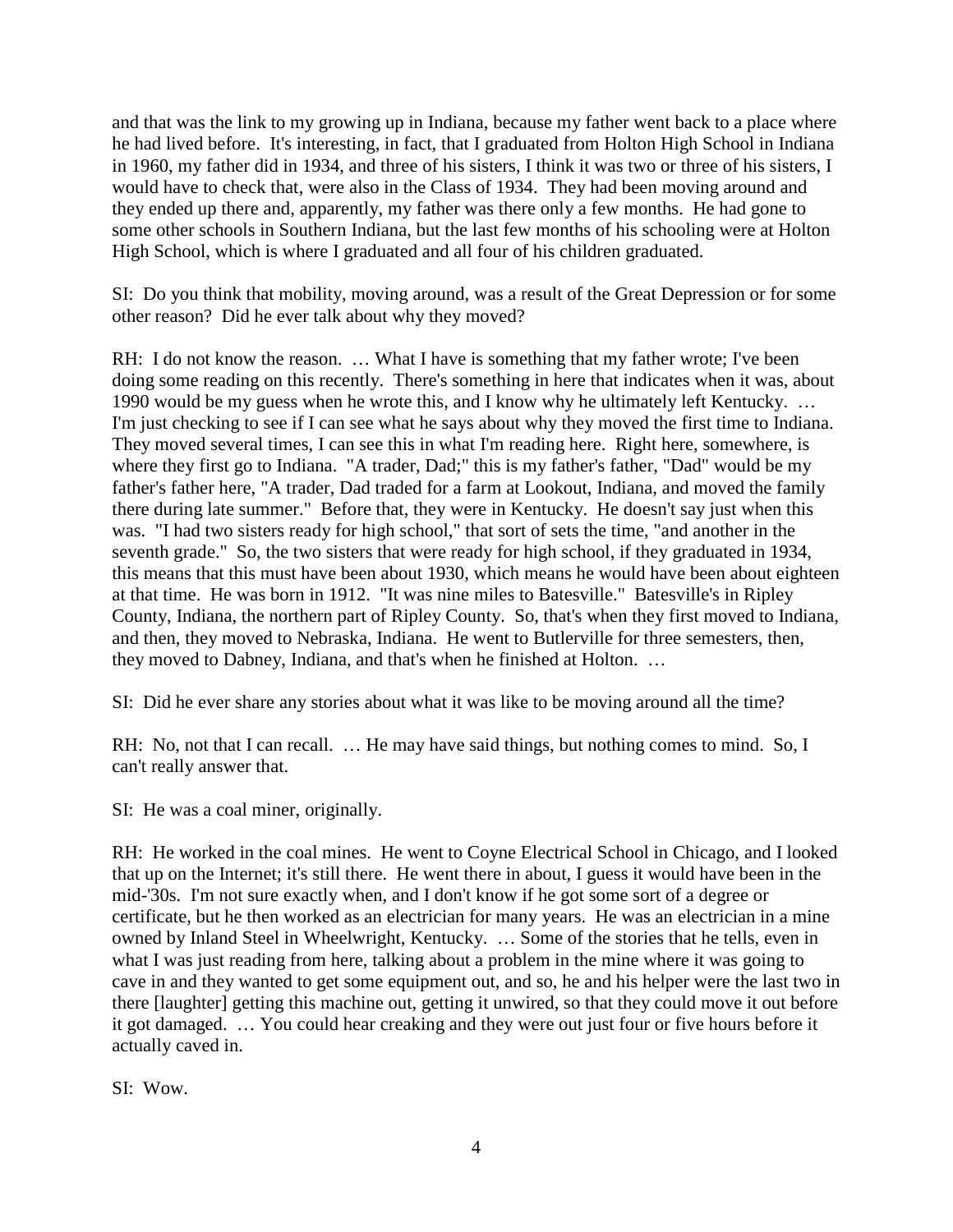and that was the link to my growing up in Indiana, because my father went back to a place where he had lived before. It's interesting, in fact, that I graduated from Holton High School in Indiana in 1960, my father did in 1934, and three of his sisters, I think it was two or three of his sisters, I would have to check that, were also in the Class of 1934. They had been moving around and they ended up there and, apparently, my father was there only a few months. He had gone to some other schools in Southern Indiana, but the last few months of his schooling were at Holton High School, which is where I graduated and all four of his children graduated.

SI: Do you think that mobility, moving around, was a result of the Great Depression or for some other reason? Did he ever talk about why they moved?

RH: I do not know the reason. … What I have is something that my father wrote; I've been doing some reading on this recently. There's something in here that indicates when it was, about 1990 would be my guess when he wrote this, and I know why he ultimately left Kentucky. … I'm just checking to see if I can see what he says about why they moved the first time to Indiana. They moved several times, I can see this in what I'm reading here. Right here, somewhere, is where they first go to Indiana. "A trader, Dad;" this is my father's father, "Dad" would be my father's father here, "A trader, Dad traded for a farm at Lookout, Indiana, and moved the family there during late summer." Before that, they were in Kentucky. He doesn't say just when this was. "I had two sisters ready for high school," that sort of sets the time, "and another in the seventh grade." So, the two sisters that were ready for high school, if they graduated in 1934, this means that this must have been about 1930, which means he would have been about eighteen at that time. He was born in 1912. "It was nine miles to Batesville." Batesville's in Ripley County, Indiana, the northern part of Ripley County. So, that's when they first moved to Indiana, and then, they moved to Nebraska, Indiana. He went to Butlerville for three semesters, then, they moved to Dabney, Indiana, and that's when he finished at Holton. …

SI: Did he ever share any stories about what it was like to be moving around all the time?

RH: No, not that I can recall. … He may have said things, but nothing comes to mind. So, I can't really answer that.

SI: He was a coal miner, originally.

RH: He worked in the coal mines. He went to Coyne Electrical School in Chicago, and I looked that up on the Internet; it's still there. He went there in about, I guess it would have been in the mid-'30s. I'm not sure exactly when, and I don't know if he got some sort of a degree or certificate, but he then worked as an electrician for many years. He was an electrician in a mine owned by Inland Steel in Wheelwright, Kentucky. … Some of the stories that he tells, even in what I was just reading from here, talking about a problem in the mine where it was going to cave in and they wanted to get some equipment out, and so, he and his helper were the last two in there [laughter] getting this machine out, getting it unwired, so that they could move it out before it got damaged. … You could hear creaking and they were out just four or five hours before it actually caved in.

SI: Wow.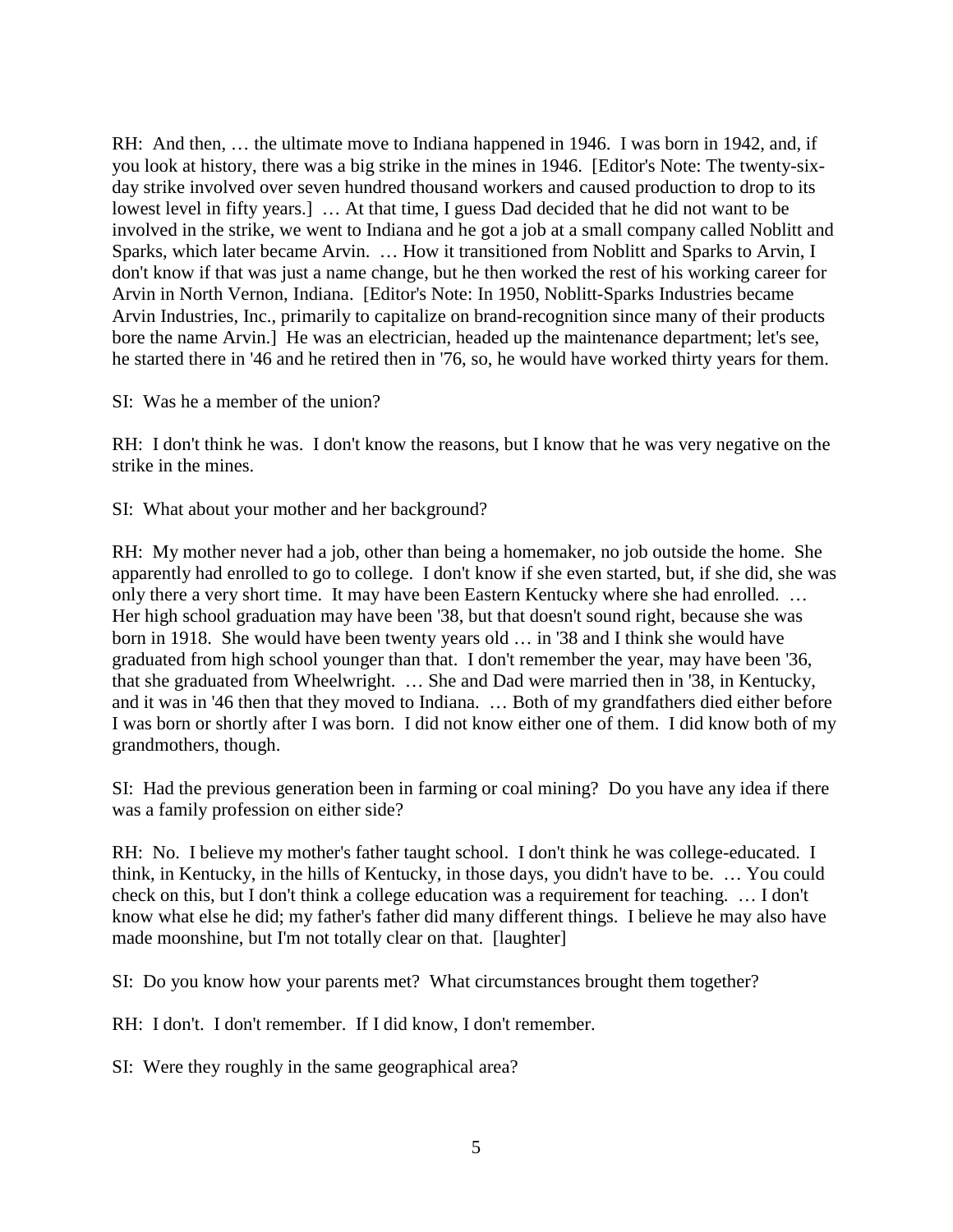RH: And then, … the ultimate move to Indiana happened in 1946. I was born in 1942, and, if you look at history, there was a big strike in the mines in 1946. [Editor's Note: The twenty-six-day strike involved over seven hundred thousand workers and caused production to drop to its lowest level in fifty years.] … At that time, I guess Dad decided that he did not want to be involved in the strike, we went to Indiana and he got a job at a small company called Noblitt and Sparks, which later became Arvin. … How it transitioned from Noblitt and Sparks to Arvin, I don't know if that was just a name change, but he then worked the rest of his working career for Arvin in North Vernon, Indiana. [Editor's Note: In 1950, Noblitt-Sparks Industries became Arvin Industries, Inc., primarily to capitalize on brand-recognition since many of their products bore the name Arvin.] He was an electrician, headed up the maintenance department; let's see, he started there in '46 and he retired then in '76, so, he would have worked thirty years for them.

SI: Was he a member of the union?

RH: I don't think he was. I don't know the reasons, but I know that he was very negative on the strike in the mines.

SI: What about your mother and her background?

RH: My mother never had a job, other than being a homemaker, no job outside the home. She apparently had enrolled to go to college. I don't know if she even started, but, if she did, she was only there a very short time. It may have been Eastern Kentucky where she had enrolled. … Her high school graduation may have been '38, but that doesn't sound right, because she was born in 1918. She would have been twenty years old … in '38 and I think she would have graduated from high school younger than that. I don't remember the year, may have been '36, that she graduated from Wheelwright. … She and Dad were married then in '38, in Kentucky, and it was in '46 then that they moved to Indiana. … Both of my grandfathers died either before I was born or shortly after I was born. I did not know either one of them. I did know both of my grandmothers, though.

SI: Had the previous generation been in farming or coal mining? Do you have any idea if there was a family profession on either side?

RH: No. I believe my mother's father taught school. I don't think he was college-educated. I think, in Kentucky, in the hills of Kentucky, in those days, you didn't have to be. … You could check on this, but I don't think a college education was a requirement for teaching. … I don't know what else he did; my father's father did many different things. I believe he may also have made moonshine, but I'm not totally clear on that. [laughter]

SI: Do you know how your parents met? What circumstances brought them together?

RH: I don't. I don't remember. If I did know, I don't remember.

SI: Were they roughly in the same geographical area?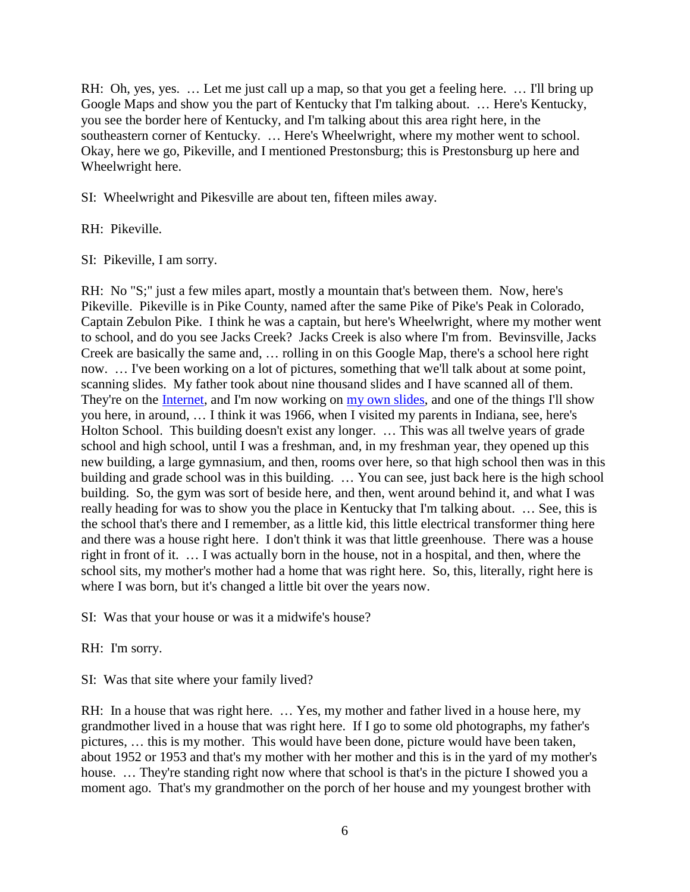RH: Oh, yes, yes. … Let me just call up a map, so that you get a feeling here. … I'll bring up Google Maps and show you the part of Kentucky that I'm talking about. … Here's Kentucky, you see the border here of Kentucky, and I'm talking about this area right here, in the southeastern corner of Kentucky. … Here's Wheelwright, where my mother went to school. Okay, here we go, Pikeville, and I mentioned Prestonsburg; this is Prestonsburg up here and Wheelwright here.

SI: Wheelwright and Pikesville are about ten, fifteen miles away.

RH: Pikeville.

SI: Pikeville, I am sorry.

RH: No "S;" just a few miles apart, mostly a mountain that's between them. Now, here's Pikeville. Pikeville is in Pike County, named after the same Pike of Pike's Peak in Colorado, Captain Zebulon Pike. I think he was a captain, but here's Wheelwright, where my mother went to school, and do you see Jacks Creek? Jacks Creek is also where I'm from. Bevinsville, Jacks Creek are basically the same and, … rolling in on this Google Map, there's a school here right now. … I've been working on a lot of pictures, something that we'll talk about at some point, scanning slides. My father took about nine thousand slides and I have scanned all of them. They're on the Internet, and I'm now working on my own slides, and one of the things I'll show you here, in around, … I think it was 1966, when I visited my parents in Indiana, see, here's Holton School. This building doesn't exist any longer. … This was all twelve years of grade school and high school, until I was a freshman, and, in my freshman year, they opened up this new building, a large gymnasium, and then, rooms over here, so that high school then was in this building and grade school was in this building. … You can see, just back here is the high school building. So, the gym was sort of beside here, and then, went around behind it, and what I was really heading for was to show you the place in Kentucky that I'm talking about. … See, this is the school that's there and I remember, as a little kid, this little electrical transformer thing here and there was a house right here. I don't think it was that little greenhouse. There was a house right in front of it. … I was actually born in the house, not in a hospital, and then, where the school sits, my mother's mother had a home that was right here. So, this, literally, right here is where I was born, but it's changed a little bit over the years now.

SI: Was that your house or was it a midwife's house?

RH: I'm sorry.

SI: Was that site where your family lived?

RH: In a house that was right here. … Yes, my mother and father lived in a house here, my grandmother lived in a house that was right here. If I go to some old photographs, my father's pictures, … this is my mother. This would have been done, picture would have been taken, about 1952 or 1953 and that's my mother with her mother and this is in the yard of my mother's house. … They're standing right now where that school is that's in the picture I showed you a moment ago. That's my grandmother on the porch of her house and my youngest brother with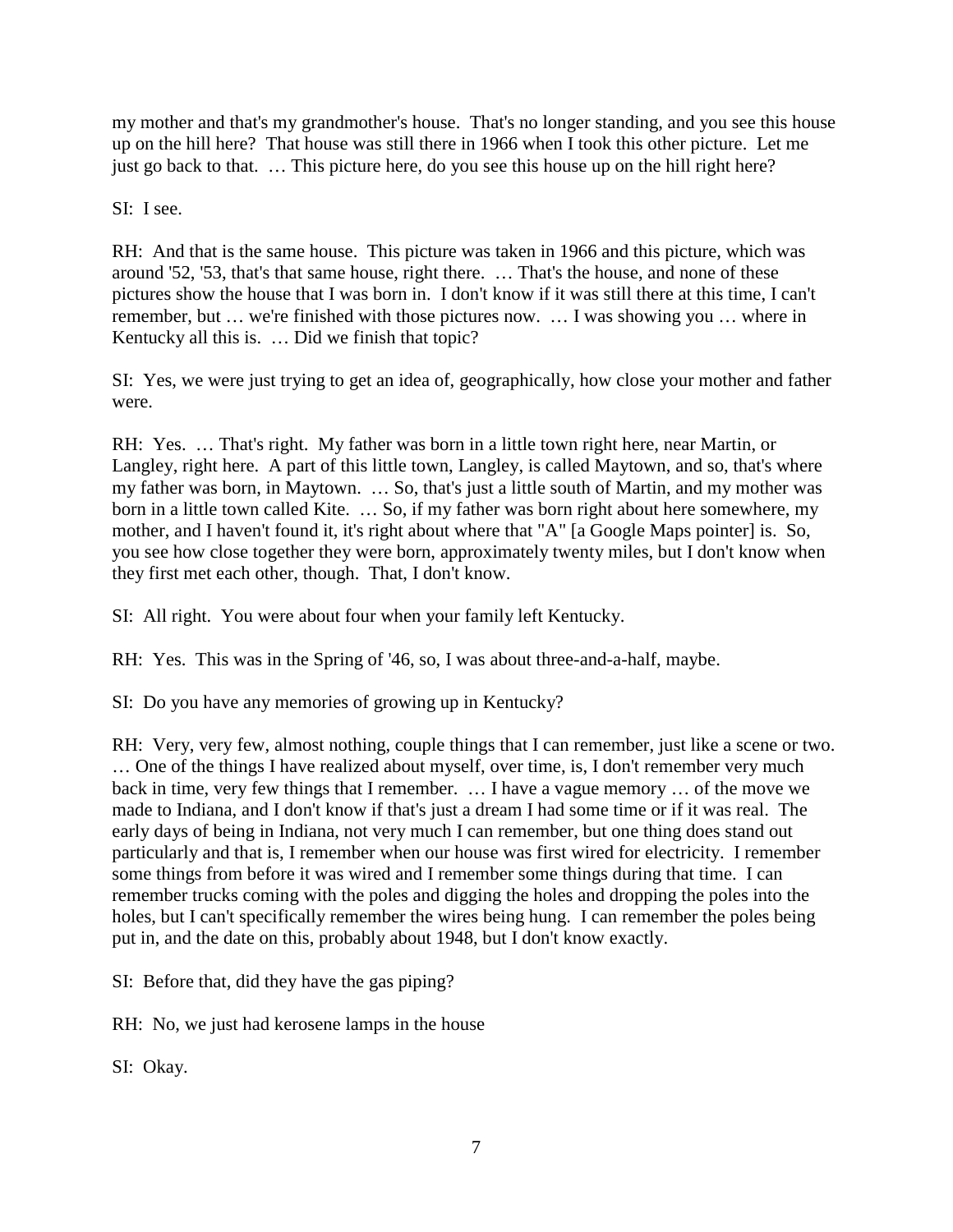my mother and that's my grandmother's house. That's no longer standing, and you see this house up on the hill here? That house was still there in 1966 when I took this other picture. Let me just go back to that. … This picture here, do you see this house up on the hill right here?

SI: I see.

RH: And that is the same house. This picture was taken in 1966 and this picture, which was around '52, '53, that's that same house, right there. … That's the house, and none of these pictures show the house that I was born in. I don't know if it was still there at this time, I can't remember, but … we're finished with those pictures now. … I was showing you … where in Kentucky all this is. … Did we finish that topic?

SI: Yes, we were just trying to get an idea of, geographically, how close your mother and father were.

RH: Yes. … That's right. My father was born in a little town right here, near Martin, or Langley, right here. A part of this little town, Langley, is called Maytown, and so, that's where my father was born, in Maytown. … So, that's just a little south of Martin, and my mother was born in a little town called Kite. … So, if my father was born right about here somewhere, my mother, and I haven't found it, it's right about where that "A" [a Google Maps pointer] is. So, you see how close together they were born, approximately twenty miles, but I don't know when they first met each other, though. That, I don't know.

SI: All right. You were about four when your family left Kentucky.

RH: Yes. This was in the Spring of '46, so, I was about three-and-a-half, maybe.

SI: Do you have any memories of growing up in Kentucky?

RH: Very, very few, almost nothing, couple things that I can remember, just like a scene or two. … One of the things I have realized about myself, over time, is, I don't remember very much back in time, very few things that I remember. … I have a vague memory … of the move we made to Indiana, and I don't know if that's just a dream I had some time or if it was real. The early days of being in Indiana, not very much I can remember, but one thing does stand out particularly and that is, I remember when our house was first wired for electricity. I remember some things from before it was wired and I remember some things during that time. I can remember trucks coming with the poles and digging the holes and dropping the poles into the holes, but I can't specifically remember the wires being hung. I can remember the poles being put in, and the date on this, probably about 1948, but I don't know exactly.

SI: Before that, did they have the gas piping?

RH: No, we just had kerosene lamps in the house

SI: Okay.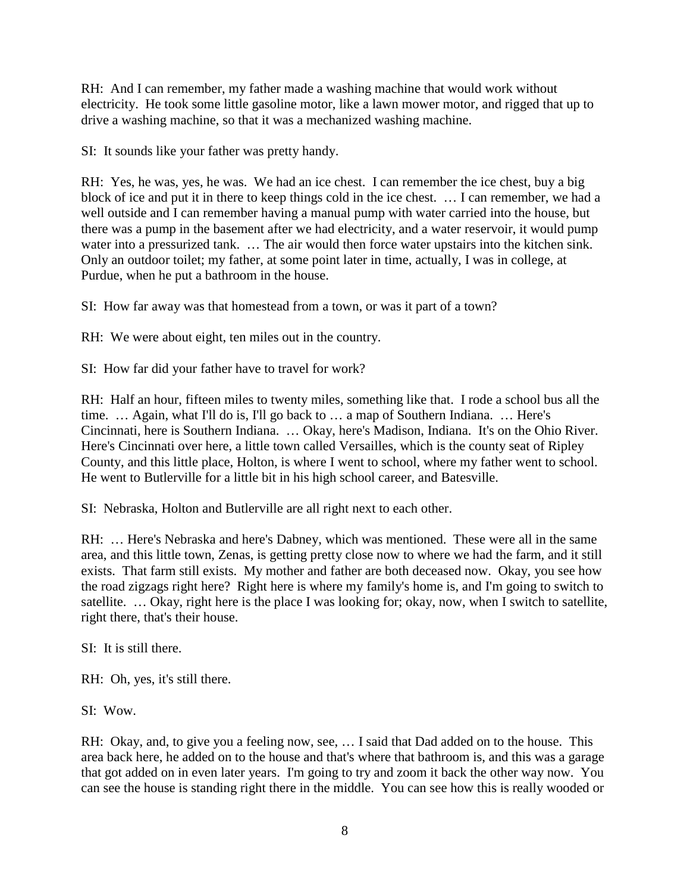RH: And I can remember, my father made a washing machine that would work without electricity. He took some little gasoline motor, like a lawn mower motor, and rigged that up to drive a washing machine, so that it was a mechanized washing machine.

SI: It sounds like your father was pretty handy.

RH: Yes, he was, yes, he was. We had an ice chest. I can remember the ice chest, buy a big block of ice and put it in there to keep things cold in the ice chest. … I can remember, we had a well outside and I can remember having a manual pump with water carried into the house, but there was a pump in the basement after we had electricity, and a water reservoir, it would pump water into a pressurized tank. … The air would then force water upstairs into the kitchen sink. Only an outdoor toilet; my father, at some point later in time, actually, I was in college, at Purdue, when he put a bathroom in the house.

SI: How far away was that homestead from a town, or was it part of a town?

RH: We were about eight, ten miles out in the country.

SI: How far did your father have to travel for work?

RH: Half an hour, fifteen miles to twenty miles, something like that. I rode a school bus all the time. … Again, what I'll do is, I'll go back to … a map of Southern Indiana. … Here's Cincinnati, here is Southern Indiana. … Okay, here's Madison, Indiana. It's on the Ohio River. Here's Cincinnati over here, a little town called Versailles, which is the county seat of Ripley County, and this little place, Holton, is where I went to school, where my father went to school. He went to Butlerville for a little bit in his high school career, and Batesville.

SI: Nebraska, Holton and Butlerville are all right next to each other.

RH: … Here's Nebraska and here's Dabney, which was mentioned. These were all in the same area, and this little town, Zenas, is getting pretty close now to where we had the farm, and it still exists. That farm still exists. My mother and father are both deceased now. Okay, you see how the road zigzags right here? Right here is where my family's home is, and I'm going to switch to satellite. … Okay, right here is the place I was looking for; okay, now, when I switch to satellite, right there, that's their house.

SI: It is still there.

RH: Oh, yes, it's still there.

SI: Wow.

RH: Okay, and, to give you a feeling now, see, … I said that Dad added on to the house. This area back here, he added on to the house and that's where that bathroom is, and this was a garage that got added on in even later years. I'm going to try and zoom it back the other way now. You can see the house is standing right there in the middle. You can see how this is really wooded or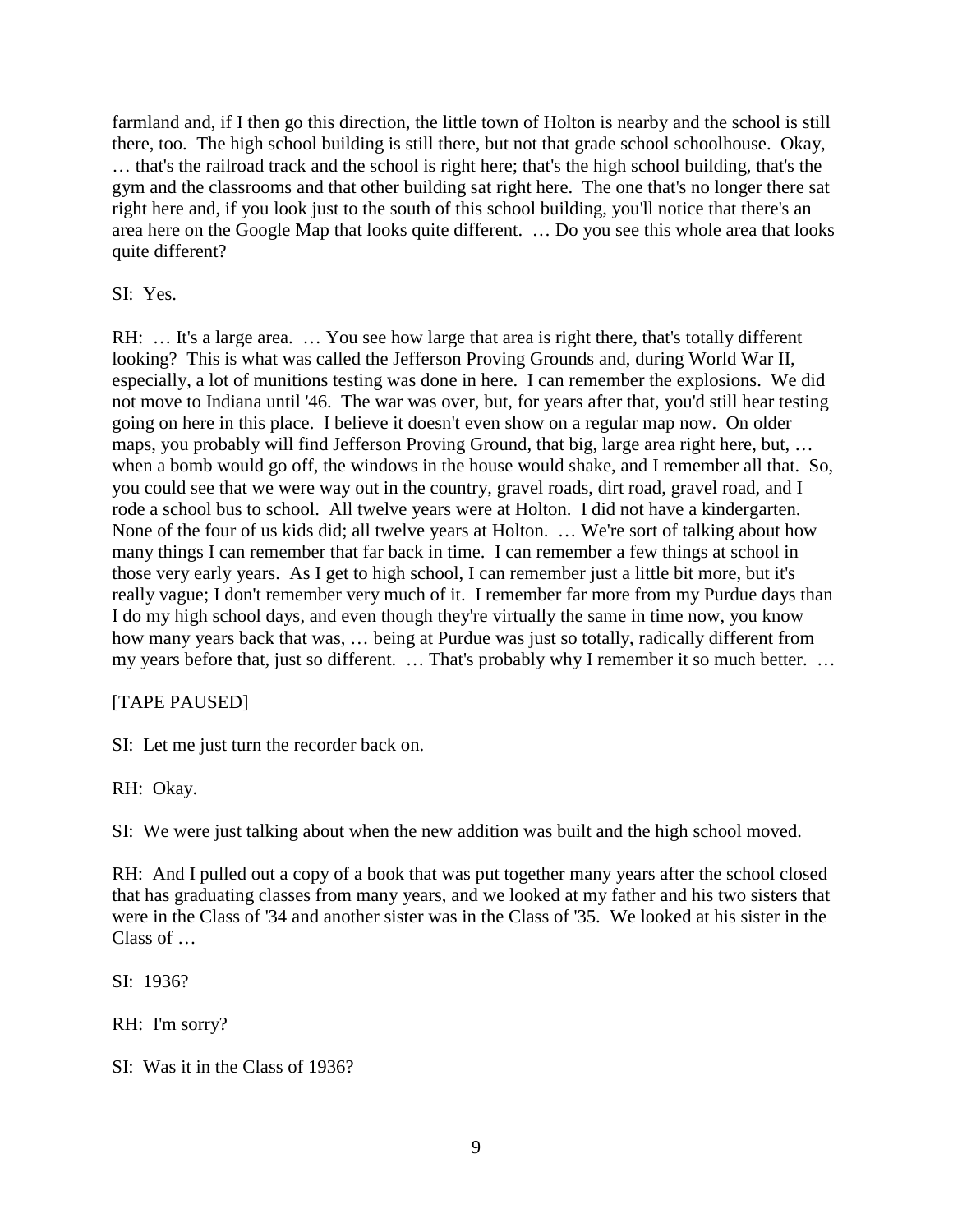farmland and, if I then go this direction, the little town of Holton is nearby and the school is still there, too. The high school building is still there, but not that grade school schoolhouse. Okay, … that's the railroad track and the school is right here; that's the high school building, that's the gym and the classrooms and that other building sat right here. The one that's no longer there sat right here and, if you look just to the south of this school building, you'll notice that there's an area here on the Google Map that looks quite different. … Do you see this whole area that looks quite different?

SI: Yes.

RH: … It's a large area. … You see how large that area is right there, that's totally different looking? This is what was called the Jefferson Proving Grounds and, during World War II, especially, a lot of munitions testing was done in here. I can remember the explosions. We did not move to Indiana until '46. The war was over, but, for years after that, you'd still hear testing going on here in this place. I believe it doesn't even show on a regular map now. On older maps, you probably will find Jefferson Proving Ground, that big, large area right here, but, … when a bomb would go off, the windows in the house would shake, and I remember all that. So, you could see that we were way out in the country, gravel roads, dirt road, gravel road, and I rode a school bus to school. All twelve years were at Holton. I did not have a kindergarten. None of the four of us kids did; all twelve years at Holton. … We're sort of talking about how many things I can remember that far back in time. I can remember a few things at school in those very early years. As I get to high school, I can remember just a little bit more, but it's really vague; I don't remember very much of it. I remember far more from my Purdue days than I do my high school days, and even though they're virtually the same in time now, you know how many years back that was, … being at Purdue was just so totally, radically different from my years before that, just so different. … That's probably why I remember it so much better. …

[TAPE PAUSED]

SI: Let me just turn the recorder back on.

RH: Okay.

SI: We were just talking about when the new addition was built and the high school moved.

RH: And I pulled out a copy of a book that was put together many years after the school closed that has graduating classes from many years, and we looked at my father and his two sisters that were in the Class of '34 and another sister was in the Class of '35. We looked at his sister in the Class of …

SI: 1936?

RH: I'm sorry?

SI: Was it in the Class of 1936?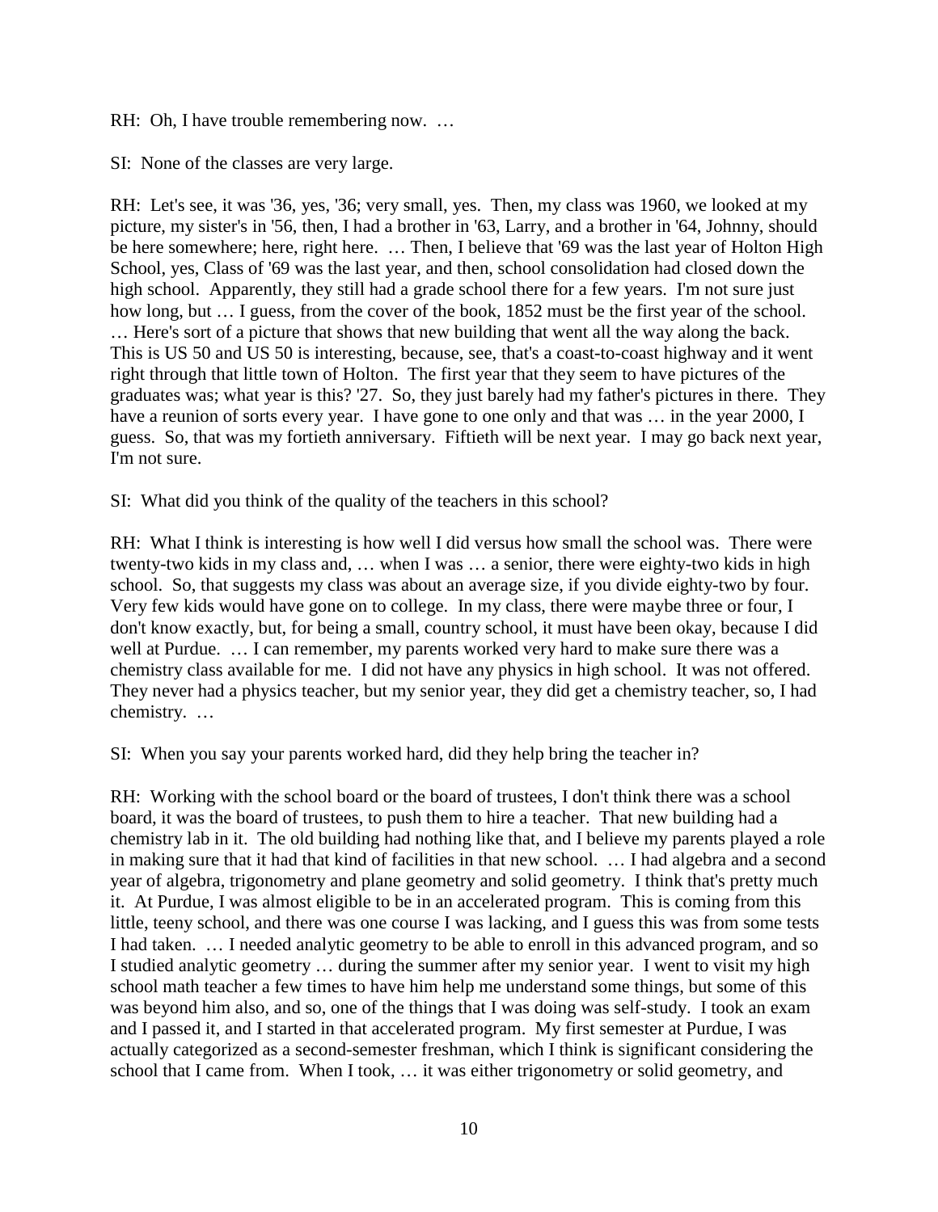RH: Oh, I have trouble remembering now. …

SI: None of the classes are very large.

RH: Let's see, it was '36, yes, '36; very small, yes. Then, my class was 1960, we looked at my picture, my sister's in '56, then, I had a brother in '63, Larry, and a brother in '64, Johnny, should be here somewhere; here, right here. … Then, I believe that '69 was the last year of Holton High School, yes, Class of '69 was the last year, and then, school consolidation had closed down the high school. Apparently, they still had a grade school there for a few years. I'm not sure just how long, but … I guess, from the cover of the book, 1852 must be the first year of the school. … Here's sort of a picture that shows that new building that went all the way along the back. This is US 50 and US 50 is interesting, because, see, that's a coast-to-coast highway and it went right through that little town of Holton. The first year that they seem to have pictures of the graduates was; what year is this? '27. So, they just barely had my father's pictures in there. They have a reunion of sorts every year. I have gone to one only and that was … in the year 2000, I guess. So, that was my fortieth anniversary. Fiftieth will be next year. I may go back next year, I'm not sure.

SI: What did you think of the quality of the teachers in this school?

RH: What I think is interesting is how well I did versus how small the school was. There were twenty-two kids in my class and, … when I was … a senior, there were eighty-two kids in high school. So, that suggests my class was about an average size, if you divide eighty-two by four. Very few kids would have gone on to college. In my class, there were maybe three or four, I don't know exactly, but, for being a small, country school, it must have been okay, because I did well at Purdue. … I can remember, my parents worked very hard to make sure there was a chemistry class available for me. I did not have any physics in high school. It was not offered. They never had a physics teacher, but my senior year, they did get a chemistry teacher, so, I had chemistry. …

SI: When you say your parents worked hard, did they help bring the teacher in?

RH: Working with the school board or the board of trustees, I don't think there was a school board, it was the board of trustees, to push them to hire a teacher. That new building had a chemistry lab in it. The old building had nothing like that, and I believe my parents played a role in making sure that it had that kind of facilities in that new school. … I had algebra and a second year of algebra, trigonometry and plane geometry and solid geometry. I think that's pretty much it. At Purdue, I was almost eligible to be in an accelerated program. This is coming from this little, teeny school, and there was one course I was lacking, and I guess this was from some tests I had taken. … I needed analytic geometry to be able to enroll in this advanced program, and so I studied analytic geometry … during the summer after my senior year. I went to visit my high school math teacher a few times to have him help me understand some things, but some of this was beyond him also, and so, one of the things that I was doing was self-study. I took an exam and I passed it, and I started in that accelerated program. My first semester at Purdue, I was actually categorized as a second-semester freshman, which I think is significant considering the school that I came from. When I took, … it was either trigonometry or solid geometry, and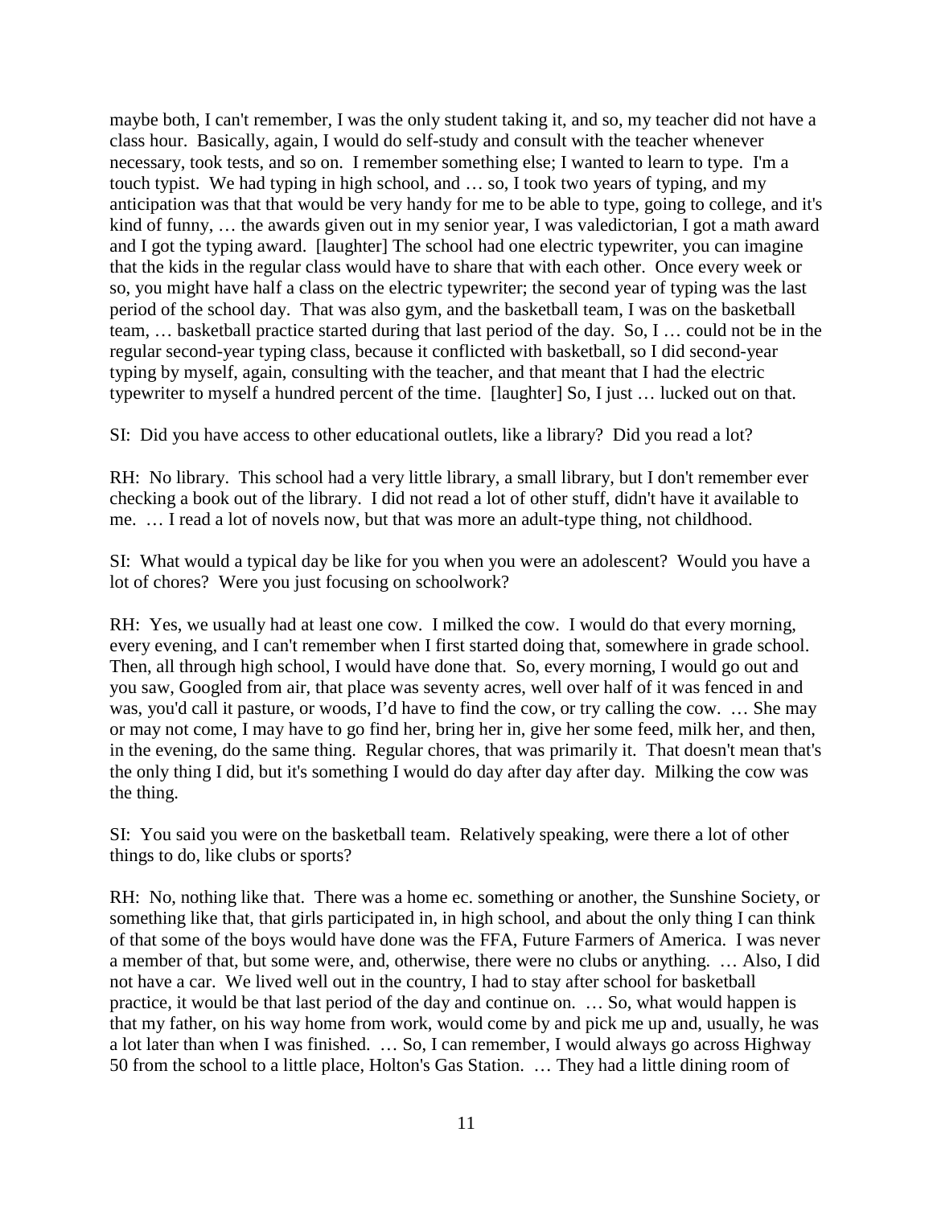maybe both, I can't remember, I was the only student taking it, and so, my teacher did not have a class hour. Basically, again, I would do self-study and consult with the teacher whenever necessary, took tests, and so on. I remember something else; I wanted to learn to type. I'm a touch typist. We had typing in high school, and … so, I took two years of typing, and my anticipation was that that would be very handy for me to be able to type, going to college, and it's kind of funny, … the awards given out in my senior year, I was valedictorian, I got a math award and I got the typing award. [laughter] The school had one electric typewriter, you can imagine that the kids in the regular class would have to share that with each other. Once every week or so, you might have half a class on the electric typewriter; the second year of typing was the last period of the school day. That was also gym, and the basketball team, I was on the basketball team, … basketball practice started during that last period of the day. So, I … could not be in the regular second-year typing class, because it conflicted with basketball, so I did second-year typing by myself, again, consulting with the teacher, and that meant that I had the electric typewriter to myself a hundred percent of the time. [laughter] So, I just … lucked out on that.

SI: Did you have access to other educational outlets, like a library? Did you read a lot?

RH: No library. This school had a very little library, a small library, but I don't remember ever checking a book out of the library. I did not read a lot of other stuff, didn't have it available to me. … I read a lot of novels now, but that was more an adult-type thing, not childhood.

SI: What would a typical day be like for you when you were an adolescent? Would you have a lot of chores? Were you just focusing on schoolwork?

RH: Yes, we usually had at least one cow. I milked the cow. I would do that every morning, every evening, and I can't remember when I first started doing that, somewhere in grade school. Then, all through high school, I would have done that. So, every morning, I would go out and you saw, Googled from air, that place was seventy acres, well over half of it was fenced in and was, you'd call it pasture, or woods, I'd have to find the cow, or try calling the cow. … She may or may not come, I may have to go find her, bring her in, give her some feed, milk her, and then, in the evening, do the same thing. Regular chores, that was primarily it. That doesn't mean that's the only thing I did, but it's something I would do day after day after day. Milking the cow was the thing.

SI: You said you were on the basketball team. Relatively speaking, were there a lot of other things to do, like clubs or sports?

RH: No, nothing like that. There was a home ec. something or another, the Sunshine Society, or something like that, that girls participated in, in high school, and about the only thing I can think of that some of the boys would have done was the FFA, Future Farmers of America. I was never a member of that, but some were, and, otherwise, there were no clubs or anything. … Also, I did not have a car. We lived well out in the country, I had to stay after school for basketball practice, it would be that last period of the day and continue on. … So, what would happen is that my father, on his way home from work, would come by and pick me up and, usually, he was a lot later than when I was finished. … So, I can remember, I would always go across Highway 50 from the school to a little place, Holton's Gas Station. … They had a little dining room of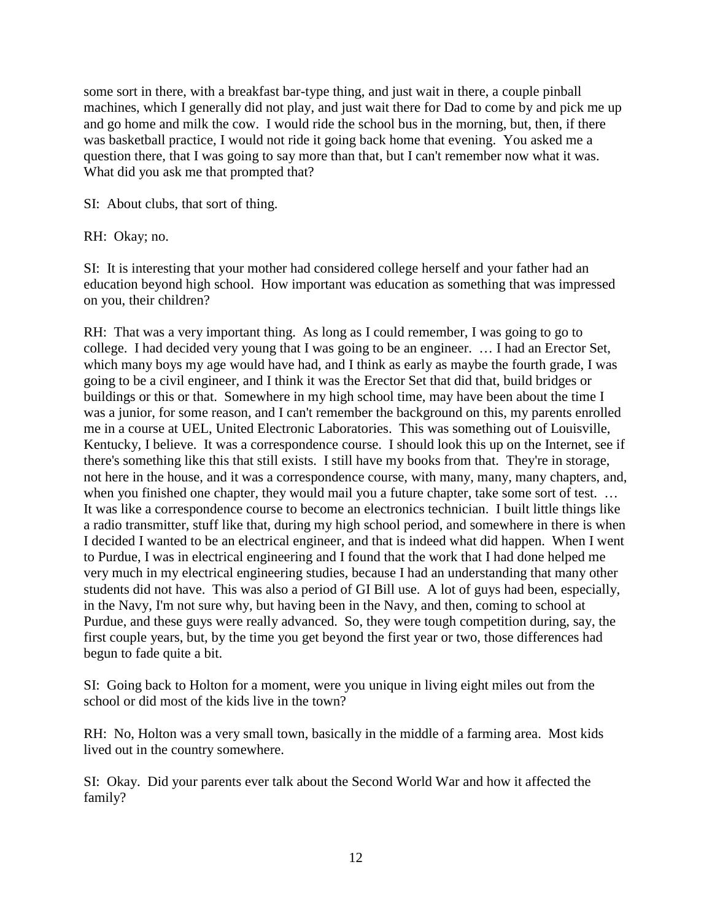some sort in there, with a breakfast bar-type thing, and just wait in there, a couple pinball machines, which I generally did not play, and just wait there for Dad to come by and pick me up and go home and milk the cow. I would ride the school bus in the morning, but, then, if there was basketball practice, I would not ride it going back home that evening. You asked me a question there, that I was going to say more than that, but I can't remember now what it was. What did you ask me that prompted that?

SI: About clubs, that sort of thing.

RH: Okay; no.

SI: It is interesting that your mother had considered college herself and your father had an education beyond high school. How important was education as something that was impressed on you, their children?

RH: That was a very important thing. As long as I could remember, I was going to go to college. I had decided very young that I was going to be an engineer. … I had an Erector Set, which many boys my age would have had, and I think as early as maybe the fourth grade, I was going to be a civil engineer, and I think it was the Erector Set that did that, build bridges or buildings or this or that. Somewhere in my high school time, may have been about the time I was a junior, for some reason, and I can't remember the background on this, my parents enrolled me in a course at UEL, United Electronic Laboratories. This was something out of Louisville, Kentucky, I believe. It was a correspondence course. I should look this up on the Internet, see if there's something like this that still exists. I still have my books from that. They're in storage, not here in the house, and it was a correspondence course, with many, many, many chapters, and, when you finished one chapter, they would mail you a future chapter, take some sort of test. … It was like a correspondence course to become an electronics technician. I built little things like a radio transmitter, stuff like that, during my high school period, and somewhere in there is when I decided I wanted to be an electrical engineer, and that is indeed what did happen. When I went to Purdue, I was in electrical engineering and I found that the work that I had done helped me very much in my electrical engineering studies, because I had an understanding that many other students did not have. This was also a period of GI Bill use. A lot of guys had been, especially, in the Navy, I'm not sure why, but having been in the Navy, and then, coming to school at Purdue, and these guys were really advanced. So, they were tough competition during, say, the first couple years, but, by the time you get beyond the first year or two, those differences had begun to fade quite a bit.

SI: Going back to Holton for a moment, were you unique in living eight miles out from the school or did most of the kids live in the town?

RH: No, Holton was a very small town, basically in the middle of a farming area. Most kids lived out in the country somewhere.

SI: Okay. Did your parents ever talk about the Second World War and how it affected the family?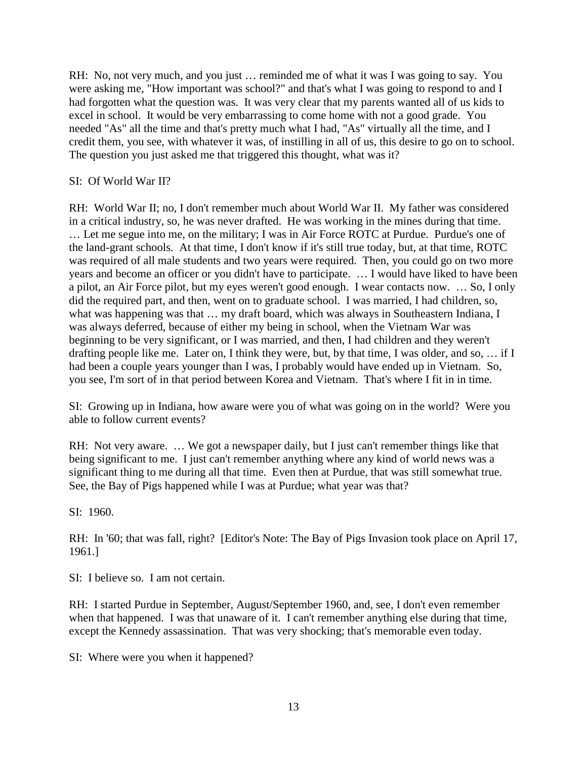RH: No, not very much, and you just … reminded me of what it was I was going to say. You were asking me, "How important was school?" and that's what I was going to respond to and I had forgotten what the question was. It was very clear that my parents wanted all of us kids to excel in school. It would be very embarrassing to come home with not a good grade. You needed "As" all the time and that's pretty much what I had, "As" virtually all the time, and I credit them, you see, with whatever it was, of instilling in all of us, this desire to go on to school. The question you just asked me that triggered this thought, what was it?

SI: Of World War II?

RH: World War II; no, I don't remember much about World War II. My father was considered in a critical industry, so, he was never drafted. He was working in the mines during that time. … Let me segue into me, on the military; I was in Air Force ROTC at Purdue. Purdue's one of the land-grant schools. At that time, I don't know if it's still true today, but, at that time, ROTC was required of all male students and two years were required. Then, you could go on two more years and become an officer or you didn't have to participate. … I would have liked to have been a pilot, an Air Force pilot, but my eyes weren't good enough. I wear contacts now. … So, I only did the required part, and then, went on to graduate school. I was married, I had children, so, what was happening was that … my draft board, which was always in Southeastern Indiana, I was always deferred, because of either my being in school, when the Vietnam War was beginning to be very significant, or I was married, and then, I had children and they weren't drafting people like me. Later on, I think they were, but, by that time, I was older, and so, … if I had been a couple years younger than I was, I probably would have ended up in Vietnam. So, you see, I'm sort of in that period between Korea and Vietnam. That's where I fit in in time.

SI: Growing up in Indiana, how aware were you of what was going on in the world? Were you able to follow current events?

RH: Not very aware. … We got a newspaper daily, but I just can't remember things like that being significant to me. I just can't remember anything where any kind of world news was a significant thing to me during all that time. Even then at Purdue, that was still somewhat true. See, the Bay of Pigs happened while I was at Purdue; what year was that?

SI: 1960.

RH: In '60; that was fall, right? [Editor's Note: The Bay of Pigs Invasion took place on April 17, 1961.]

SI: I believe so. I am not certain.

RH: I started Purdue in September, August/September 1960, and, see, I don't even remember when that happened. I was that unaware of it. I can't remember anything else during that time, except the Kennedy assassination. That was very shocking; that's memorable even today.

SI: Where were you when it happened?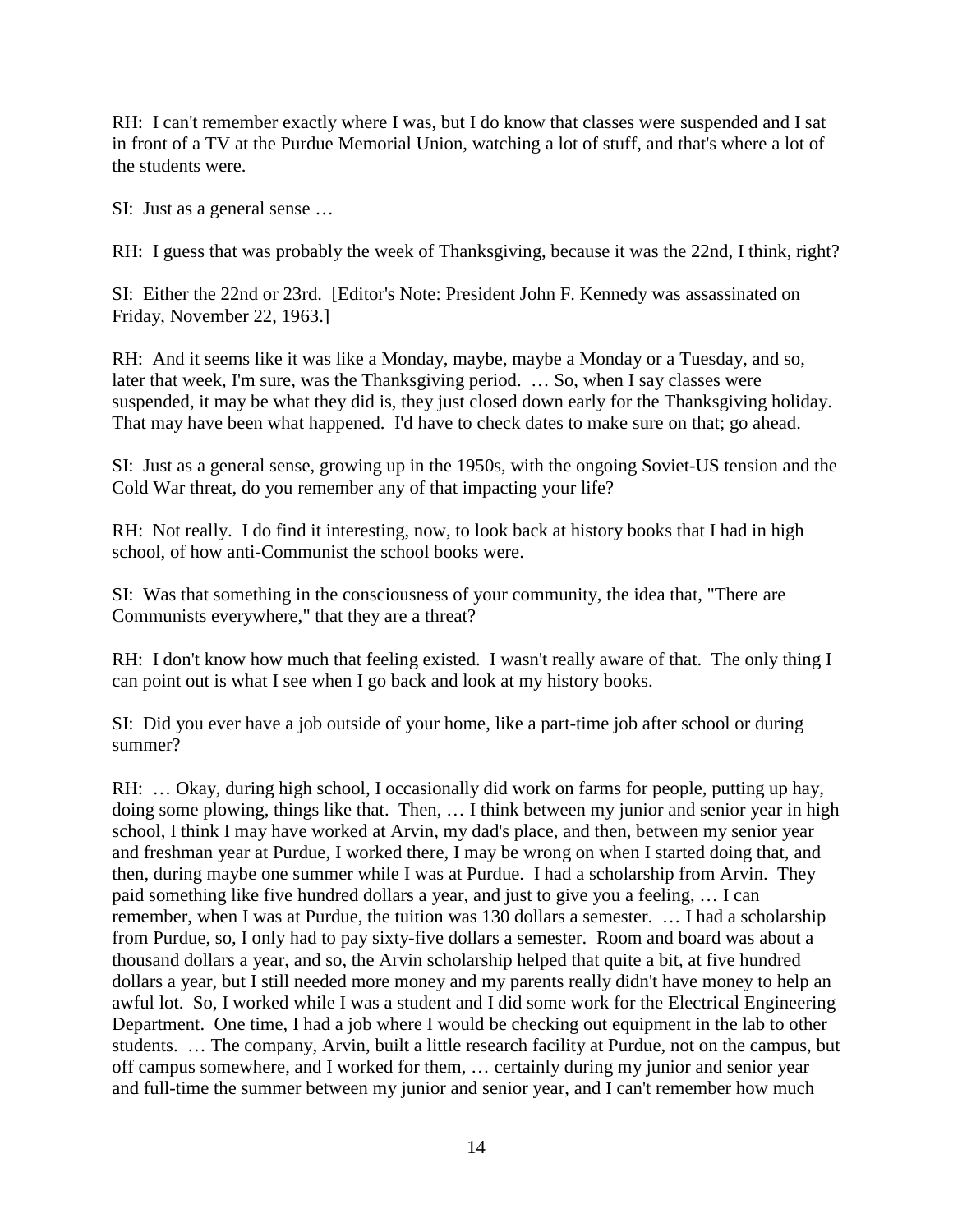RH: I can't remember exactly where I was, but I do know that classes were suspended and I sat in front of a TV at the Purdue Memorial Union, watching a lot of stuff, and that's where a lot of the students were.

SI: Just as a general sense …

RH: I guess that was probably the week of Thanksgiving, because it was the 22nd, I think, right?

SI: Either the 22nd or 23rd. [Editor's Note: President John F. Kennedy was assassinated on Friday, November 22, 1963.]

RH: And it seems like it was like a Monday, maybe, maybe a Monday or a Tuesday, and so, later that week, I'm sure, was the Thanksgiving period. … So, when I say classes were suspended, it may be what they did is, they just closed down early for the Thanksgiving holiday. That may have been what happened. I'd have to check dates to make sure on that; go ahead.

SI: Just as a general sense, growing up in the 1950s, with the ongoing Soviet-US tension and the Cold War threat, do you remember any of that impacting your life?

RH: Not really. I do find it interesting, now, to look back at history books that I had in high school, of how anti-Communist the school books were.

SI: Was that something in the consciousness of your community, the idea that, "There are Communists everywhere," that they are a threat?

RH: I don't know how much that feeling existed. I wasn't really aware of that. The only thing I can point out is what I see when I go back and look at my history books.

SI: Did you ever have a job outside of your home, like a part-time job after school or during summer?

RH: … Okay, during high school, I occasionally did work on farms for people, putting up hay, doing some plowing, things like that. Then, … I think between my junior and senior year in high school, I think I may have worked at Arvin, my dad's place, and then, between my senior year and freshman year at Purdue, I worked there, I may be wrong on when I started doing that, and then, during maybe one summer while I was at Purdue. I had a scholarship from Arvin. They paid something like five hundred dollars a year, and just to give you a feeling, … I can remember, when I was at Purdue, the tuition was 130 dollars a semester. … I had a scholarship from Purdue, so, I only had to pay sixty-five dollars a semester. Room and board was about a thousand dollars a year, and so, the Arvin scholarship helped that quite a bit, at five hundred dollars a year, but I still needed more money and my parents really didn't have money to help an awful lot. So, I worked while I was a student and I did some work for the Electrical Engineering Department. One time, I had a job where I would be checking out equipment in the lab to other students. … The company, Arvin, built a little research facility at Purdue, not on the campus, but off campus somewhere, and I worked for them, … certainly during my junior and senior year and full-time the summer between my junior and senior year, and I can't remember how much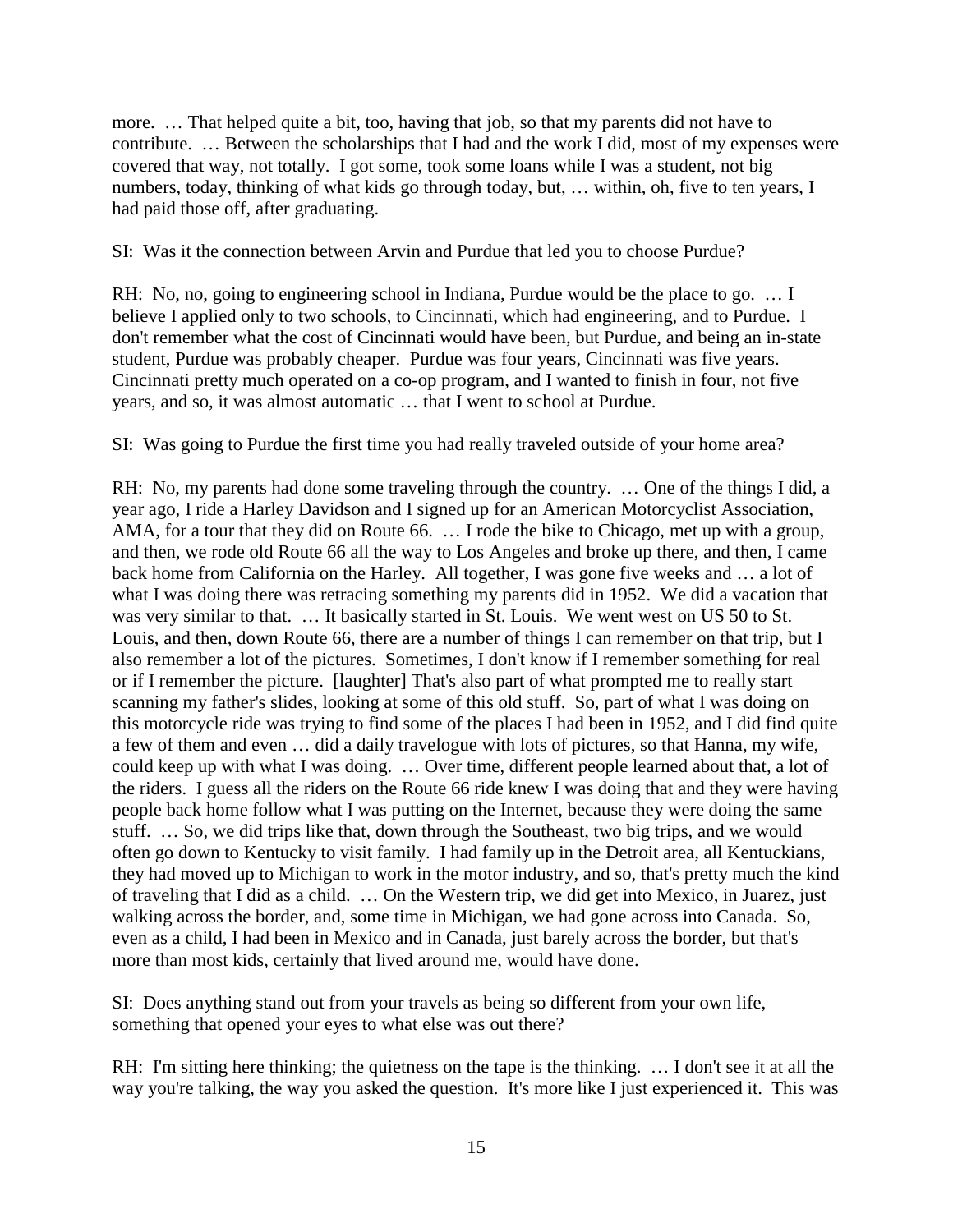more. … That helped quite a bit, too, having that job, so that my parents did not have to contribute. … Between the scholarships that I had and the work I did, most of my expenses were covered that way, not totally. I got some, took some loans while I was a student, not big numbers, today, thinking of what kids go through today, but, … within, oh, five to ten years, I had paid those off, after graduating.

SI: Was it the connection between Arvin and Purdue that led you to choose Purdue?

RH: No, no, going to engineering school in Indiana, Purdue would be the place to go. … I believe I applied only to two schools, to Cincinnati, which had engineering, and to Purdue. I don't remember what the cost of Cincinnati would have been, but Purdue, and being an in-state student, Purdue was probably cheaper. Purdue was four years, Cincinnati was five years. Cincinnati pretty much operated on a co-op program, and I wanted to finish in four, not five years, and so, it was almost automatic … that I went to school at Purdue.

SI: Was going to Purdue the first time you had really traveled outside of your home area?

RH: No, my parents had done some traveling through the country. … One of the things I did, a year ago, I ride a Harley Davidson and I signed up for an American Motorcyclist Association, AMA, for a tour that they did on Route 66. … I rode the bike to Chicago, met up with a group, and then, we rode old Route 66 all the way to Los Angeles and broke up there, and then, I came back home from California on the Harley. All together, I was gone five weeks and … a lot of what I was doing there was retracing something my parents did in 1952. We did a vacation that was very similar to that. … It basically started in St. Louis. We went west on US 50 to St. Louis, and then, down Route 66, there are a number of things I can remember on that trip, but I also remember a lot of the pictures. Sometimes, I don't know if I remember something for real or if I remember the picture. [laughter] That's also part of what prompted me to really start scanning my father's slides, looking at some of this old stuff. So, part of what I was doing on this motorcycle ride was trying to find some of the places I had been in 1952, and I did find quite a few of them and even … did a daily travelogue with lots of pictures, so that Hanna, my wife, could keep up with what I was doing. … Over time, different people learned about that, a lot of the riders. I guess all the riders on the Route 66 ride knew I was doing that and they were having people back home follow what I was putting on the Internet, because they were doing the same stuff. … So, we did trips like that, down through the Southeast, two big trips, and we would often go down to Kentucky to visit family. I had family up in the Detroit area, all Kentuckians, they had moved up to Michigan to work in the motor industry, and so, that's pretty much the kind of traveling that I did as a child. … On the Western trip, we did get into Mexico, in Juarez, just walking across the border, and, some time in Michigan, we had gone across into Canada. So, even as a child, I had been in Mexico and in Canada, just barely across the border, but that's more than most kids, certainly that lived around me, would have done.

SI: Does anything stand out from your travels as being so different from your own life, something that opened your eyes to what else was out there?

RH: I'm sitting here thinking; the quietness on the tape is the thinking. … I don't see it at all the way you're talking, the way you asked the question. It's more like I just experienced it. This was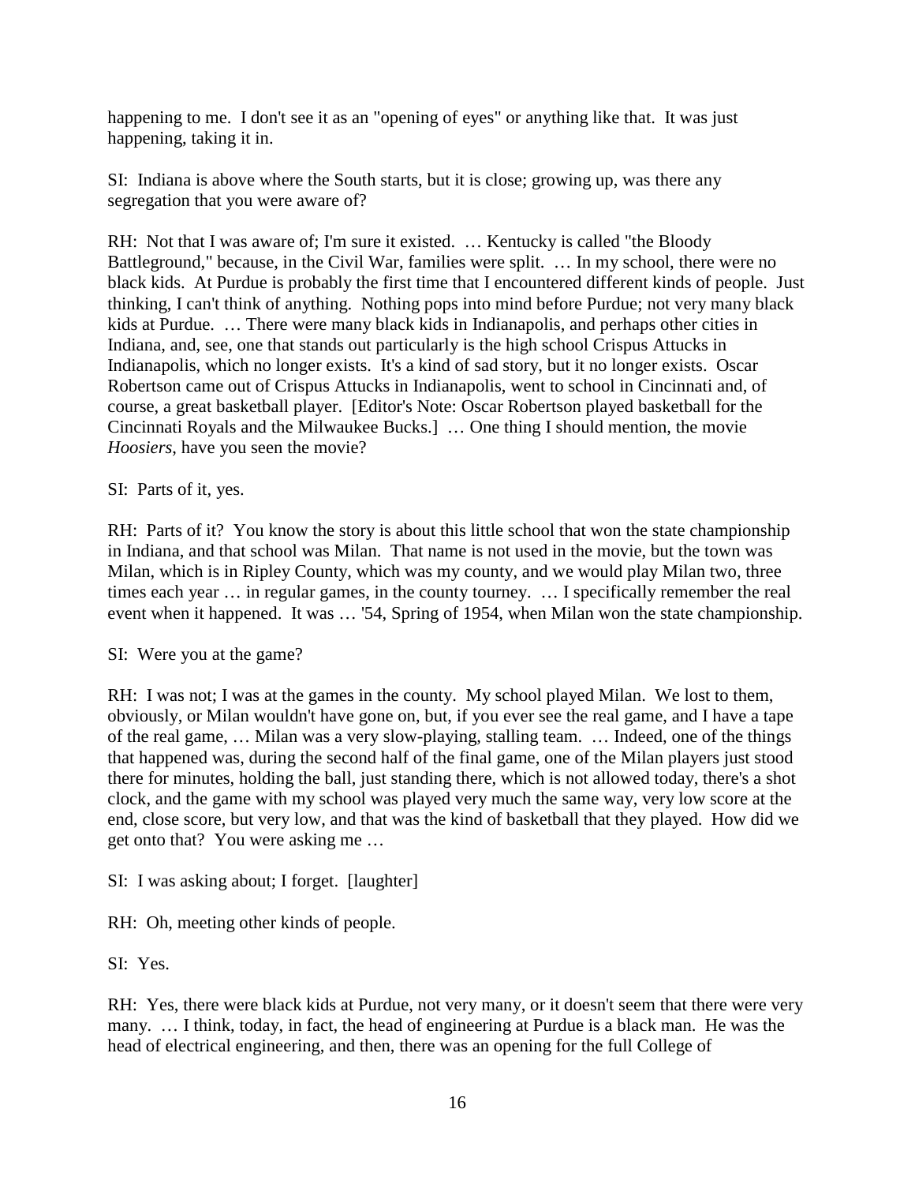happening to me. I don't see it as an "opening of eyes" or anything like that. It was just happening, taking it in.

SI: Indiana is above where the South starts, but it is close; growing up, was there any segregation that you were aware of?

RH: Not that I was aware of; I'm sure it existed. … Kentucky is called "the Bloody Battleground," because, in the Civil War, families were split. … In my school, there were no black kids. At Purdue is probably the first time that I encountered different kinds of people. Just thinking, I can't think of anything. Nothing pops into mind before Purdue; not very many black kids at Purdue. … There were many black kids in Indianapolis, and perhaps other cities in Indiana, and, see, one that stands out particularly is the high school Crispus Attucks in Indianapolis, which no longer exists. It's a kind of sad story, but it no longer exists. Oscar Robertson came out of Crispus Attucks in Indianapolis, went to school in Cincinnati and, of course, a great basketball player. [Editor's Note: Oscar Robertson played basketball for the Cincinnati Royals and the Milwaukee Bucks.] … One thing I should mention, the movie *Hoosiers*, have you seen the movie?

SI: Parts of it, yes.

RH: Parts of it? You know the story is about this little school that won the state championship in Indiana, and that school was Milan. That name is not used in the movie, but the town was Milan, which is in Ripley County, which was my county, and we would play Milan two, three times each year … in regular games, in the county tourney. … I specifically remember the real event when it happened. It was … '54, Spring of 1954, when Milan won the state championship.

SI: Were you at the game?

RH: I was not; I was at the games in the county. My school played Milan. We lost to them, obviously, or Milan wouldn't have gone on, but, if you ever see the real game, and I have a tape of the real game, … Milan was a very slow-playing, stalling team. … Indeed, one of the things that happened was, during the second half of the final game, one of the Milan players just stood there for minutes, holding the ball, just standing there, which is not allowed today, there's a shot clock, and the game with my school was played very much the same way, very low score at the end, close score, but very low, and that was the kind of basketball that they played. How did we get onto that? You were asking me …

SI: I was asking about; I forget. [laughter]

RH: Oh, meeting other kinds of people.

SI: Yes.

RH: Yes, there were black kids at Purdue, not very many, or it doesn't seem that there were very many. … I think, today, in fact, the head of engineering at Purdue is a black man. He was the head of electrical engineering, and then, there was an opening for the full College of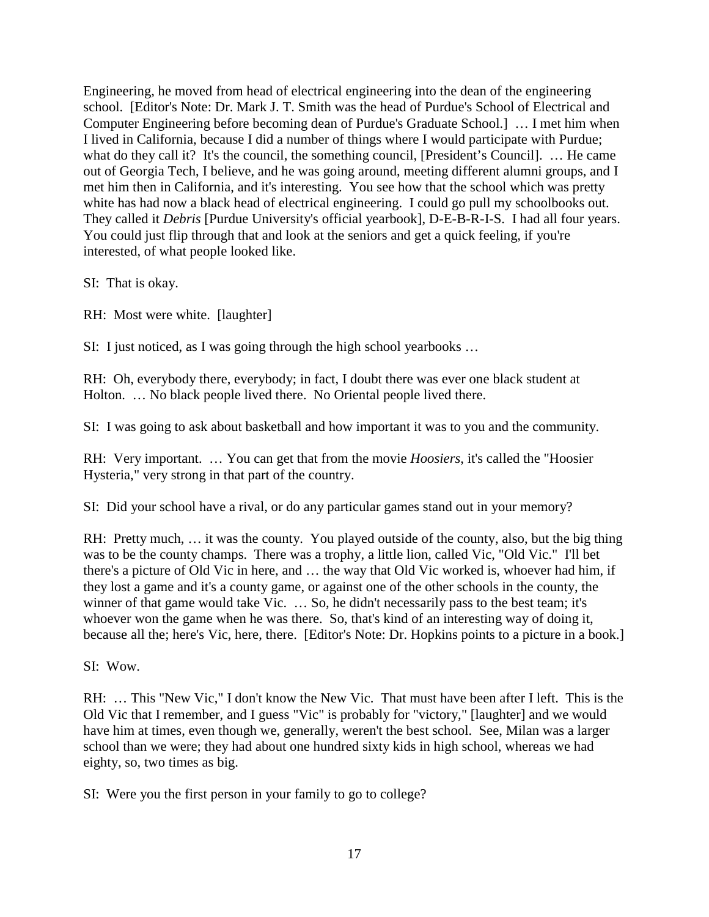Engineering, he moved from head of electrical engineering into the dean of the engineering school. [Editor's Note: Dr. Mark J. T. Smith was the head of Purdue's School of Electrical and Computer Engineering before becoming dean of Purdue's Graduate School.] … I met him when I lived in California, because I did a number of things where I would participate with Purdue; what do they call it? It's the council, the something council, [President's Council]. … He came out of Georgia Tech, I believe, and he was going around, meeting different alumni groups, and I met him then in California, and it's interesting. You see how that the school which was pretty white has had now a black head of electrical engineering. I could go pull my schoolbooks out. They called it *Debris* [Purdue University's official yearbook], D-E-B-R-I-S. I had all four years. You could just flip through that and look at the seniors and get a quick feeling, if you're interested, of what people looked like.

SI: That is okay.

RH: Most were white. [laughter]

SI: I just noticed, as I was going through the high school yearbooks …

RH: Oh, everybody there, everybody; in fact, I doubt there was ever one black student at Holton. … No black people lived there. No Oriental people lived there.

SI: I was going to ask about basketball and how important it was to you and the community.

RH: Very important. … You can get that from the movie *Hoosiers*, it's called the "Hoosier Hysteria," very strong in that part of the country.

SI: Did your school have a rival, or do any particular games stand out in your memory?

RH: Pretty much, … it was the county. You played outside of the county, also, but the big thing was to be the county champs. There was a trophy, a little lion, called Vic, "Old Vic." I'll bet there's a picture of Old Vic in here, and … the way that Old Vic worked is, whoever had him, if they lost a game and it's a county game, or against one of the other schools in the county, the winner of that game would take Vic. … So, he didn't necessarily pass to the best team; it's whoever won the game when he was there. So, that's kind of an interesting way of doing it, because all the; here's Vic, here, there. [Editor's Note: Dr. Hopkins points to a picture in a book.]

SI: Wow.

RH: … This "New Vic," I don't know the New Vic. That must have been after I left. This is the Old Vic that I remember, and I guess "Vic" is probably for "victory," [laughter] and we would have him at times, even though we, generally, weren't the best school. See, Milan was a larger school than we were; they had about one hundred sixty kids in high school, whereas we had eighty, so, two times as big.

SI: Were you the first person in your family to go to college?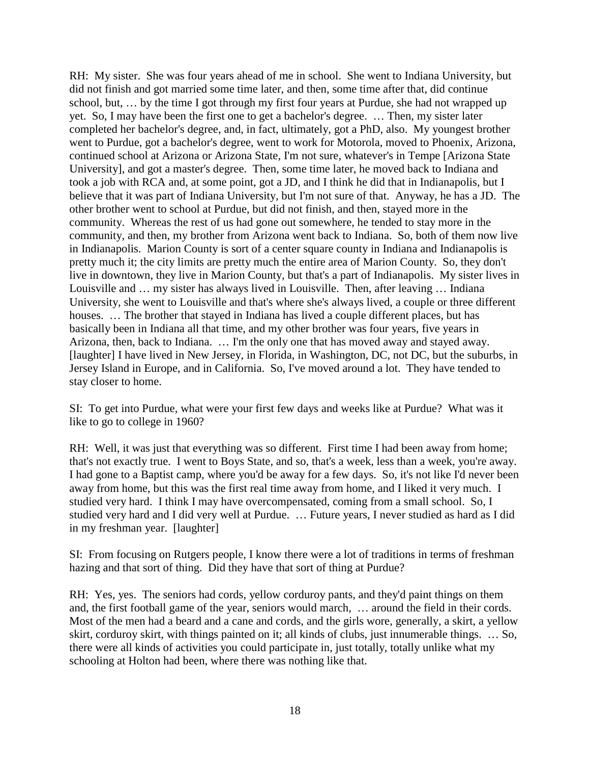RH: My sister. She was four years ahead of me in school. She went to Indiana University, but did not finish and got married some time later, and then, some time after that, did continue school, but, … by the time I got through my first four years at Purdue, she had not wrapped up yet. So, I may have been the first one to get a bachelor's degree. … Then, my sister later completed her bachelor's degree, and, in fact, ultimately, got a PhD, also. My youngest brother went to Purdue, got a bachelor's degree, went to work for Motorola, moved to Phoenix, Arizona, continued school at Arizona or Arizona State, I'm not sure, whatever's in Tempe [Arizona State University], and got a master's degree. Then, some time later, he moved back to Indiana and took a job with RCA and, at some point, got a JD, and I think he did that in Indianapolis, but I believe that it was part of Indiana University, but I'm not sure of that. Anyway, he has a JD. The other brother went to school at Purdue, but did not finish, and then, stayed more in the community. Whereas the rest of us had gone out somewhere, he tended to stay more in the community, and then, my brother from Arizona went back to Indiana. So, both of them now live in Indianapolis. Marion County is sort of a center square county in Indiana and Indianapolis is pretty much it; the city limits are pretty much the entire area of Marion County. So, they don't live in downtown, they live in Marion County, but that's a part of Indianapolis. My sister lives in Louisville and … my sister has always lived in Louisville. Then, after leaving … Indiana University, she went to Louisville and that's where she's always lived, a couple or three different houses. … The brother that stayed in Indiana has lived a couple different places, but has basically been in Indiana all that time, and my other brother was four years, five years in Arizona, then, back to Indiana. … I'm the only one that has moved away and stayed away. [laughter] I have lived in New Jersey, in Florida, in Washington, DC, not DC, but the suburbs, in Jersey Island in Europe, and in California. So, I've moved around a lot. They have tended to stay closer to home.

SI: To get into Purdue, what were your first few days and weeks like at Purdue? What was it like to go to college in 1960?

RH: Well, it was just that everything was so different. First time I had been away from home; that's not exactly true. I went to Boys State, and so, that's a week, less than a week, you're away. I had gone to a Baptist camp, where you'd be away for a few days. So, it's not like I'd never been away from home, but this was the first real time away from home, and I liked it very much. I studied very hard. I think I may have overcompensated, coming from a small school. So, I studied very hard and I did very well at Purdue. … Future years, I never studied as hard as I did in my freshman year. [laughter]

SI: From focusing on Rutgers people, I know there were a lot of traditions in terms of freshman hazing and that sort of thing. Did they have that sort of thing at Purdue?

RH: Yes, yes. The seniors had cords, yellow corduroy pants, and they'd paint things on them and, the first football game of the year, seniors would march, … around the field in their cords. Most of the men had a beard and a cane and cords, and the girls wore, generally, a skirt, a yellow skirt, corduroy skirt, with things painted on it; all kinds of clubs, just innumerable things. … So, there were all kinds of activities you could participate in, just totally, totally unlike what my schooling at Holton had been, where there was nothing like that.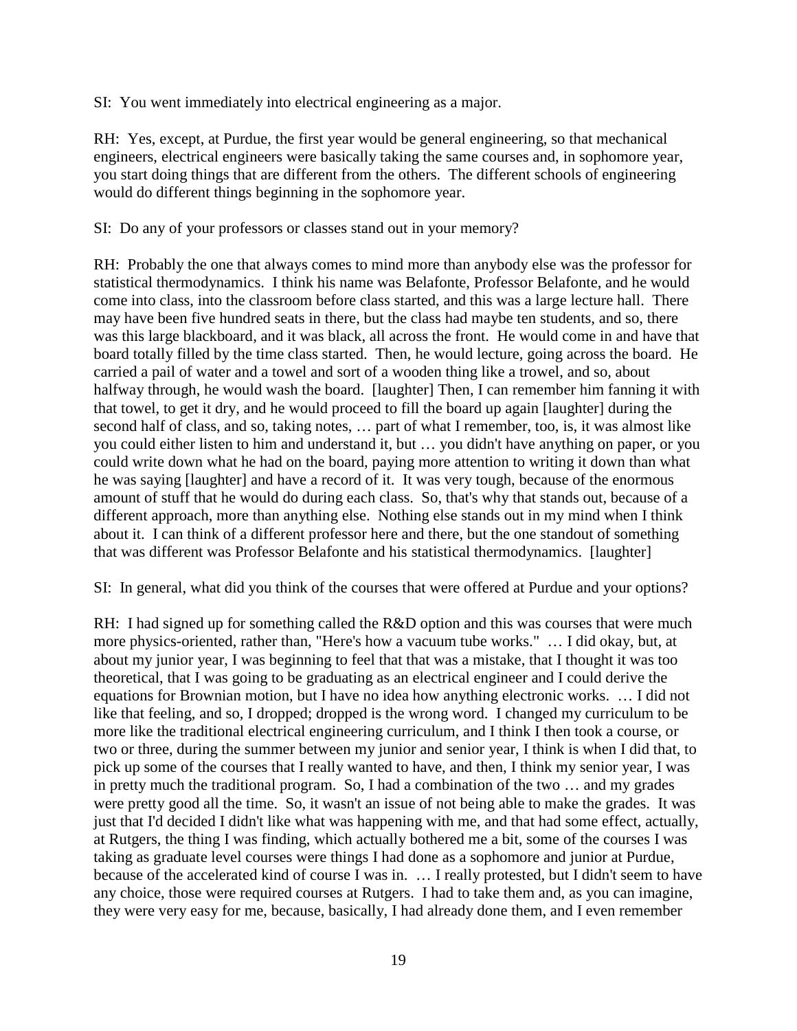SI: You went immediately into electrical engineering as a major.

RH: Yes, except, at Purdue, the first year would be general engineering, so that mechanical engineers, electrical engineers were basically taking the same courses and, in sophomore year, you start doing things that are different from the others. The different schools of engineering would do different things beginning in the sophomore year.

SI: Do any of your professors or classes stand out in your memory?

RH: Probably the one that always comes to mind more than anybody else was the professor for statistical thermodynamics. I think his name was Belafonte, Professor Belafonte, and he would come into class, into the classroom before class started, and this was a large lecture hall. There may have been five hundred seats in there, but the class had maybe ten students, and so, there was this large blackboard, and it was black, all across the front. He would come in and have that board totally filled by the time class started. Then, he would lecture, going across the board. He carried a pail of water and a towel and sort of a wooden thing like a trowel, and so, about halfway through, he would wash the board. [laughter] Then, I can remember him fanning it with that towel, to get it dry, and he would proceed to fill the board up again [laughter] during the second half of class, and so, taking notes, … part of what I remember, too, is, it was almost like you could either listen to him and understand it, but … you didn't have anything on paper, or you could write down what he had on the board, paying more attention to writing it down than what he was saying [laughter] and have a record of it. It was very tough, because of the enormous amount of stuff that he would do during each class. So, that's why that stands out, because of a different approach, more than anything else. Nothing else stands out in my mind when I think about it. I can think of a different professor here and there, but the one standout of something that was different was Professor Belafonte and his statistical thermodynamics. [laughter]

SI: In general, what did you think of the courses that were offered at Purdue and your options?

RH: I had signed up for something called the R&D option and this was courses that were much more physics-oriented, rather than, "Here's how a vacuum tube works." … I did okay, but, at about my junior year, I was beginning to feel that that was a mistake, that I thought it was too theoretical, that I was going to be graduating as an electrical engineer and I could derive the equations for Brownian motion, but I have no idea how anything electronic works. … I did not like that feeling, and so, I dropped; dropped is the wrong word. I changed my curriculum to be more like the traditional electrical engineering curriculum, and I think I then took a course, or two or three, during the summer between my junior and senior year, I think is when I did that, to pick up some of the courses that I really wanted to have, and then, I think my senior year, I was in pretty much the traditional program. So, I had a combination of the two … and my grades were pretty good all the time. So, it wasn't an issue of not being able to make the grades. It was just that I'd decided I didn't like what was happening with me, and that had some effect, actually, at Rutgers, the thing I was finding, which actually bothered me a bit, some of the courses I was taking as graduate level courses were things I had done as a sophomore and junior at Purdue, because of the accelerated kind of course I was in. … I really protested, but I didn't seem to have any choice, those were required courses at Rutgers. I had to take them and, as you can imagine, they were very easy for me, because, basically, I had already done them, and I even remember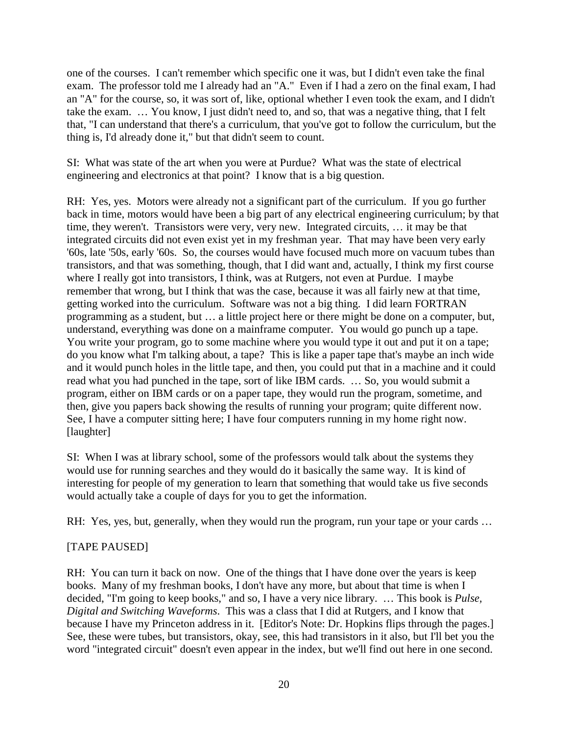one of the courses. I can't remember which specific one it was, but I didn't even take the final exam. The professor told me I already had an "A." Even if I had a zero on the final exam, I had an "A" for the course, so, it was sort of, like, optional whether I even took the exam, and I didn't take the exam. … You know, I just didn't need to, and so, that was a negative thing, that I felt that, "I can understand that there's a curriculum, that you've got to follow the curriculum, but the thing is, I'd already done it," but that didn't seem to count.

SI: What was state of the art when you were at Purdue? What was the state of electrical engineering and electronics at that point? I know that is a big question.

RH: Yes, yes. Motors were already not a significant part of the curriculum. If you go further back in time, motors would have been a big part of any electrical engineering curriculum; by that time, they weren't. Transistors were very, very new. Integrated circuits, … it may be that integrated circuits did not even exist yet in my freshman year. That may have been very early '60s, late '50s, early '60s. So, the courses would have focused much more on vacuum tubes than transistors, and that was something, though, that I did want and, actually, I think my first course where I really got into transistors, I think, was at Rutgers, not even at Purdue. I maybe remember that wrong, but I think that was the case, because it was all fairly new at that time, getting worked into the curriculum. Software was not a big thing. I did learn FORTRAN programming as a student, but … a little project here or there might be done on a computer, but, understand, everything was done on a mainframe computer. You would go punch up a tape. You write your program, go to some machine where you would type it out and put it on a tape; do you know what I'm talking about, a tape? This is like a paper tape that's maybe an inch wide and it would punch holes in the little tape, and then, you could put that in a machine and it could read what you had punched in the tape, sort of like IBM cards. … So, you would submit a program, either on IBM cards or on a paper tape, they would run the program, sometime, and then, give you papers back showing the results of running your program; quite different now. See, I have a computer sitting here; I have four computers running in my home right now. [laughter]

SI: When I was at library school, some of the professors would talk about the systems they would use for running searches and they would do it basically the same way. It is kind of interesting for people of my generation to learn that something that would take us five seconds would actually take a couple of days for you to get the information.

RH: Yes, yes, but, generally, when they would run the program, run your tape or your cards …

[TAPE PAUSED]

RH: You can turn it back on now. One of the things that I have done over the years is keep books. Many of my freshman books, I don't have any more, but about that time is when I decided, "I'm going to keep books," and so, I have a very nice library. … This book is *Pulse, Digital and Switching Waveforms*. This was a class that I did at Rutgers, and I know that because I have my Princeton address in it. [Editor's Note: Dr. Hopkins flips through the pages.] See, these were tubes, but transistors, okay, see, this had transistors in it also, but I'll bet you the word "integrated circuit" doesn't even appear in the index, but we'll find out here in one second.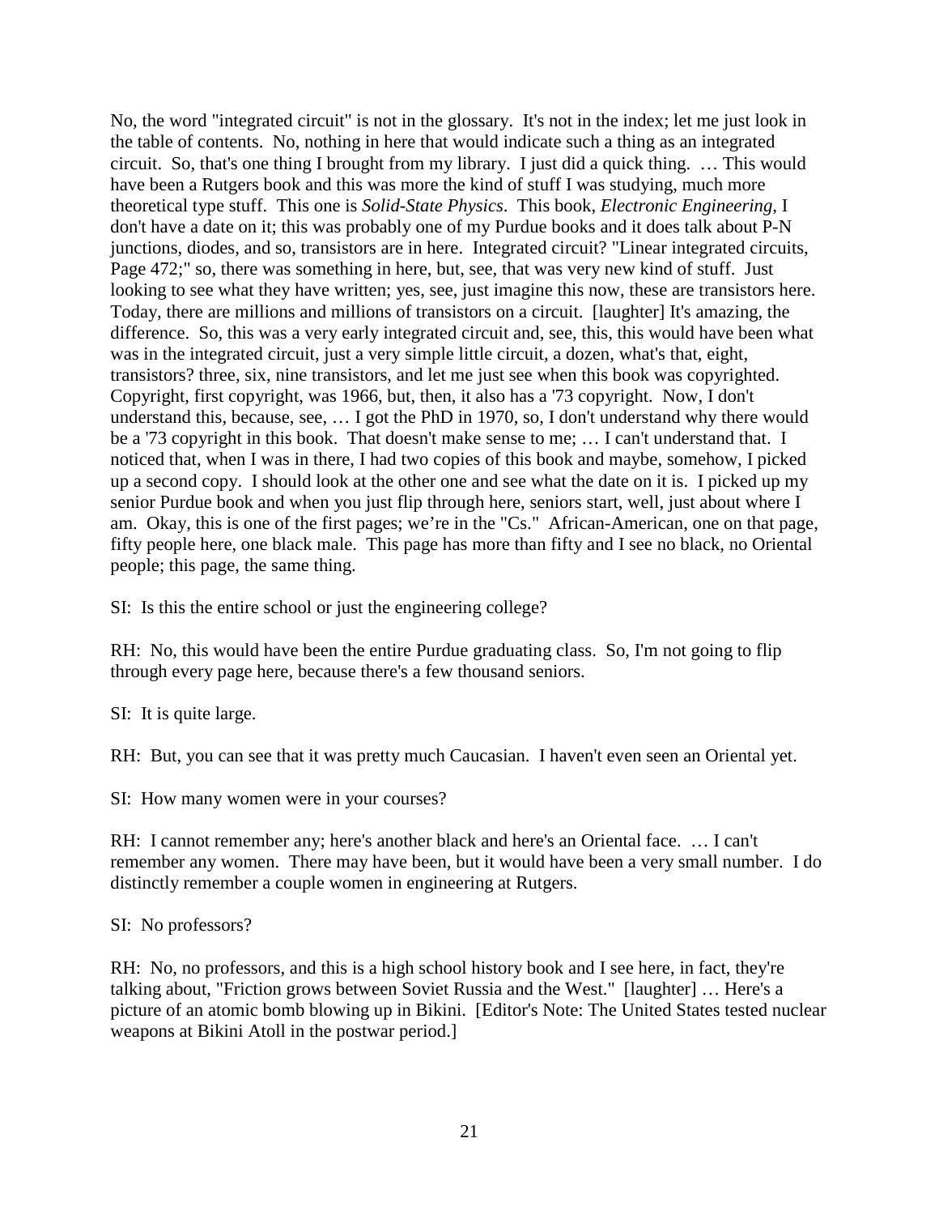No, the word "integrated circuit" is not in the glossary. It's not in the index; let me just look in the table of contents. No, nothing in here that would indicate such a thing as an integrated circuit. So, that's one thing I brought from my library. I just did a quick thing. … This would have been a Rutgers book and this was more the kind of stuff I was studying, much more theoretical type stuff. This one is *Solid-State Physics*. This book, *Electronic Engineering*, I don't have a date on it; this was probably one of my Purdue books and it does talk about P-N junctions, diodes, and so, transistors are in here. Integrated circuit? "Linear integrated circuits, Page 472;" so, there was something in here, but, see, that was very new kind of stuff. Just looking to see what they have written; yes, see, just imagine this now, these are transistors here. Today, there are millions and millions of transistors on a circuit. [laughter] It's amazing, the difference. So, this was a very early integrated circuit and, see, this, this would have been what was in the integrated circuit, just a very simple little circuit, a dozen, what's that, eight, transistors? three, six, nine transistors, and let me just see when this book was copyrighted. Copyright, first copyright, was 1966, but, then, it also has a '73 copyright. Now, I don't understand this, because, see, … I got the PhD in 1970, so, I don't understand why there would be a '73 copyright in this book. That doesn't make sense to me; … I can't understand that. I noticed that, when I was in there, I had two copies of this book and maybe, somehow, I picked up a second copy. I should look at the other one and see what the date on it is. I picked up my senior Purdue book and when you just flip through here, seniors start, well, just about where I am. Okay, this is one of the first pages; we're in the "Cs." African-American, one on that page, fifty people here, one black male. This page has more than fifty and I see no black, no Oriental people; this page, the same thing.

SI: Is this the entire school or just the engineering college?

RH: No, this would have been the entire Purdue graduating class. So, I'm not going to flip through every page here, because there's a few thousand seniors.

SI: It is quite large.

RH: But, you can see that it was pretty much Caucasian. I haven't even seen an Oriental yet.

SI: How many women were in your courses?

RH: I cannot remember any; here's another black and here's an Oriental face. … I can't remember any women. There may have been, but it would have been a very small number. I do distinctly remember a couple women in engineering at Rutgers.

SI: No professors?

RH: No, no professors, and this is a high school history book and I see here, in fact, they're talking about, "Friction grows between Soviet Russia and the West." [laughter] … Here's a picture of an atomic bomb blowing up in Bikini. [Editor's Note: The United States tested nuclear weapons at Bikini Atoll in the postwar period.]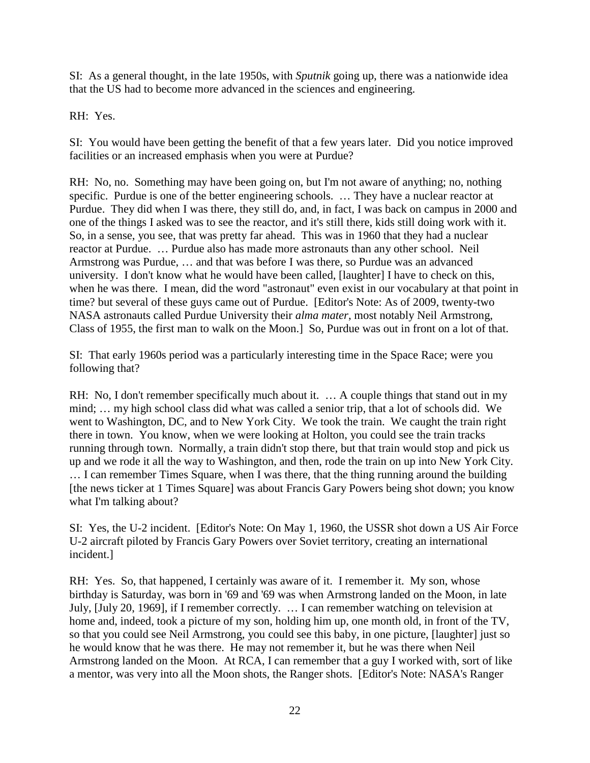SI: As a general thought, in the late 1950s, with *Sputnik* going up, there was a nationwide idea that the US had to become more advanced in the sciences and engineering.

RH: Yes.

SI: You would have been getting the benefit of that a few years later. Did you notice improved facilities or an increased emphasis when you were at Purdue?

RH: No, no. Something may have been going on, but I'm not aware of anything; no, nothing specific. Purdue is one of the better engineering schools. … They have a nuclear reactor at Purdue. They did when I was there, they still do, and, in fact, I was back on campus in 2000 and one of the things I asked was to see the reactor, and it's still there, kids still doing work with it. So, in a sense, you see, that was pretty far ahead. This was in 1960 that they had a nuclear reactor at Purdue. … Purdue also has made more astronauts than any other school. Neil Armstrong was Purdue, … and that was before I was there, so Purdue was an advanced university. I don't know what he would have been called, [laughter] I have to check on this, when he was there. I mean, did the word "astronaut" even exist in our vocabulary at that point in time? but several of these guys came out of Purdue. [Editor's Note: As of 2009, twenty-two NASA astronauts called Purdue University their *alma mater*, most notably Neil Armstrong, Class of 1955, the first man to walk on the Moon.] So, Purdue was out in front on a lot of that.

SI: That early 1960s period was a particularly interesting time in the Space Race; were you following that?

RH: No, I don't remember specifically much about it. … A couple things that stand out in my mind; … my high school class did what was called a senior trip, that a lot of schools did. We went to Washington, DC, and to New York City. We took the train. We caught the train right there in town. You know, when we were looking at Holton, you could see the train tracks running through town. Normally, a train didn't stop there, but that train would stop and pick us up and we rode it all the way to Washington, and then, rode the train on up into New York City. … I can remember Times Square, when I was there, that the thing running around the building [the news ticker at 1 Times Square] was about Francis Gary Powers being shot down; you know what I'm talking about?

SI: Yes, the U-2 incident. [Editor's Note: On May 1, 1960, the USSR shot down a US Air Force U-2 aircraft piloted by Francis Gary Powers over Soviet territory, creating an international incident.]

RH: Yes. So, that happened, I certainly was aware of it. I remember it. My son, whose birthday is Saturday, was born in '69 and '69 was when Armstrong landed on the Moon, in late July, [July 20, 1969], if I remember correctly. … I can remember watching on television at home and, indeed, took a picture of my son, holding him up, one month old, in front of the TV, so that you could see Neil Armstrong, you could see this baby, in one picture, [laughter] just so he would know that he was there. He may not remember it, but he was there when Neil Armstrong landed on the Moon. At RCA, I can remember that a guy I worked with, sort of like a mentor, was very into all the Moon shots, the Ranger shots. [Editor's Note: NASA's Ranger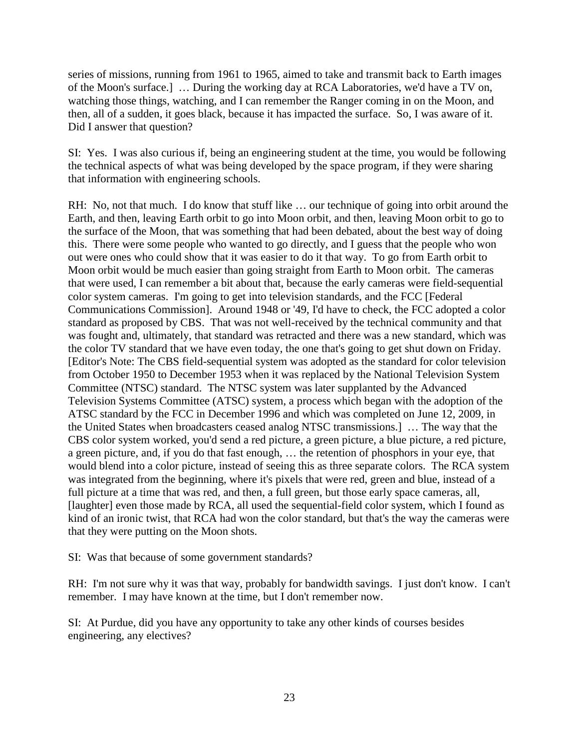series of missions, running from 1961 to 1965, aimed to take and transmit back to Earth images of the Moon's surface.] … During the working day at RCA Laboratories, we'd have a TV on, watching those things, watching, and I can remember the Ranger coming in on the Moon, and then, all of a sudden, it goes black, because it has impacted the surface. So, I was aware of it. Did I answer that question?

SI: Yes. I was also curious if, being an engineering student at the time, you would be following the technical aspects of what was being developed by the space program, if they were sharing that information with engineering schools.

RH: No, not that much. I do know that stuff like … our technique of going into orbit around the Earth, and then, leaving Earth orbit to go into Moon orbit, and then, leaving Moon orbit to go to the surface of the Moon, that was something that had been debated, about the best way of doing this. There were some people who wanted to go directly, and I guess that the people who won out were ones who could show that it was easier to do it that way. To go from Earth orbit to Moon orbit would be much easier than going straight from Earth to Moon orbit. The cameras that were used, I can remember a bit about that, because the early cameras were field-sequential color system cameras. I'm going to get into television standards, and the FCC [Federal Communications Commission]. Around 1948 or '49, I'd have to check, the FCC adopted a color standard as proposed by CBS. That was not well-received by the technical community and that was fought and, ultimately, that standard was retracted and there was a new standard, which was the color TV standard that we have even today, the one that's going to get shut down on Friday. [Editor's Note: The CBS field-sequential system was adopted as the standard for color television from October 1950 to December 1953 when it was replaced by the National Television System Committee (NTSC) standard. The NTSC system was later supplanted by the Advanced Television Systems Committee (ATSC) system, a process which began with the adoption of the ATSC standard by the FCC in December 1996 and which was completed on June 12, 2009, in the United States when broadcasters ceased analog NTSC transmissions.] … The way that the CBS color system worked, you'd send a red picture, a green picture, a blue picture, a red picture, a green picture, and, if you do that fast enough, … the retention of phosphors in your eye, that would blend into a color picture, instead of seeing this as three separate colors. The RCA system was integrated from the beginning, where it's pixels that were red, green and blue, instead of a full picture at a time that was red, and then, a full green, but those early space cameras, all, [laughter] even those made by RCA, all used the sequential-field color system, which I found as kind of an ironic twist, that RCA had won the color standard, but that's the way the cameras were that they were putting on the Moon shots.

SI: Was that because of some government standards?

RH: I'm not sure why it was that way, probably for bandwidth savings. I just don't know. I can't remember. I may have known at the time, but I don't remember now.

SI: At Purdue, did you have any opportunity to take any other kinds of courses besides engineering, any electives?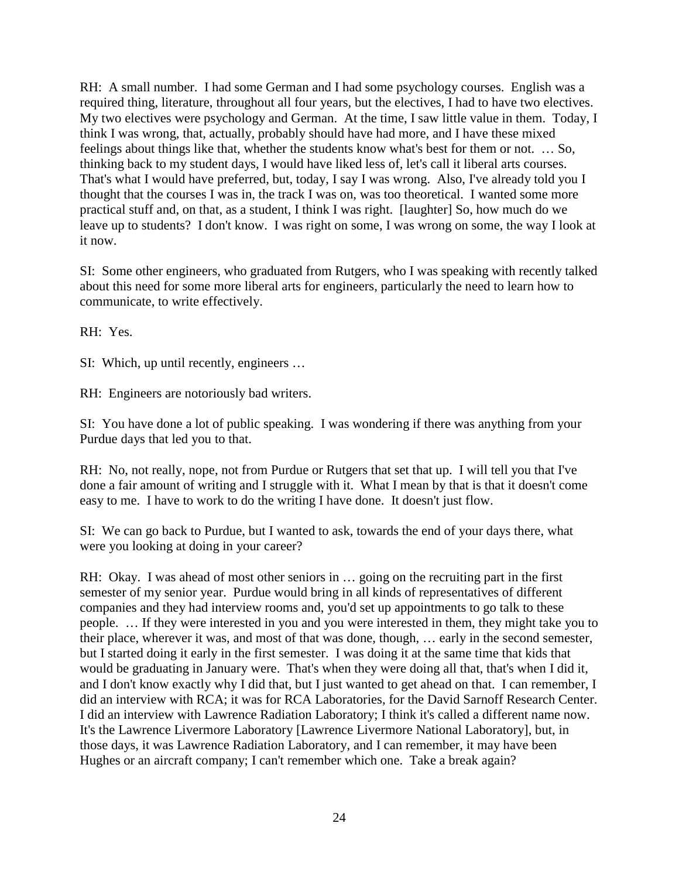RH: A small number. I had some German and I had some psychology courses. English was a required thing, literature, throughout all four years, but the electives, I had to have two electives. My two electives were psychology and German. At the time, I saw little value in them. Today, I think I was wrong, that, actually, probably should have had more, and I have these mixed feelings about things like that, whether the students know what's best for them or not. … So, thinking back to my student days, I would have liked less of, let's call it liberal arts courses. That's what I would have preferred, but, today, I say I was wrong. Also, I've already told you I thought that the courses I was in, the track I was on, was too theoretical. I wanted some more practical stuff and, on that, as a student, I think I was right. [laughter] So, how much do we leave up to students? I don't know. I was right on some, I was wrong on some, the way I look at it now.

SI: Some other engineers, who graduated from Rutgers, who I was speaking with recently talked about this need for some more liberal arts for engineers, particularly the need to learn how to communicate, to write effectively.

RH: Yes.

SI: Which, up until recently, engineers …

RH: Engineers are notoriously bad writers.

SI: You have done a lot of public speaking. I was wondering if there was anything from your Purdue days that led you to that.

RH: No, not really, nope, not from Purdue or Rutgers that set that up. I will tell you that I've done a fair amount of writing and I struggle with it. What I mean by that is that it doesn't come easy to me. I have to work to do the writing I have done. It doesn't just flow.

SI: We can go back to Purdue, but I wanted to ask, towards the end of your days there, what were you looking at doing in your career?

RH: Okay. I was ahead of most other seniors in … going on the recruiting part in the first semester of my senior year. Purdue would bring in all kinds of representatives of different companies and they had interview rooms and, you'd set up appointments to go talk to these people. … If they were interested in you and you were interested in them, they might take you to their place, wherever it was, and most of that was done, though, … early in the second semester, but I started doing it early in the first semester. I was doing it at the same time that kids that would be graduating in January were. That's when they were doing all that, that's when I did it, and I don't know exactly why I did that, but I just wanted to get ahead on that. I can remember, I did an interview with RCA; it was for RCA Laboratories, for the David Sarnoff Research Center. I did an interview with Lawrence Radiation Laboratory; I think it's called a different name now. It's the Lawrence Livermore Laboratory [Lawrence Livermore National Laboratory], but, in those days, it was Lawrence Radiation Laboratory, and I can remember, it may have been Hughes or an aircraft company; I can't remember which one. Take a break again?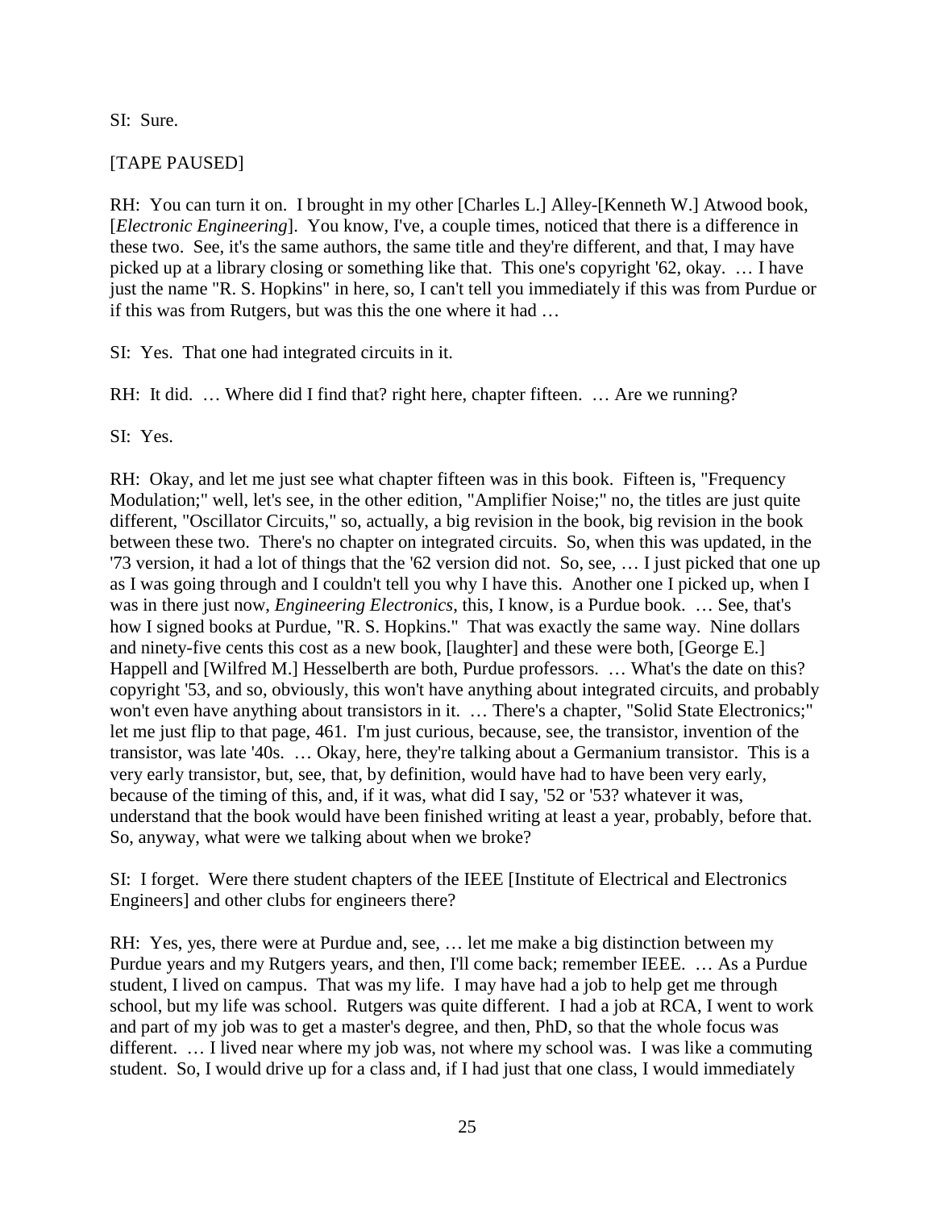SI: Sure.

[TAPE PAUSED]

RH: You can turn it on. I brought in my other [Charles L.] Alley-[Kenneth W.] Atwood book, [*Electronic Engineering*]. You know, I've, a couple times, noticed that there is a difference in these two. See, it's the same authors, the same title and they're different, and that, I may have picked up at a library closing or something like that. This one's copyright '62, okay. … I have just the name "R. S. Hopkins" in here, so, I can't tell you immediately if this was from Purdue or if this was from Rutgers, but was this the one where it had …

SI: Yes. That one had integrated circuits in it.

RH: It did. … Where did I find that? right here, chapter fifteen. … Are we running?

SI: Yes.

RH: Okay, and let me just see what chapter fifteen was in this book. Fifteen is, "Frequency Modulation;" well, let's see, in the other edition, "Amplifier Noise;" no, the titles are just quite different, "Oscillator Circuits," so, actually, a big revision in the book, big revision in the book between these two. There's no chapter on integrated circuits. So, when this was updated, in the '73 version, it had a lot of things that the '62 version did not. So, see, … I just picked that one up as I was going through and I couldn't tell you why I have this. Another one I picked up, when I was in there just now, *Engineering Electronics*, this, I know, is a Purdue book. … See, that's how I signed books at Purdue, "R. S. Hopkins." That was exactly the same way. Nine dollars and ninety-five cents this cost as a new book, [laughter] and these were both, [George E.] Happell and [Wilfred M.] Hesselberth are both, Purdue professors. … What's the date on this? copyright '53, and so, obviously, this won't have anything about integrated circuits, and probably won't even have anything about transistors in it. … There's a chapter, "Solid State Electronics;" let me just flip to that page, 461. I'm just curious, because, see, the transistor, invention of the transistor, was late '40s. … Okay, here, they're talking about a Germanium transistor. This is a very early transistor, but, see, that, by definition, would have had to have been very early, because of the timing of this, and, if it was, what did I say, '52 or '53? whatever it was, understand that the book would have been finished writing at least a year, probably, before that. So, anyway, what were we talking about when we broke?

SI: I forget. Were there student chapters of the IEEE [Institute of Electrical and Electronics Engineers] and other clubs for engineers there?

RH: Yes, yes, there were at Purdue and, see, … let me make a big distinction between my Purdue years and my Rutgers years, and then, I'll come back; remember IEEE. … As a Purdue student, I lived on campus. That was my life. I may have had a job to help get me through school, but my life was school. Rutgers was quite different. I had a job at RCA, I went to work and part of my job was to get a master's degree, and then, PhD, so that the whole focus was different. … I lived near where my job was, not where my school was. I was like a commuting student. So, I would drive up for a class and, if I had just that one class, I would immediately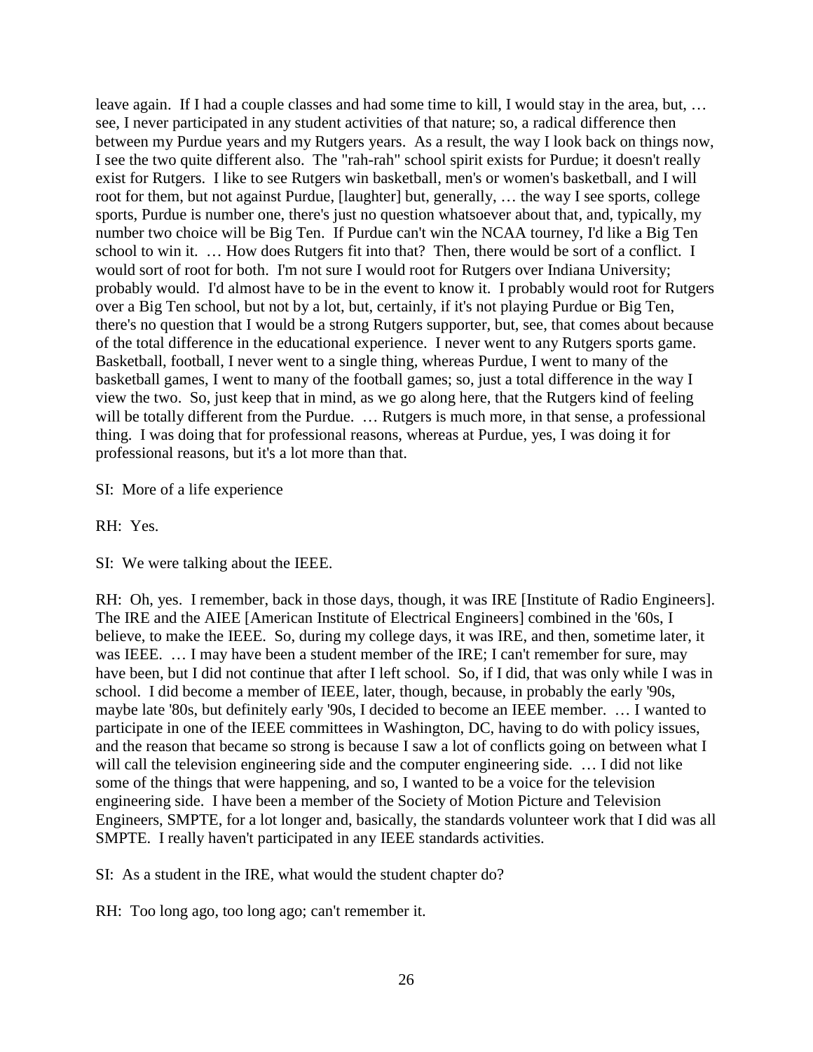leave again. If I had a couple classes and had some time to kill, I would stay in the area, but, … see, I never participated in any student activities of that nature; so, a radical difference then between my Purdue years and my Rutgers years. As a result, the way I look back on things now, I see the two quite different also. The "rah-rah" school spirit exists for Purdue; it doesn't really exist for Rutgers. I like to see Rutgers win basketball, men's or women's basketball, and I will root for them, but not against Purdue, [laughter] but, generally, … the way I see sports, college sports, Purdue is number one, there's just no question whatsoever about that, and, typically, my number two choice will be Big Ten. If Purdue can't win the NCAA tourney, I'd like a Big Ten school to win it. … How does Rutgers fit into that? Then, there would be sort of a conflict. I would sort of root for both. I'm not sure I would root for Rutgers over Indiana University; probably would. I'd almost have to be in the event to know it. I probably would root for Rutgers over a Big Ten school, but not by a lot, but, certainly, if it's not playing Purdue or Big Ten, there's no question that I would be a strong Rutgers supporter, but, see, that comes about because of the total difference in the educational experience. I never went to any Rutgers sports game. Basketball, football, I never went to a single thing, whereas Purdue, I went to many of the basketball games, I went to many of the football games; so, just a total difference in the way I view the two. So, just keep that in mind, as we go along here, that the Rutgers kind of feeling will be totally different from the Purdue. … Rutgers is much more, in that sense, a professional thing. I was doing that for professional reasons, whereas at Purdue, yes, I was doing it for professional reasons, but it's a lot more than that.

SI: More of a life experience

RH: Yes.

SI: We were talking about the IEEE.

RH: Oh, yes. I remember, back in those days, though, it was IRE [Institute of Radio Engineers]. The IRE and the AIEE [American Institute of Electrical Engineers] combined in the '60s, I believe, to make the IEEE. So, during my college days, it was IRE, and then, sometime later, it was IEEE. … I may have been a student member of the IRE; I can't remember for sure, may have been, but I did not continue that after I left school. So, if I did, that was only while I was in school. I did become a member of IEEE, later, though, because, in probably the early '90s, maybe late '80s, but definitely early '90s, I decided to become an IEEE member. … I wanted to participate in one of the IEEE committees in Washington, DC, having to do with policy issues, and the reason that became so strong is because I saw a lot of conflicts going on between what I will call the television engineering side and the computer engineering side. … I did not like some of the things that were happening, and so, I wanted to be a voice for the television engineering side. I have been a member of the Society of Motion Picture and Television Engineers, SMPTE, for a lot longer and, basically, the standards volunteer work that I did was all SMPTE. I really haven't participated in any IEEE standards activities.

SI: As a student in the IRE, what would the student chapter do?

RH: Too long ago, too long ago; can't remember it.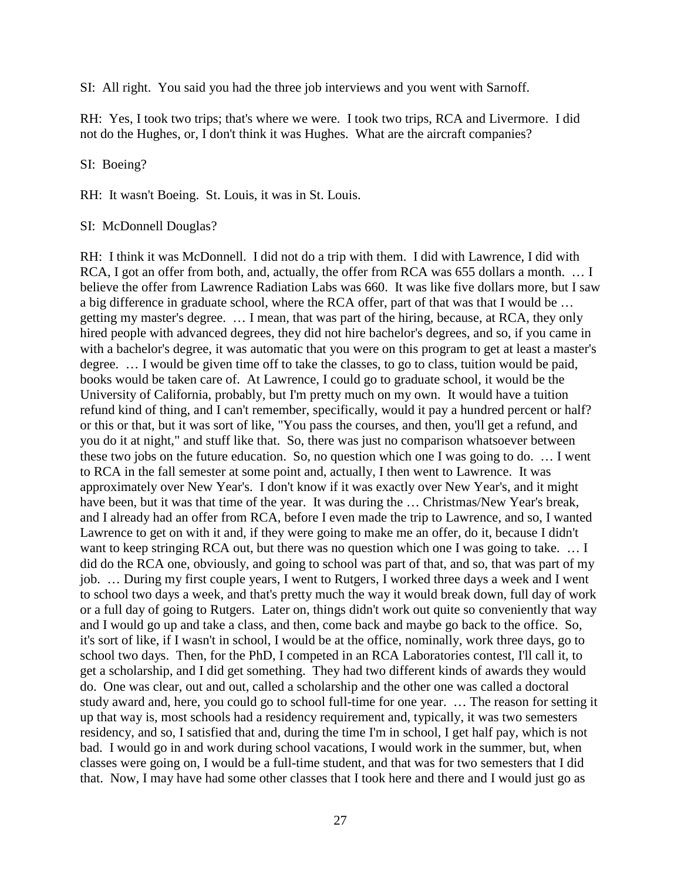SI: All right. You said you had the three job interviews and you went with Sarnoff.

RH: Yes, I took two trips; that's where we were. I took two trips, RCA and Livermore. I did not do the Hughes, or, I don't think it was Hughes. What are the aircraft companies?

SI: Boeing?

RH: It wasn't Boeing. St. Louis, it was in St. Louis.

SI: McDonnell Douglas?

RH: I think it was McDonnell. I did not do a trip with them. I did with Lawrence, I did with RCA, I got an offer from both, and, actually, the offer from RCA was 655 dollars a month. … I believe the offer from Lawrence Radiation Labs was 660. It was like five dollars more, but I saw a big difference in graduate school, where the RCA offer, part of that was that I would be … getting my master's degree. … I mean, that was part of the hiring, because, at RCA, they only hired people with advanced degrees, they did not hire bachelor's degrees, and so, if you came in with a bachelor's degree, it was automatic that you were on this program to get at least a master's degree. … I would be given time off to take the classes, to go to class, tuition would be paid, books would be taken care of. At Lawrence, I could go to graduate school, it would be the University of California, probably, but I'm pretty much on my own. It would have a tuition refund kind of thing, and I can't remember, specifically, would it pay a hundred percent or half? or this or that, but it was sort of like, "You pass the courses, and then, you'll get a refund, and you do it at night," and stuff like that. So, there was just no comparison whatsoever between these two jobs on the future education. So, no question which one I was going to do. … I went to RCA in the fall semester at some point and, actually, I then went to Lawrence. It was approximately over New Year's. I don't know if it was exactly over New Year's, and it might have been, but it was that time of the year. It was during the … Christmas/New Year's break, and I already had an offer from RCA, before I even made the trip to Lawrence, and so, I wanted Lawrence to get on with it and, if they were going to make me an offer, do it, because I didn't want to keep stringing RCA out, but there was no question which one I was going to take. … I did do the RCA one, obviously, and going to school was part of that, and so, that was part of my job. … During my first couple years, I went to Rutgers, I worked three days a week and I went to school two days a week, and that's pretty much the way it would break down, full day of work or a full day of going to Rutgers. Later on, things didn't work out quite so conveniently that way and I would go up and take a class, and then, come back and maybe go back to the office. So, it's sort of like, if I wasn't in school, I would be at the office, nominally, work three days, go to school two days. Then, for the PhD, I competed in an RCA Laboratories contest, I'll call it, to get a scholarship, and I did get something. They had two different kinds of awards they would do. One was clear, out and out, called a scholarship and the other one was called a doctoral study award and, here, you could go to school full-time for one year. … The reason for setting it up that way is, most schools had a residency requirement and, typically, it was two semesters residency, and so, I satisfied that and, during the time I'm in school, I get half pay, which is not bad. I would go in and work during school vacations, I would work in the summer, but, when classes were going on, I would be a full-time student, and that was for two semesters that I did that. Now, I may have had some other classes that I took here and there and I would just go as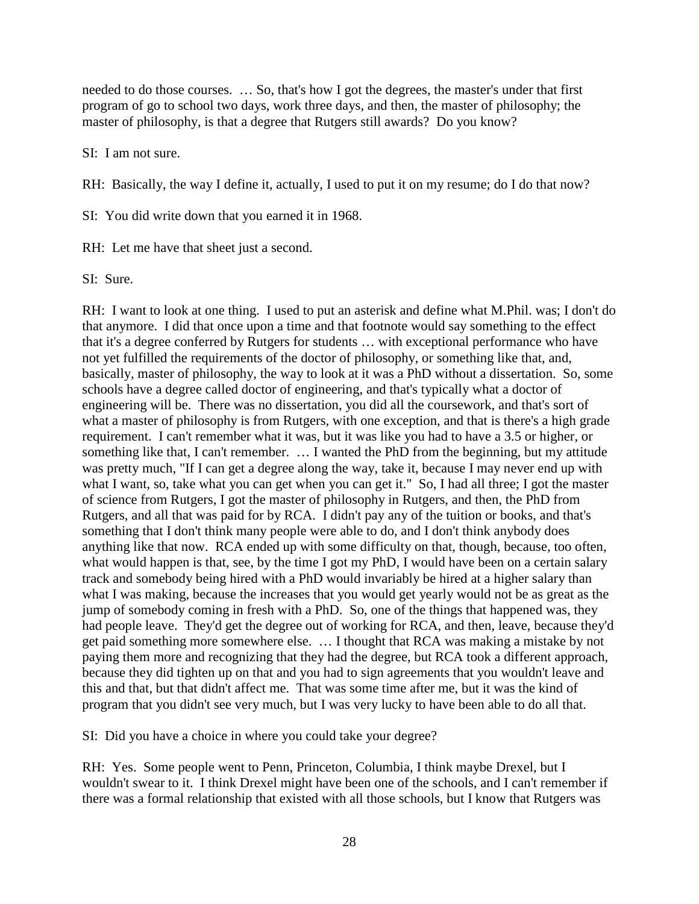needed to do those courses. … So, that's how I got the degrees, the master's under that first program of go to school two days, work three days, and then, the master of philosophy; the master of philosophy, is that a degree that Rutgers still awards? Do you know?

SI: I am not sure.

RH: Basically, the way I define it, actually, I used to put it on my resume; do I do that now?

SI: You did write down that you earned it in 1968.

RH: Let me have that sheet just a second.

SI: Sure.

RH: I want to look at one thing. I used to put an asterisk and define what M.Phil. was; I don't do that anymore. I did that once upon a time and that footnote would say something to the effect that it's a degree conferred by Rutgers for students … with exceptional performance who have not yet fulfilled the requirements of the doctor of philosophy, or something like that, and, basically, master of philosophy, the way to look at it was a PhD without a dissertation. So, some schools have a degree called doctor of engineering, and that's typically what a doctor of engineering will be. There was no dissertation, you did all the coursework, and that's sort of what a master of philosophy is from Rutgers, with one exception, and that is there's a high grade requirement. I can't remember what it was, but it was like you had to have a 3.5 or higher, or something like that, I can't remember. … I wanted the PhD from the beginning, but my attitude was pretty much, "If I can get a degree along the way, take it, because I may never end up with what I want, so, take what you can get when you can get it." So, I had all three; I got the master of science from Rutgers, I got the master of philosophy in Rutgers, and then, the PhD from Rutgers, and all that was paid for by RCA. I didn't pay any of the tuition or books, and that's something that I don't think many people were able to do, and I don't think anybody does anything like that now. RCA ended up with some difficulty on that, though, because, too often, what would happen is that, see, by the time I got my PhD, I would have been on a certain salary track and somebody being hired with a PhD would invariably be hired at a higher salary than what I was making, because the increases that you would get yearly would not be as great as the jump of somebody coming in fresh with a PhD. So, one of the things that happened was, they had people leave. They'd get the degree out of working for RCA, and then, leave, because they'd get paid something more somewhere else. … I thought that RCA was making a mistake by not paying them more and recognizing that they had the degree, but RCA took a different approach, because they did tighten up on that and you had to sign agreements that you wouldn't leave and this and that, but that didn't affect me. That was some time after me, but it was the kind of program that you didn't see very much, but I was very lucky to have been able to do all that.

SI: Did you have a choice in where you could take your degree?

RH: Yes. Some people went to Penn, Princeton, Columbia, I think maybe Drexel, but I wouldn't swear to it. I think Drexel might have been one of the schools, and I can't remember if there was a formal relationship that existed with all those schools, but I know that Rutgers was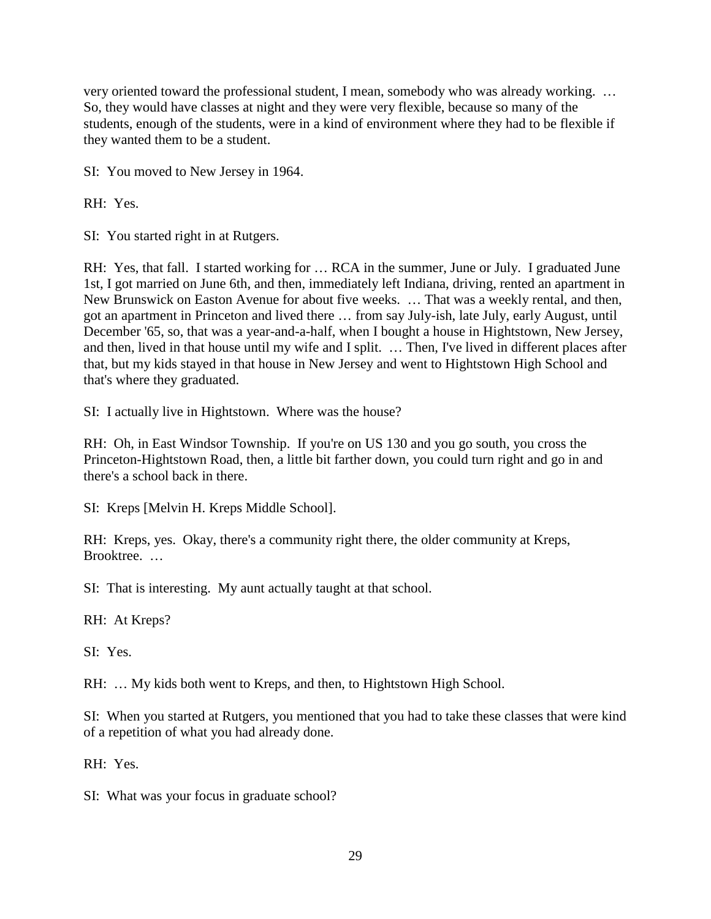very oriented toward the professional student, I mean, somebody who was already working. … So, they would have classes at night and they were very flexible, because so many of the students, enough of the students, were in a kind of environment where they had to be flexible if they wanted them to be a student.

SI: You moved to New Jersey in 1964.

RH: Yes.

SI: You started right in at Rutgers.

RH: Yes, that fall. I started working for … RCA in the summer, June or July. I graduated June 1st, I got married on June 6th, and then, immediately left Indiana, driving, rented an apartment in New Brunswick on Easton Avenue for about five weeks. … That was a weekly rental, and then, got an apartment in Princeton and lived there … from say July-ish, late July, early August, until December '65, so, that was a year-and-a-half, when I bought a house in Hightstown, New Jersey, and then, lived in that house until my wife and I split. … Then, I've lived in different places after that, but my kids stayed in that house in New Jersey and went to Hightstown High School and that's where they graduated.

SI: I actually live in Hightstown. Where was the house?

RH: Oh, in East Windsor Township. If you're on US 130 and you go south, you cross the Princeton-Hightstown Road, then, a little bit farther down, you could turn right and go in and there's a school back in there.

SI: Kreps [Melvin H. Kreps Middle School].

RH: Kreps, yes. Okay, there's a community right there, the older community at Kreps, Brooktree. …

SI: That is interesting. My aunt actually taught at that school.

RH: At Kreps?

SI: Yes.

RH: … My kids both went to Kreps, and then, to Hightstown High School.

SI: When you started at Rutgers, you mentioned that you had to take these classes that were kind of a repetition of what you had already done.

RH: Yes.

SI: What was your focus in graduate school?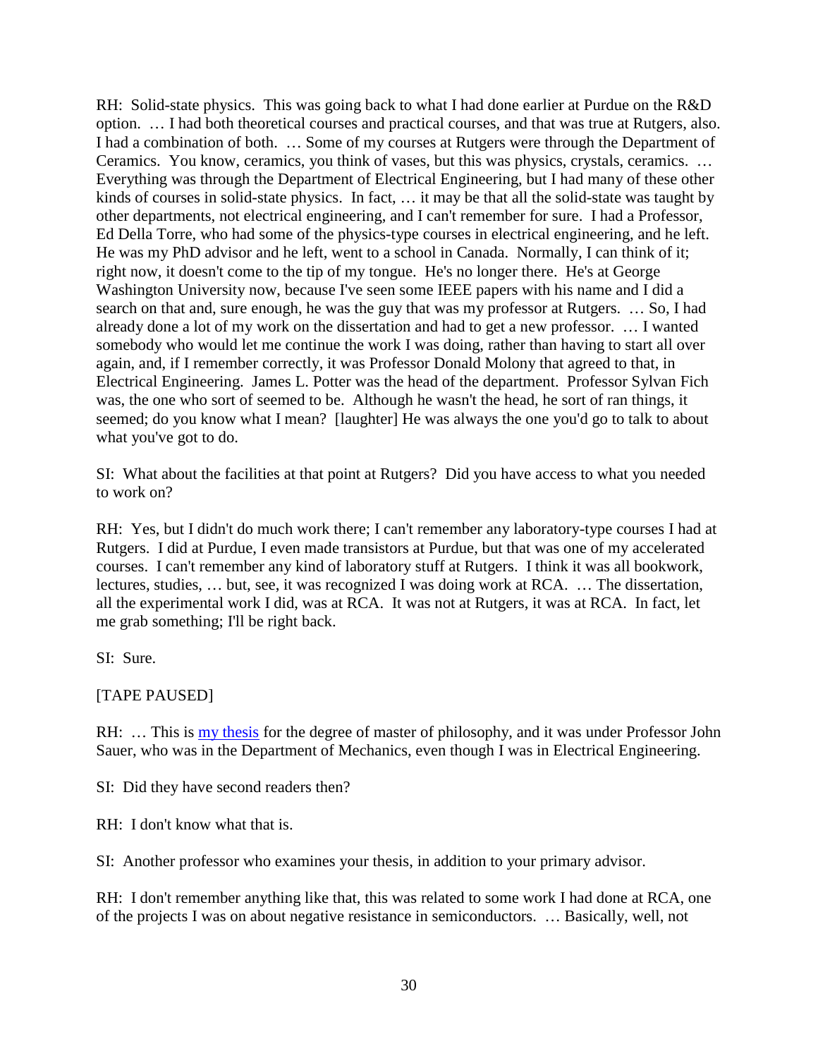RH: Solid-state physics. This was going back to what I had done earlier at Purdue on the R&D option. … I had both theoretical courses and practical courses, and that was true at Rutgers, also. I had a combination of both. … Some of my courses at Rutgers were through the Department of Ceramics. You know, ceramics, you think of vases, but this was physics, crystals, ceramics. … Everything was through the Department of Electrical Engineering, but I had many of these other kinds of courses in solid-state physics. In fact, … it may be that all the solid-state was taught by other departments, not electrical engineering, and I can't remember for sure. I had a Professor, Ed Della Torre, who had some of the physics-type courses in electrical engineering, and he left. He was my PhD advisor and he left, went to a school in Canada. Normally, I can think of it; right now, it doesn't come to the tip of my tongue. He's no longer there. He's at George Washington University now, because I've seen some IEEE papers with his name and I did a search on that and, sure enough, he was the guy that was my professor at Rutgers. … So, I had already done a lot of my work on the dissertation and had to get a new professor. … I wanted somebody who would let me continue the work I was doing, rather than having to start all over again, and, if I remember correctly, it was Professor Donald Molony that agreed to that, in Electrical Engineering. James L. Potter was the head of the department. Professor Sylvan Fich was, the one who sort of seemed to be. Although he wasn't the head, he sort of ran things, it seemed; do you know what I mean? [laughter] He was always the one you'd go to talk to about what you've got to do.

SI: What about the facilities at that point at Rutgers? Did you have access to what you needed to work on?

RH: Yes, but I didn't do much work there; I can't remember any laboratory-type courses I had at Rutgers. I did at Purdue, I even made transistors at Purdue, but that was one of my accelerated courses. I can't remember any kind of laboratory stuff at Rutgers. I think it was all bookwork, lectures, studies, … but, see, it was recognized I was doing work at RCA. … The dissertation, all the experimental work I did, was at RCA. It was not at Rutgers, it was at RCA. In fact, let me grab something; I'll be right back.

SI: Sure.

[TAPE PAUSED]

RH: … This is my thesis for the degree of master of philosophy, and it was under Professor John Sauer, who was in the Department of Mechanics, even though I was in Electrical Engineering.

SI: Did they have second readers then?

RH: I don't know what that is.

SI: Another professor who examines your thesis, in addition to your primary advisor.

RH: I don't remember anything like that, this was related to some work I had done at RCA, one of the projects I was on about negative resistance in semiconductors. … Basically, well, not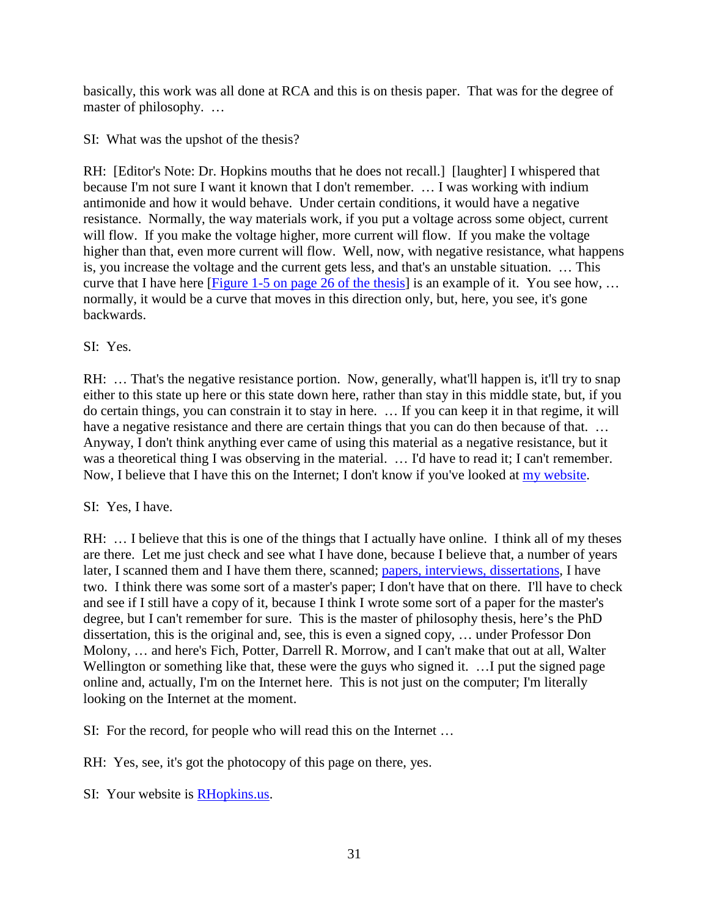basically, this work was all done at RCA and this is on thesis paper. That was for the degree of master of philosophy. …

SI: What was the upshot of the thesis?

RH: [Editor's Note: Dr. Hopkins mouths that he does not recall.] [laughter] I whispered that because I'm not sure I want it known that I don't remember. … I was working with indium antimonide and how it would behave. Under certain conditions, it would have a negative resistance. Normally, the way materials work, if you put a voltage across some object, current will flow. If you make the voltage higher, more current will flow. If you make the voltage higher than that, even more current will flow. Well, now, with negative resistance, what happens is, you increase the voltage and the current gets less, and that's an unstable situation. … This curve that I have here [Figure 1-5 on page 26 of the thesis] is an example of it. You see how, … normally, it would be a curve that moves in this direction only, but, here, you see, it's gone backwards.

SI: Yes.

RH: … That's the negative resistance portion. Now, generally, what'll happen is, it'll try to snap either to this state up here or this state down here, rather than stay in this middle state, but, if you do certain things, you can constrain it to stay in here. … If you can keep it in that regime, it will have a negative resistance and there are certain things that you can do then because of that. … Anyway, I don't think anything ever came of using this material as a negative resistance, but it was a theoretical thing I was observing in the material. … I'd have to read it; I can't remember. Now, I believe that I have this on the Internet; I don't know if you've looked at my website.

SI: Yes, I have.

RH: … I believe that this is one of the things that I actually have online. I think all of my theses are there. Let me just check and see what I have done, because I believe that, a number of years later, I scanned them and I have them there, scanned; papers, interviews, dissertations, I have two. I think there was some sort of a master's paper; I don't have that on there. I'll have to check and see if I still have a copy of it, because I think I wrote some sort of a paper for the master's degree, but I can't remember for sure. This is the master of philosophy thesis, here's the PhD dissertation, this is the original and, see, this is even a signed copy, … under Professor Don Molony, … and here's Fich, Potter, Darrell R. Morrow, and I can't make that out at all, Walter Wellington or something like that, these were the guys who signed it. …I put the signed page online and, actually, I'm on the Internet here. This is not just on the computer; I'm literally looking on the Internet at the moment.

SI: For the record, for people who will read this on the Internet …

RH: Yes, see, it's got the photocopy of this page on there, yes.

SI: Your website is RHopkins.us.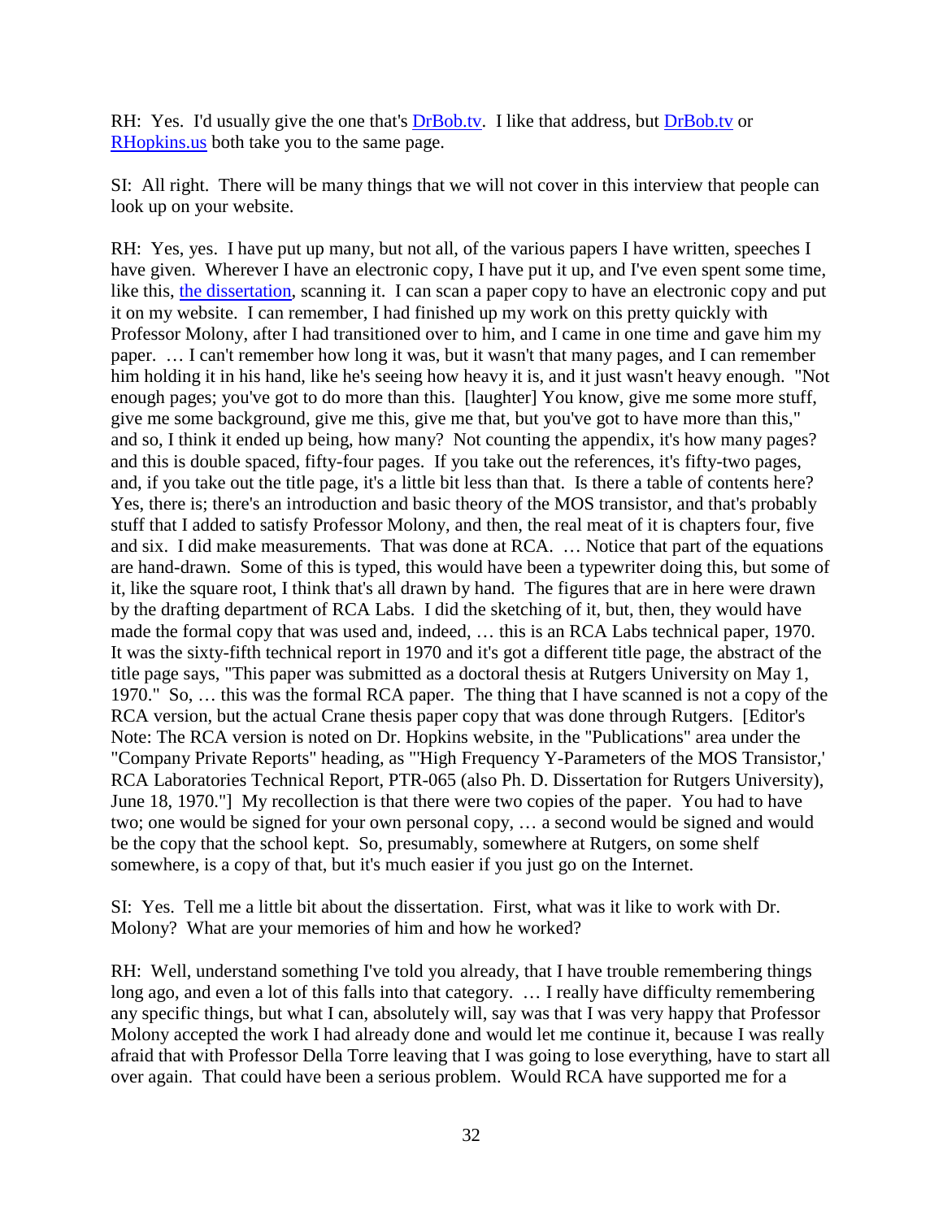RH: Yes. I'd usually give the one that's DrBob.tv. I like that address, but DrBob.tv or RHopkins.us both take you to the same page.

SI: All right. There will be many things that we will not cover in this interview that people can look up on your website.

RH: Yes, yes. I have put up many, but not all, of the various papers I have written, speeches I have given. Wherever I have an electronic copy, I have put it up, and I've even spent some time, like this, the dissertation, scanning it. I can scan a paper copy to have an electronic copy and put it on my website. I can remember, I had finished up my work on this pretty quickly with Professor Molony, after I had transitioned over to him, and I came in one time and gave him my paper. … I can't remember how long it was, but it wasn't that many pages, and I can remember him holding it in his hand, like he's seeing how heavy it is, and it just wasn't heavy enough. "Not enough pages; you've got to do more than this. [laughter] You know, give me some more stuff, give me some background, give me this, give me that, but you've got to have more than this," and so, I think it ended up being, how many? Not counting the appendix, it's how many pages? and this is double spaced, fifty-four pages. If you take out the references, it's fifty-two pages, and, if you take out the title page, it's a little bit less than that. Is there a table of contents here? Yes, there is; there's an introduction and basic theory of the MOS transistor, and that's probably stuff that I added to satisfy Professor Molony, and then, the real meat of it is chapters four, five and six. I did make measurements. That was done at RCA. … Notice that part of the equations are hand-drawn. Some of this is typed, this would have been a typewriter doing this, but some of it, like the square root, I think that's all drawn by hand. The figures that are in here were drawn by the drafting department of RCA Labs. I did the sketching of it, but, then, they would have made the formal copy that was used and, indeed, … this is an RCA Labs technical paper, 1970. It was the sixty-fifth technical report in 1970 and it's got a different title page, the abstract of the title page says, "This paper was submitted as a doctoral thesis at Rutgers University on May 1, 1970." So, … this was the formal RCA paper. The thing that I have scanned is not a copy of the RCA version, but the actual Crane thesis paper copy that was done through Rutgers. [Editor's Note: The RCA version is noted on Dr. Hopkins website, in the "Publications" area under the "Company Private Reports" heading, as "'High Frequency Y-Parameters of the MOS Transistor,' RCA Laboratories Technical Report, PTR-065 (also Ph. D. Dissertation for Rutgers University), June 18, 1970."] My recollection is that there were two copies of the paper. You had to have two; one would be signed for your own personal copy, … a second would be signed and would be the copy that the school kept. So, presumably, somewhere at Rutgers, on some shelf somewhere, is a copy of that, but it's much easier if you just go on the Internet.

SI: Yes. Tell me a little bit about the dissertation. First, what was it like to work with Dr. Molony? What are your memories of him and how he worked?

RH: Well, understand something I've told you already, that I have trouble remembering things long ago, and even a lot of this falls into that category. … I really have difficulty remembering any specific things, but what I can, absolutely will, say was that I was very happy that Professor Molony accepted the work I had already done and would let me continue it, because I was really afraid that with Professor Della Torre leaving that I was going to lose everything, have to start all over again. That could have been a serious problem. Would RCA have supported me for a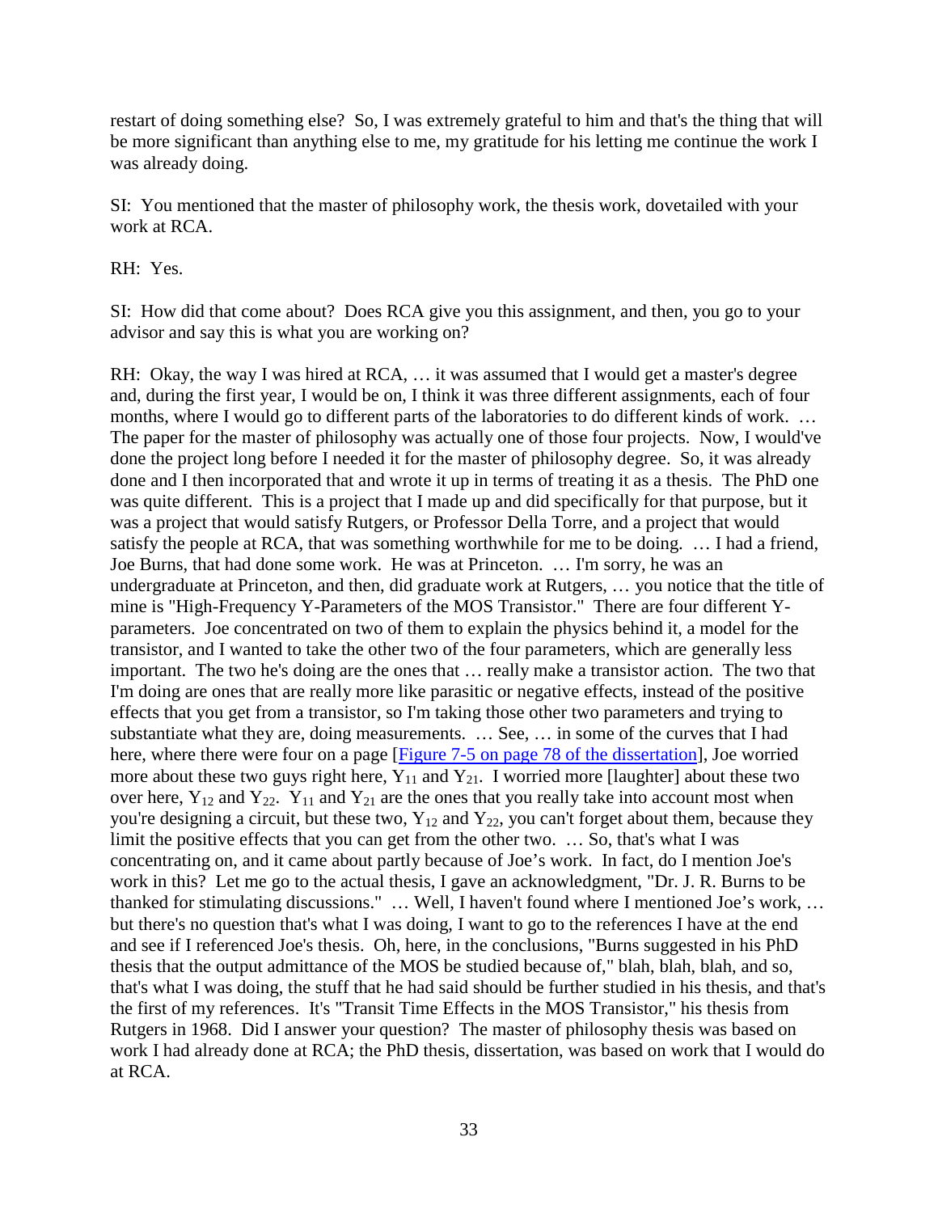restart of doing something else? So, I was extremely grateful to him and that's the thing that will be more significant than anything else to me, my gratitude for his letting me continue the work I was already doing.

SI: You mentioned that the master of philosophy work, the thesis work, dovetailed with your work at RCA.

RH: Yes.

SI: How did that come about? Does RCA give you this assignment, and then, you go to your advisor and say this is what you are working on?

RH: Okay, the way I was hired at RCA, … it was assumed that I would get a master's degree and, during the first year, I would be on, I think it was three different assignments, each of four months, where I would go to different parts of the laboratories to do different kinds of work. … The paper for the master of philosophy was actually one of those four projects. Now, I would've done the project long before I needed it for the master of philosophy degree. So, it was already done and I then incorporated that and wrote it up in terms of treating it as a thesis. The PhD one was quite different. This is a project that I made up and did specifically for that purpose, but it was a project that would satisfy Rutgers, or Professor Della Torre, and a project that would satisfy the people at RCA, that was something worthwhile for me to be doing. … I had a friend, Joe Burns, that had done some work. He was at Princeton. … I'm sorry, he was an undergraduate at Princeton, and then, did graduate work at Rutgers, … you notice that the title of mine is "High-Frequency Y-Parameters of the MOS Transistor." There are four different Y-parameters. Joe concentrated on two of them to explain the physics behind it, a model for the transistor, and I wanted to take the other two of the four parameters, which are generally less important. The two he's doing are the ones that … really make a transistor action. The two that I'm doing are ones that are really more like parasitic or negative effects, instead of the positive effects that you get from a transistor, so I'm taking those other two parameters and trying to substantiate what they are, doing measurements. … See, … in some of the curves that I had here, where there were four on a page [Figure 7-5 on page 78 of the dissertation], Joe worried more about these two guys right here, $Y_{11}$ and $Y_{21}$. I worried more [laughter] about these two over here, $Y_{12}$ and $Y_{22}$. $Y_{11}$ and $Y_{21}$ are the ones that you really take into account most when you're designing a circuit, but these two, $Y_{12}$ and $Y_{22}$, you can't forget about them, because they limit the positive effects that you can get from the other two. … So, that's what I was concentrating on, and it came about partly because of Joe's work. In fact, do I mention Joe's work in this? Let me go to the actual thesis, I gave an acknowledgment, "Dr. J. R. Burns to be thanked for stimulating discussions." … Well, I haven't found where I mentioned Joe's work, … but there's no question that's what I was doing, I want to go to the references I have at the end and see if I referenced Joe's thesis. Oh, here, in the conclusions, "Burns suggested in his PhD thesis that the output admittance of the MOS be studied because of," blah, blah, blah, and so, that's what I was doing, the stuff that he had said should be further studied in his thesis, and that's the first of my references. It's "Transit Time Effects in the MOS Transistor," his thesis from Rutgers in 1968. Did I answer your question? The master of philosophy thesis was based on work I had already done at RCA; the PhD thesis, dissertation, was based on work that I would do at RCA.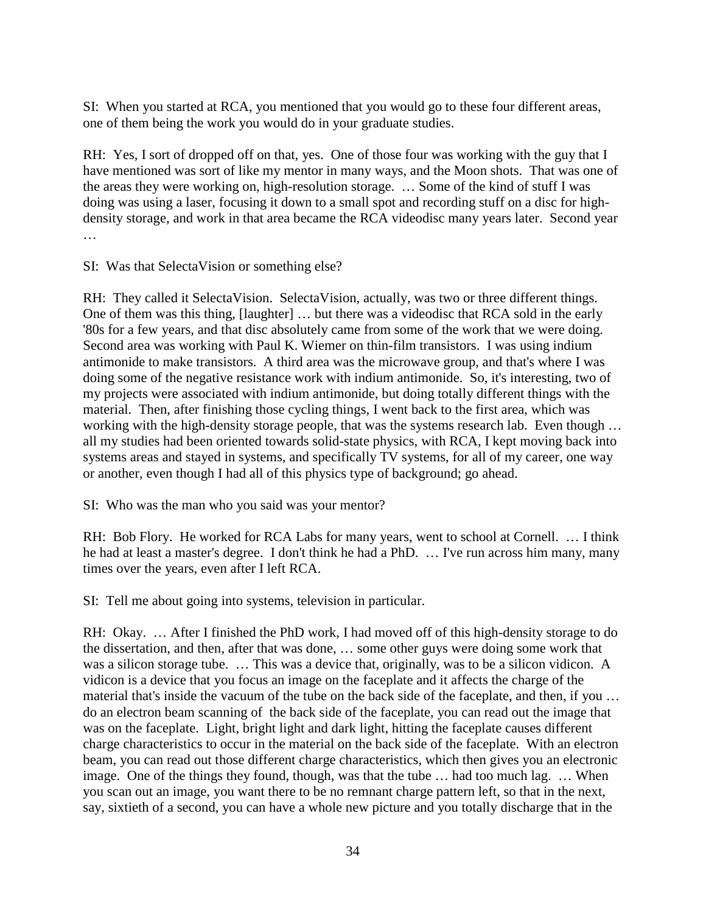SI: When you started at RCA, you mentioned that you would go to these four different areas, one of them being the work you would do in your graduate studies.

RH: Yes, I sort of dropped off on that, yes. One of those four was working with the guy that I have mentioned was sort of like my mentor in many ways, and the Moon shots. That was one of the areas they were working on, high-resolution storage. … Some of the kind of stuff I was doing was using a laser, focusing it down to a small spot and recording stuff on a disc for high-density storage, and work in that area became the RCA videodisc many years later. Second year …

SI: Was that SelectaVision or something else?

RH: They called it SelectaVision. SelectaVision, actually, was two or three different things. One of them was this thing, [laughter] … but there was a videodisc that RCA sold in the early '80s for a few years, and that disc absolutely came from some of the work that we were doing. Second area was working with Paul K. Wiemer on thin-film transistors. I was using indium antimonide to make transistors. A third area was the microwave group, and that's where I was doing some of the negative resistance work with indium antimonide. So, it's interesting, two of my projects were associated with indium antimonide, but doing totally different things with the material. Then, after finishing those cycling things, I went back to the first area, which was working with the high-density storage people, that was the systems research lab. Even though … all my studies had been oriented towards solid-state physics, with RCA, I kept moving back into systems areas and stayed in systems, and specifically TV systems, for all of my career, one way or another, even though I had all of this physics type of background; go ahead.

SI: Who was the man who you said was your mentor?

RH: Bob Flory. He worked for RCA Labs for many years, went to school at Cornell. … I think he had at least a master's degree. I don't think he had a PhD. … I've run across him many, many times over the years, even after I left RCA.

SI: Tell me about going into systems, television in particular.

RH: Okay. … After I finished the PhD work, I had moved off of this high-density storage to do the dissertation, and then, after that was done, … some other guys were doing some work that was a silicon storage tube. … This was a device that, originally, was to be a silicon vidicon. A vidicon is a device that you focus an image on the faceplate and it affects the charge of the material that's inside the vacuum of the tube on the back side of the faceplate, and then, if you … do an electron beam scanning of the back side of the faceplate, you can read out the image that was on the faceplate. Light, bright light and dark light, hitting the faceplate causes different charge characteristics to occur in the material on the back side of the faceplate. With an electron beam, you can read out those different charge characteristics, which then gives you an electronic image. One of the things they found, though, was that the tube … had too much lag. … When you scan out an image, you want there to be no remnant charge pattern left, so that in the next, say, sixtieth of a second, you can have a whole new picture and you totally discharge that in the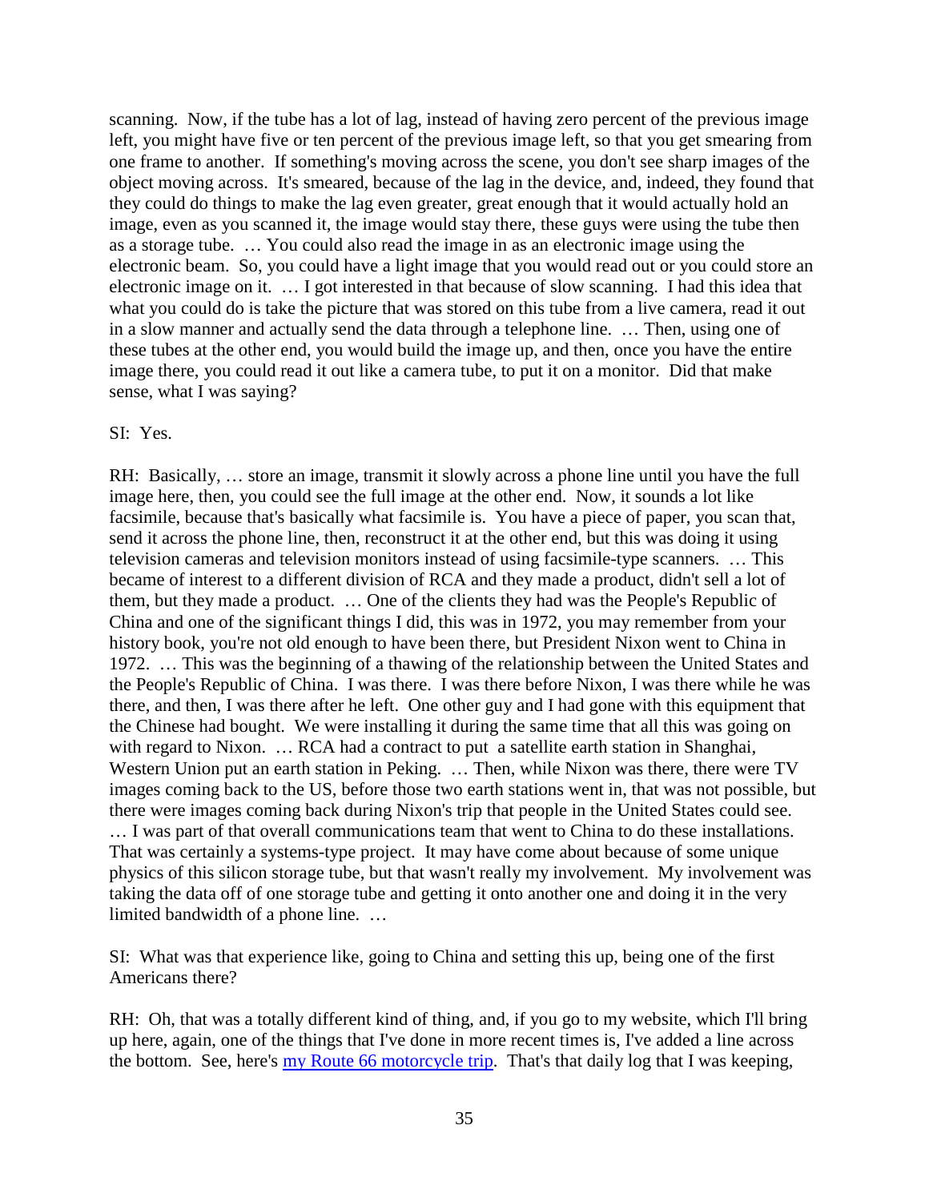scanning. Now, if the tube has a lot of lag, instead of having zero percent of the previous image left, you might have five or ten percent of the previous image left, so that you get smearing from one frame to another. If something's moving across the scene, you don't see sharp images of the object moving across. It's smeared, because of the lag in the device, and, indeed, they found that they could do things to make the lag even greater, great enough that it would actually hold an image, even as you scanned it, the image would stay there, these guys were using the tube then as a storage tube. … You could also read the image in as an electronic image using the electronic beam. So, you could have a light image that you would read out or you could store an electronic image on it. … I got interested in that because of slow scanning. I had this idea that what you could do is take the picture that was stored on this tube from a live camera, read it out in a slow manner and actually send the data through a telephone line. … Then, using one of these tubes at the other end, you would build the image up, and then, once you have the entire image there, you could read it out like a camera tube, to put it on a monitor. Did that make sense, what I was saying?

SI: Yes.

RH: Basically, … store an image, transmit it slowly across a phone line until you have the full image here, then, you could see the full image at the other end. Now, it sounds a lot like facsimile, because that's basically what facsimile is. You have a piece of paper, you scan that, send it across the phone line, then, reconstruct it at the other end, but this was doing it using television cameras and television monitors instead of using facsimile-type scanners. … This became of interest to a different division of RCA and they made a product, didn't sell a lot of them, but they made a product. … One of the clients they had was the People's Republic of China and one of the significant things I did, this was in 1972, you may remember from your history book, you're not old enough to have been there, but President Nixon went to China in 1972. … This was the beginning of a thawing of the relationship between the United States and the People's Republic of China. I was there. I was there before Nixon, I was there while he was there, and then, I was there after he left. One other guy and I had gone with this equipment that the Chinese had bought. We were installing it during the same time that all this was going on with regard to Nixon. … RCA had a contract to put a satellite earth station in Shanghai, Western Union put an earth station in Peking. … Then, while Nixon was there, there were TV images coming back to the US, before those two earth stations went in, that was not possible, but there were images coming back during Nixon's trip that people in the United States could see. … I was part of that overall communications team that went to China to do these installations. That was certainly a systems-type project. It may have come about because of some unique physics of this silicon storage tube, but that wasn't really my involvement. My involvement was taking the data off of one storage tube and getting it onto another one and doing it in the very limited bandwidth of a phone line. …

SI: What was that experience like, going to China and setting this up, being one of the first Americans there?

RH: Oh, that was a totally different kind of thing, and, if you go to my website, which I'll bring up here, again, one of the things that I've done in more recent times is, I've added a line across the bottom. See, here's my Route 66 motorcycle trip. That's that daily log that I was keeping,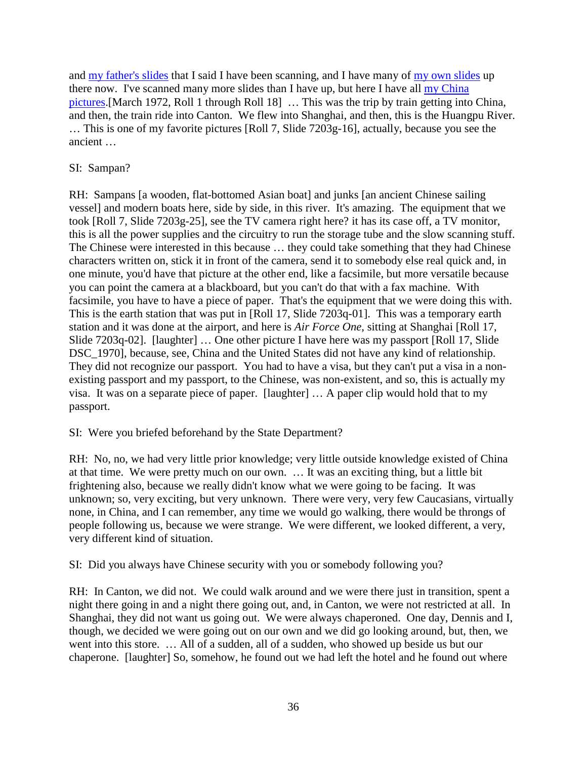and my father's slides that I said I have been scanning, and I have many of my own slides up there now. I've scanned many more slides than I have up, but here I have all my China pictures.[March 1972, Roll 1 through Roll 18] … This was the trip by train getting into China, and then, the train ride into Canton. We flew into Shanghai, and then, this is the Huangpu River. … This is one of my favorite pictures [Roll 7, Slide 7203g-16], actually, because you see the ancient …

SI: Sampan?

RH: Sampans [a wooden, flat-bottomed Asian boat] and junks [an ancient Chinese sailing vessel] and modern boats here, side by side, in this river. It's amazing. The equipment that we took [Roll 7, Slide 7203g-25], see the TV camera right here? it has its case off, a TV monitor, this is all the power supplies and the circuitry to run the storage tube and the slow scanning stuff. The Chinese were interested in this because … they could take something that they had Chinese characters written on, stick it in front of the camera, send it to somebody else real quick and, in one minute, you'd have that picture at the other end, like a facsimile, but more versatile because you can point the camera at a blackboard, but you can't do that with a fax machine. With facsimile, you have to have a piece of paper. That's the equipment that we were doing this with. This is the earth station that was put in [Roll 17, Slide 7203q-01]. This was a temporary earth station and it was done at the airport, and here is *Air Force One*, sitting at Shanghai [Roll 17, Slide 7203q-02]. [laughter] … One other picture I have here was my passport [Roll 17, Slide DSC_1970], because, see, China and the United States did not have any kind of relationship. They did not recognize our passport. You had to have a visa, but they can't put a visa in a non-existing passport and my passport, to the Chinese, was non-existent, and so, this is actually my visa. It was on a separate piece of paper. [laughter] … A paper clip would hold that to my passport.

SI: Were you briefed beforehand by the State Department?

RH: No, no, we had very little prior knowledge; very little outside knowledge existed of China at that time. We were pretty much on our own. … It was an exciting thing, but a little bit frightening also, because we really didn't know what we were going to be facing. It was unknown; so, very exciting, but very unknown. There were very, very few Caucasians, virtually none, in China, and I can remember, any time we would go walking, there would be throngs of people following us, because we were strange. We were different, we looked different, a very, very different kind of situation.

SI: Did you always have Chinese security with you or somebody following you?

RH: In Canton, we did not. We could walk around and we were there just in transition, spent a night there going in and a night there going out, and, in Canton, we were not restricted at all. In Shanghai, they did not want us going out. We were always chaperoned. One day, Dennis and I, though, we decided we were going out on our own and we did go looking around, but, then, we went into this store. … All of a sudden, all of a sudden, who showed up beside us but our chaperone. [laughter] So, somehow, he found out we had left the hotel and he found out where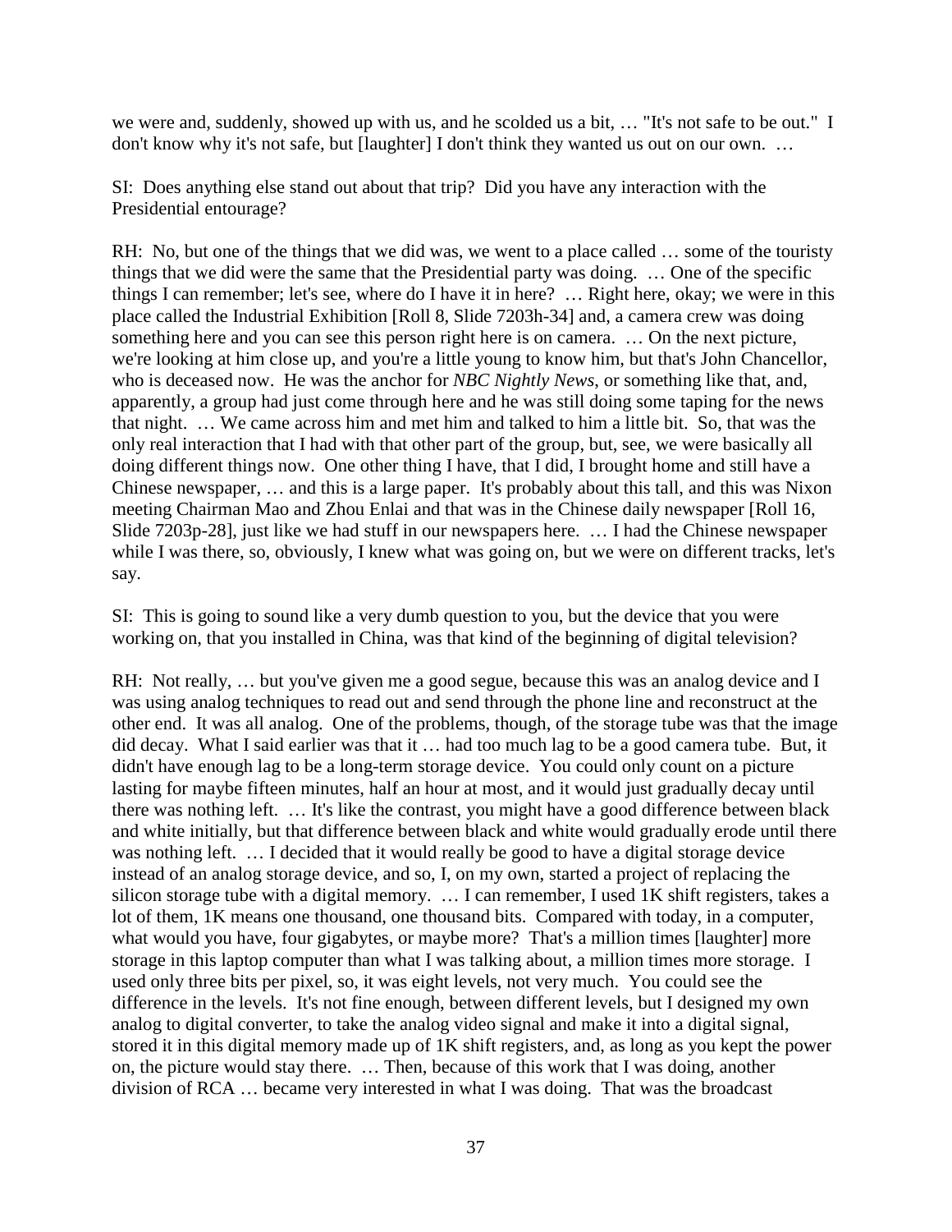we were and, suddenly, showed up with us, and he scolded us a bit, … "It's not safe to be out." I don't know why it's not safe, but [laughter] I don't think they wanted us out on our own. …

SI: Does anything else stand out about that trip? Did you have any interaction with the Presidential entourage?

RH: No, but one of the things that we did was, we went to a place called … some of the touristy things that we did were the same that the Presidential party was doing. … One of the specific things I can remember; let's see, where do I have it in here? … Right here, okay; we were in this place called the Industrial Exhibition [Roll 8, Slide 7203h-34] and, a camera crew was doing something here and you can see this person right here is on camera. … On the next picture, we're looking at him close up, and you're a little young to know him, but that's John Chancellor, who is deceased now. He was the anchor for *NBC Nightly News*, or something like that, and, apparently, a group had just come through here and he was still doing some taping for the news that night. … We came across him and met him and talked to him a little bit. So, that was the only real interaction that I had with that other part of the group, but, see, we were basically all doing different things now. One other thing I have, that I did, I brought home and still have a Chinese newspaper, … and this is a large paper. It's probably about this tall, and this was Nixon meeting Chairman Mao and Zhou Enlai and that was in the Chinese daily newspaper [Roll 16, Slide 7203p-28], just like we had stuff in our newspapers here. … I had the Chinese newspaper while I was there, so, obviously, I knew what was going on, but we were on different tracks, let's say.

SI: This is going to sound like a very dumb question to you, but the device that you were working on, that you installed in China, was that kind of the beginning of digital television?

RH: Not really, … but you've given me a good segue, because this was an analog device and I was using analog techniques to read out and send through the phone line and reconstruct at the other end. It was all analog. One of the problems, though, of the storage tube was that the image did decay. What I said earlier was that it … had too much lag to be a good camera tube. But, it didn't have enough lag to be a long-term storage device. You could only count on a picture lasting for maybe fifteen minutes, half an hour at most, and it would just gradually decay until there was nothing left. … It's like the contrast, you might have a good difference between black and white initially, but that difference between black and white would gradually erode until there was nothing left. … I decided that it would really be good to have a digital storage device instead of an analog storage device, and so, I, on my own, started a project of replacing the silicon storage tube with a digital memory. … I can remember, I used 1K shift registers, takes a lot of them, 1K means one thousand, one thousand bits. Compared with today, in a computer, what would you have, four gigabytes, or maybe more? That's a million times [laughter] more storage in this laptop computer than what I was talking about, a million times more storage. I used only three bits per pixel, so, it was eight levels, not very much. You could see the difference in the levels. It's not fine enough, between different levels, but I designed my own analog to digital converter, to take the analog video signal and make it into a digital signal, stored it in this digital memory made up of 1K shift registers, and, as long as you kept the power on, the picture would stay there. … Then, because of this work that I was doing, another division of RCA … became very interested in what I was doing. That was the broadcast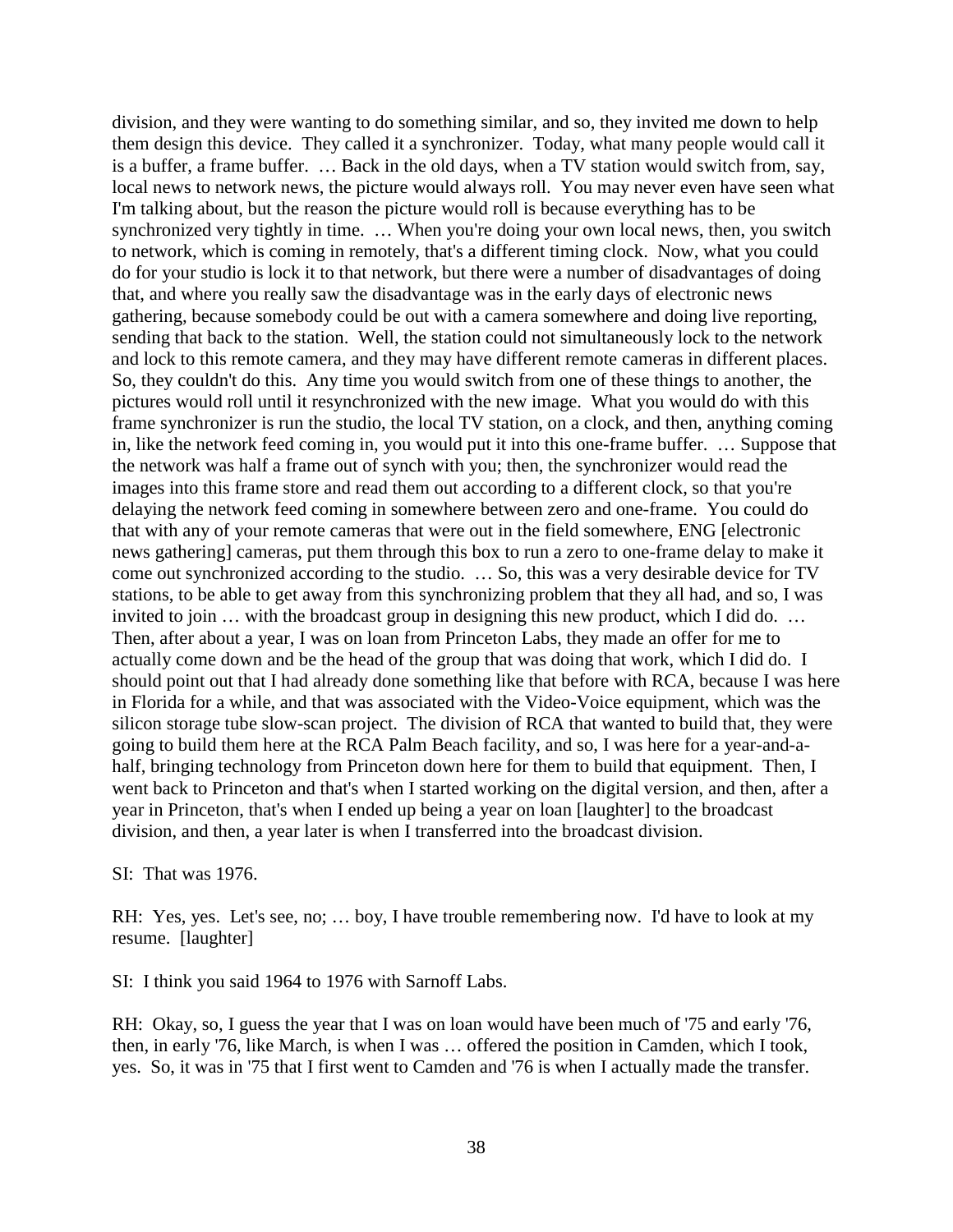division, and they were wanting to do something similar, and so, they invited me down to help them design this device. They called it a synchronizer. Today, what many people would call it is a buffer, a frame buffer. … Back in the old days, when a TV station would switch from, say, local news to network news, the picture would always roll. You may never even have seen what I'm talking about, but the reason the picture would roll is because everything has to be synchronized very tightly in time. … When you're doing your own local news, then, you switch to network, which is coming in remotely, that's a different timing clock. Now, what you could do for your studio is lock it to that network, but there were a number of disadvantages of doing that, and where you really saw the disadvantage was in the early days of electronic news gathering, because somebody could be out with a camera somewhere and doing live reporting, sending that back to the station. Well, the station could not simultaneously lock to the network and lock to this remote camera, and they may have different remote cameras in different places. So, they couldn't do this. Any time you would switch from one of these things to another, the pictures would roll until it resynchronized with the new image. What you would do with this frame synchronizer is run the studio, the local TV station, on a clock, and then, anything coming in, like the network feed coming in, you would put it into this one-frame buffer. … Suppose that the network was half a frame out of synch with you; then, the synchronizer would read the images into this frame store and read them out according to a different clock, so that you're delaying the network feed coming in somewhere between zero and one-frame. You could do that with any of your remote cameras that were out in the field somewhere, ENG [electronic news gathering] cameras, put them through this box to run a zero to one-frame delay to make it come out synchronized according to the studio. … So, this was a very desirable device for TV stations, to be able to get away from this synchronizing problem that they all had, and so, I was invited to join … with the broadcast group in designing this new product, which I did do. … Then, after about a year, I was on loan from Princeton Labs, they made an offer for me to actually come down and be the head of the group that was doing that work, which I did do. I should point out that I had already done something like that before with RCA, because I was here in Florida for a while, and that was associated with the Video-Voice equipment, which was the silicon storage tube slow-scan project. The division of RCA that wanted to build that, they were going to build them here at the RCA Palm Beach facility, and so, I was here for a year-and-a-half, bringing technology from Princeton down here for them to build that equipment. Then, I went back to Princeton and that's when I started working on the digital version, and then, after a year in Princeton, that's when I ended up being a year on loan [laughter] to the broadcast division, and then, a year later is when I transferred into the broadcast division.

SI: That was 1976.

RH: Yes, yes. Let's see, no; … boy, I have trouble remembering now. I'd have to look at my resume. [laughter]

SI: I think you said 1964 to 1976 with Sarnoff Labs.

RH: Okay, so, I guess the year that I was on loan would have been much of '75 and early '76, then, in early '76, like March, is when I was … offered the position in Camden, which I took, yes. So, it was in '75 that I first went to Camden and '76 is when I actually made the transfer.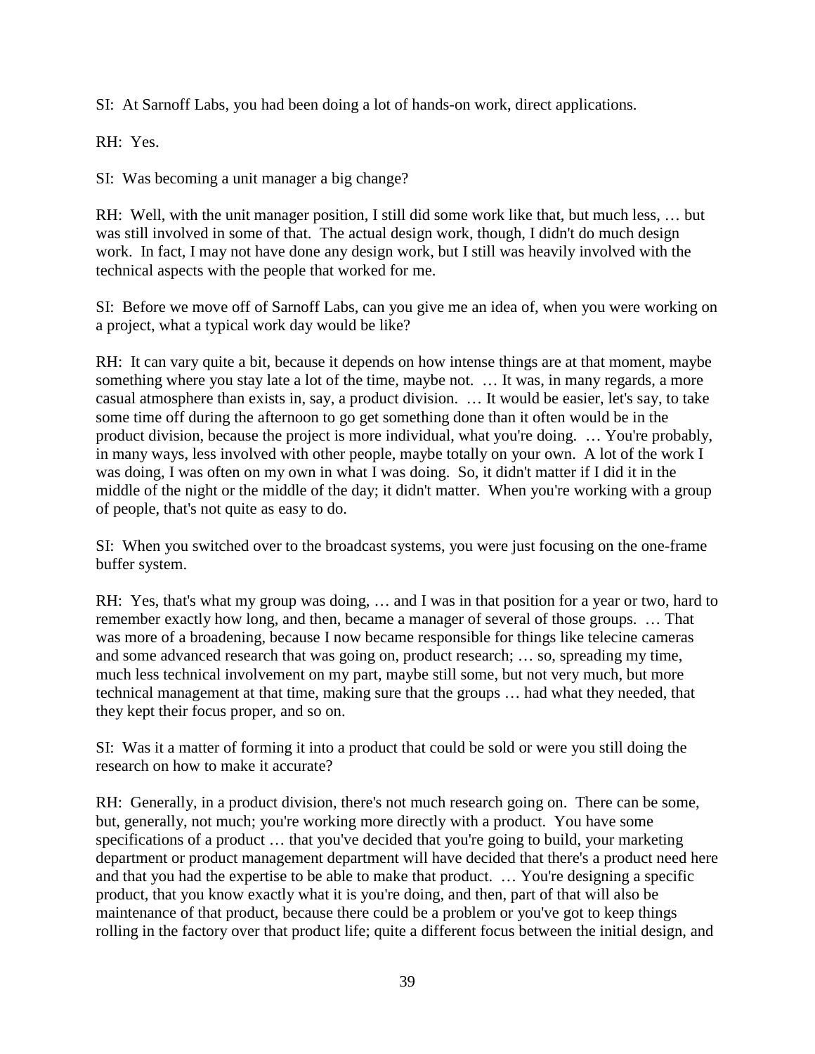SI: At Sarnoff Labs, you had been doing a lot of hands-on work, direct applications.

RH: Yes.

SI: Was becoming a unit manager a big change?

RH: Well, with the unit manager position, I still did some work like that, but much less, … but was still involved in some of that. The actual design work, though, I didn't do much design work. In fact, I may not have done any design work, but I still was heavily involved with the technical aspects with the people that worked for me.

SI: Before we move off of Sarnoff Labs, can you give me an idea of, when you were working on a project, what a typical work day would be like?

RH: It can vary quite a bit, because it depends on how intense things are at that moment, maybe something where you stay late a lot of the time, maybe not. … It was, in many regards, a more casual atmosphere than exists in, say, a product division. … It would be easier, let's say, to take some time off during the afternoon to go get something done than it often would be in the product division, because the project is more individual, what you're doing. … You're probably, in many ways, less involved with other people, maybe totally on your own. A lot of the work I was doing, I was often on my own in what I was doing. So, it didn't matter if I did it in the middle of the night or the middle of the day; it didn't matter. When you're working with a group of people, that's not quite as easy to do.

SI: When you switched over to the broadcast systems, you were just focusing on the one-frame buffer system.

RH: Yes, that's what my group was doing, … and I was in that position for a year or two, hard to remember exactly how long, and then, became a manager of several of those groups. … That was more of a broadening, because I now became responsible for things like telecine cameras and some advanced research that was going on, product research; … so, spreading my time, much less technical involvement on my part, maybe still some, but not very much, but more technical management at that time, making sure that the groups … had what they needed, that they kept their focus proper, and so on.

SI: Was it a matter of forming it into a product that could be sold or were you still doing the research on how to make it accurate?

RH: Generally, in a product division, there's not much research going on. There can be some, but, generally, not much; you're working more directly with a product. You have some specifications of a product … that you've decided that you're going to build, your marketing department or product management department will have decided that there's a product need here and that you had the expertise to be able to make that product. … You're designing a specific product, that you know exactly what it is you're doing, and then, part of that will also be maintenance of that product, because there could be a problem or you've got to keep things rolling in the factory over that product life; quite a different focus between the initial design, and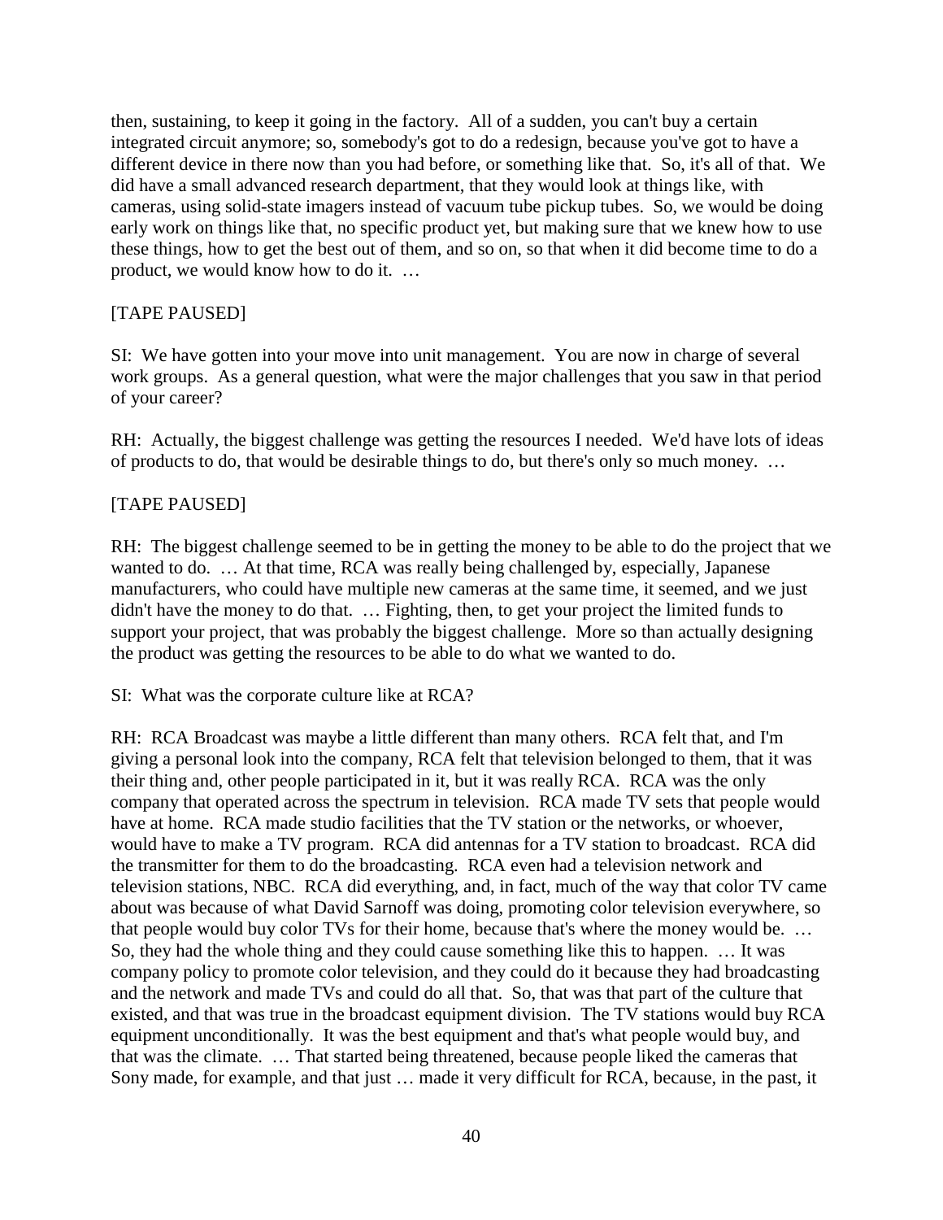then, sustaining, to keep it going in the factory. All of a sudden, you can't buy a certain integrated circuit anymore; so, somebody's got to do a redesign, because you've got to have a different device in there now than you had before, or something like that. So, it's all of that. We did have a small advanced research department, that they would look at things like, with cameras, using solid-state imagers instead of vacuum tube pickup tubes. So, we would be doing early work on things like that, no specific product yet, but making sure that we knew how to use these things, how to get the best out of them, and so on, so that when it did become time to do a product, we would know how to do it. …

[TAPE PAUSED]

SI: We have gotten into your move into unit management. You are now in charge of several work groups. As a general question, what were the major challenges that you saw in that period of your career?

RH: Actually, the biggest challenge was getting the resources I needed. We'd have lots of ideas of products to do, that would be desirable things to do, but there's only so much money. …

[TAPE PAUSED]

RH: The biggest challenge seemed to be in getting the money to be able to do the project that we wanted to do. … At that time, RCA was really being challenged by, especially, Japanese manufacturers, who could have multiple new cameras at the same time, it seemed, and we just didn't have the money to do that. … Fighting, then, to get your project the limited funds to support your project, that was probably the biggest challenge. More so than actually designing the product was getting the resources to be able to do what we wanted to do.

SI: What was the corporate culture like at RCA?

RH: RCA Broadcast was maybe a little different than many others. RCA felt that, and I'm giving a personal look into the company, RCA felt that television belonged to them, that it was their thing and, other people participated in it, but it was really RCA. RCA was the only company that operated across the spectrum in television. RCA made TV sets that people would have at home. RCA made studio facilities that the TV station or the networks, or whoever, would have to make a TV program. RCA did antennas for a TV station to broadcast. RCA did the transmitter for them to do the broadcasting. RCA even had a television network and television stations, NBC. RCA did everything, and, in fact, much of the way that color TV came about was because of what David Sarnoff was doing, promoting color television everywhere, so that people would buy color TVs for their home, because that's where the money would be. … So, they had the whole thing and they could cause something like this to happen. … It was company policy to promote color television, and they could do it because they had broadcasting and the network and made TVs and could do all that. So, that was that part of the culture that existed, and that was true in the broadcast equipment division. The TV stations would buy RCA equipment unconditionally. It was the best equipment and that's what people would buy, and that was the climate. … That started being threatened, because people liked the cameras that Sony made, for example, and that just … made it very difficult for RCA, because, in the past, it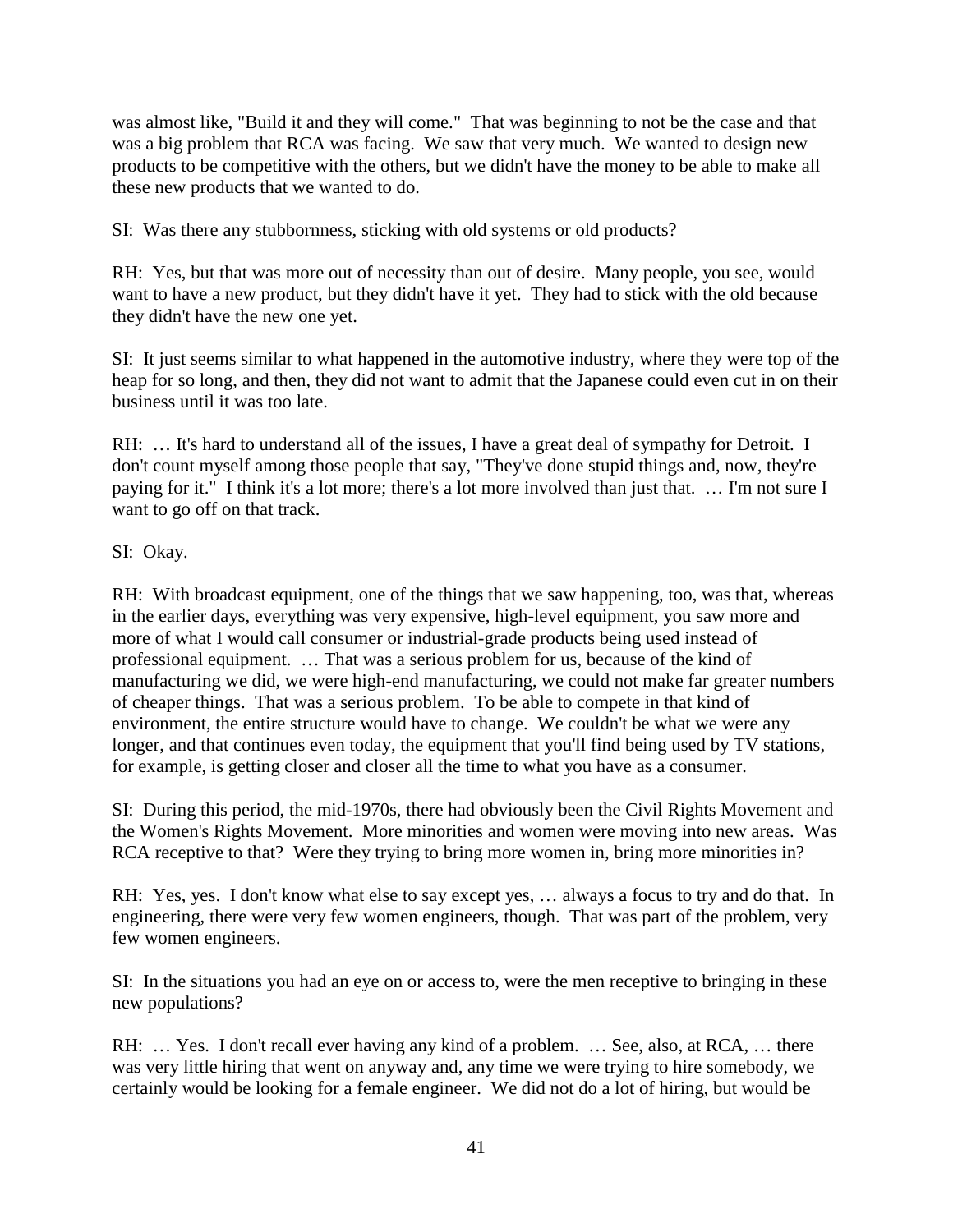was almost like, "Build it and they will come." That was beginning to not be the case and that was a big problem that RCA was facing. We saw that very much. We wanted to design new products to be competitive with the others, but we didn't have the money to be able to make all these new products that we wanted to do.

SI: Was there any stubbornness, sticking with old systems or old products?

RH: Yes, but that was more out of necessity than out of desire. Many people, you see, would want to have a new product, but they didn't have it yet. They had to stick with the old because they didn't have the new one yet.

SI: It just seems similar to what happened in the automotive industry, where they were top of the heap for so long, and then, they did not want to admit that the Japanese could even cut in on their business until it was too late.

RH: … It's hard to understand all of the issues, I have a great deal of sympathy for Detroit. I don't count myself among those people that say, "They've done stupid things and, now, they're paying for it." I think it's a lot more; there's a lot more involved than just that. … I'm not sure I want to go off on that track.

SI: Okay.

RH: With broadcast equipment, one of the things that we saw happening, too, was that, whereas in the earlier days, everything was very expensive, high-level equipment, you saw more and more of what I would call consumer or industrial-grade products being used instead of professional equipment. … That was a serious problem for us, because of the kind of manufacturing we did, we were high-end manufacturing, we could not make far greater numbers of cheaper things. That was a serious problem. To be able to compete in that kind of environment, the entire structure would have to change. We couldn't be what we were any longer, and that continues even today, the equipment that you'll find being used by TV stations, for example, is getting closer and closer all the time to what you have as a consumer.

SI: During this period, the mid-1970s, there had obviously been the Civil Rights Movement and the Women's Rights Movement. More minorities and women were moving into new areas. Was RCA receptive to that? Were they trying to bring more women in, bring more minorities in?

RH: Yes, yes. I don't know what else to say except yes, … always a focus to try and do that. In engineering, there were very few women engineers, though. That was part of the problem, very few women engineers.

SI: In the situations you had an eye on or access to, were the men receptive to bringing in these new populations?

RH: … Yes. I don't recall ever having any kind of a problem. … See, also, at RCA, … there was very little hiring that went on anyway and, any time we were trying to hire somebody, we certainly would be looking for a female engineer. We did not do a lot of hiring, but would be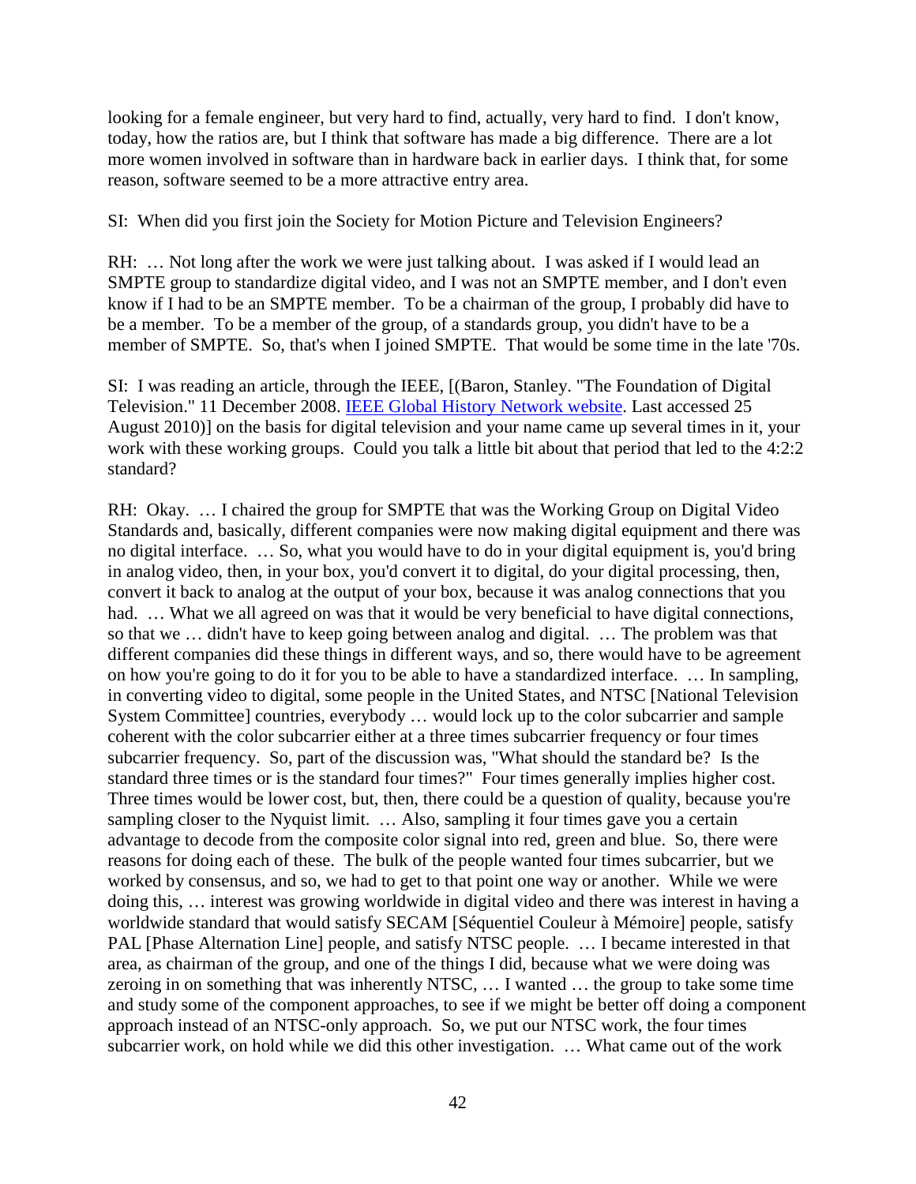looking for a female engineer, but very hard to find, actually, very hard to find. I don't know, today, how the ratios are, but I think that software has made a big difference. There are a lot more women involved in software than in hardware back in earlier days. I think that, for some reason, software seemed to be a more attractive entry area.

SI: When did you first join the Society for Motion Picture and Television Engineers?

RH: … Not long after the work we were just talking about. I was asked if I would lead an SMPTE group to standardize digital video, and I was not an SMPTE member, and I don't even know if I had to be an SMPTE member. To be a chairman of the group, I probably did have to be a member. To be a member of the group, of a standards group, you didn't have to be a member of SMPTE. So, that's when I joined SMPTE. That would be some time in the late '70s.

SI: I was reading an article, through the IEEE, [(Baron, Stanley. "The Foundation of Digital Television." 11 December 2008. IEEE Global History Network website. Last accessed 25 August 2010)] on the basis for digital television and your name came up several times in it, your work with these working groups. Could you talk a little bit about that period that led to the 4:2:2 standard?

RH: Okay. … I chaired the group for SMPTE that was the Working Group on Digital Video Standards and, basically, different companies were now making digital equipment and there was no digital interface. … So, what you would have to do in your digital equipment is, you'd bring in analog video, then, in your box, you'd convert it to digital, do your digital processing, then, convert it back to analog at the output of your box, because it was analog connections that you had. … What we all agreed on was that it would be very beneficial to have digital connections, so that we … didn't have to keep going between analog and digital. … The problem was that different companies did these things in different ways, and so, there would have to be agreement on how you're going to do it for you to be able to have a standardized interface. … In sampling, in converting video to digital, some people in the United States, and NTSC [National Television System Committee] countries, everybody … would lock up to the color subcarrier and sample coherent with the color subcarrier either at a three times subcarrier frequency or four times subcarrier frequency. So, part of the discussion was, "What should the standard be? Is the standard three times or is the standard four times?" Four times generally implies higher cost. Three times would be lower cost, but, then, there could be a question of quality, because you're sampling closer to the Nyquist limit. … Also, sampling it four times gave you a certain advantage to decode from the composite color signal into red, green and blue. So, there were reasons for doing each of these. The bulk of the people wanted four times subcarrier, but we worked by consensus, and so, we had to get to that point one way or another. While we were doing this, … interest was growing worldwide in digital video and there was interest in having a worldwide standard that would satisfy SECAM [Séquentiel Couleur à Mémoire] people, satisfy PAL [Phase Alternation Line] people, and satisfy NTSC people. … I became interested in that area, as chairman of the group, and one of the things I did, because what we were doing was zeroing in on something that was inherently NTSC, … I wanted … the group to take some time and study some of the component approaches, to see if we might be better off doing a component approach instead of an NTSC-only approach. So, we put our NTSC work, the four times subcarrier work, on hold while we did this other investigation. … What came out of the work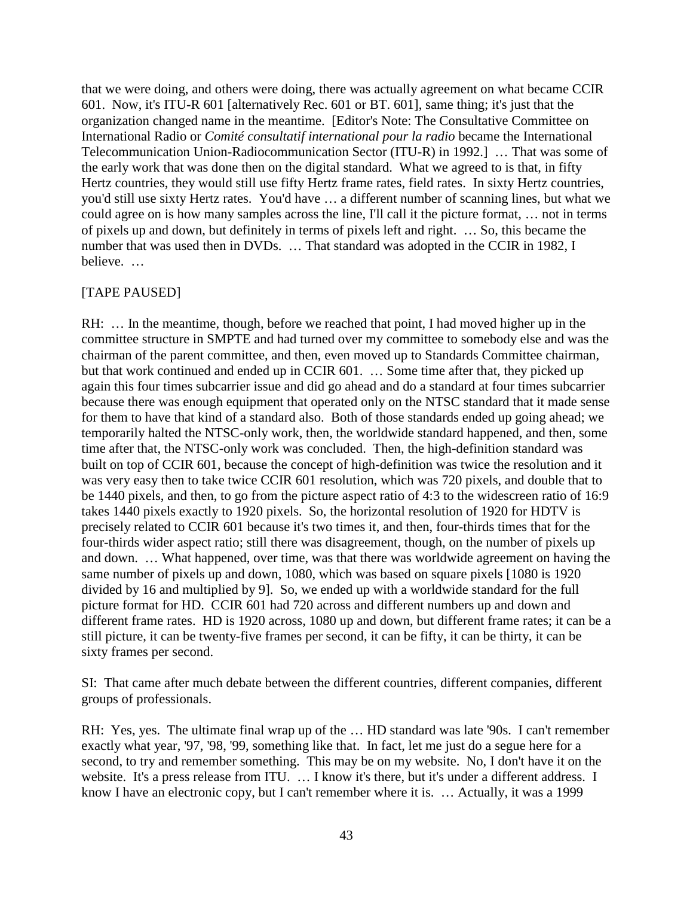that we were doing, and others were doing, there was actually agreement on what became CCIR 601. Now, it's ITU-R 601 [alternatively Rec. 601 or BT. 601], same thing; it's just that the organization changed name in the meantime. [Editor's Note: The Consultative Committee on International Radio or *Comité consultatif international pour la radio* became the International Telecommunication Union-Radiocommunication Sector (ITU-R) in 1992.] … That was some of the early work that was done then on the digital standard. What we agreed to is that, in fifty Hertz countries, they would still use fifty Hertz frame rates, field rates. In sixty Hertz countries, you'd still use sixty Hertz rates. You'd have … a different number of scanning lines, but what we could agree on is how many samples across the line, I'll call it the picture format, … not in terms of pixels up and down, but definitely in terms of pixels left and right. … So, this became the number that was used then in DVDs. … That standard was adopted in the CCIR in 1982, I believe. …

[TAPE PAUSED]

RH: … In the meantime, though, before we reached that point, I had moved higher up in the committee structure in SMPTE and had turned over my committee to somebody else and was the chairman of the parent committee, and then, even moved up to Standards Committee chairman, but that work continued and ended up in CCIR 601. … Some time after that, they picked up again this four times subcarrier issue and did go ahead and do a standard at four times subcarrier because there was enough equipment that operated only on the NTSC standard that it made sense for them to have that kind of a standard also. Both of those standards ended up going ahead; we temporarily halted the NTSC-only work, then, the worldwide standard happened, and then, some time after that, the NTSC-only work was concluded. Then, the high-definition standard was built on top of CCIR 601, because the concept of high-definition was twice the resolution and it was very easy then to take twice CCIR 601 resolution, which was 720 pixels, and double that to be 1440 pixels, and then, to go from the picture aspect ratio of 4:3 to the widescreen ratio of 16:9 takes 1440 pixels exactly to 1920 pixels. So, the horizontal resolution of 1920 for HDTV is precisely related to CCIR 601 because it's two times it, and then, four-thirds times that for the four-thirds wider aspect ratio; still there was disagreement, though, on the number of pixels up and down. … What happened, over time, was that there was worldwide agreement on having the same number of pixels up and down, 1080, which was based on square pixels [1080 is 1920 divided by 16 and multiplied by 9]. So, we ended up with a worldwide standard for the full picture format for HD. CCIR 601 had 720 across and different numbers up and down and different frame rates. HD is 1920 across, 1080 up and down, but different frame rates; it can be a still picture, it can be twenty-five frames per second, it can be fifty, it can be thirty, it can be sixty frames per second.

SI: That came after much debate between the different countries, different companies, different groups of professionals.

RH: Yes, yes. The ultimate final wrap up of the … HD standard was late '90s. I can't remember exactly what year, '97, '98, '99, something like that. In fact, let me just do a segue here for a second, to try and remember something. This may be on my website. No, I don't have it on the website. It's a press release from ITU. … I know it's there, but it's under a different address. I know I have an electronic copy, but I can't remember where it is. … Actually, it was a 1999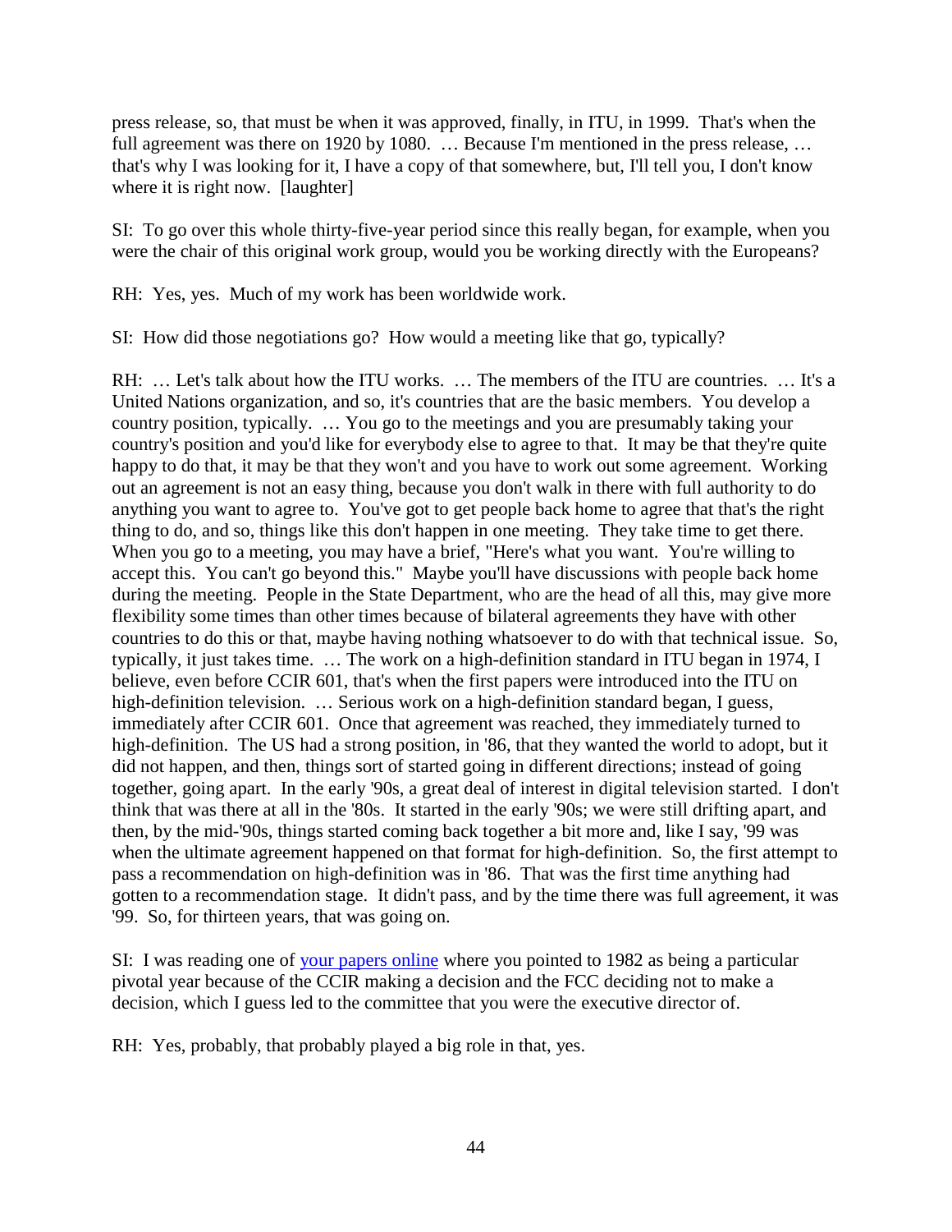press release, so, that must be when it was approved, finally, in ITU, in 1999. That's when the full agreement was there on 1920 by 1080. … Because I'm mentioned in the press release, … that's why I was looking for it, I have a copy of that somewhere, but, I'll tell you, I don't know where it is right now. [laughter]

SI: To go over this whole thirty-five-year period since this really began, for example, when you were the chair of this original work group, would you be working directly with the Europeans?

RH: Yes, yes. Much of my work has been worldwide work.

SI: How did those negotiations go? How would a meeting like that go, typically?

RH: … Let's talk about how the ITU works. … The members of the ITU are countries. … It's a United Nations organization, and so, it's countries that are the basic members. You develop a country position, typically. … You go to the meetings and you are presumably taking your country's position and you'd like for everybody else to agree to that. It may be that they're quite happy to do that, it may be that they won't and you have to work out some agreement. Working out an agreement is not an easy thing, because you don't walk in there with full authority to do anything you want to agree to. You've got to get people back home to agree that that's the right thing to do, and so, things like this don't happen in one meeting. They take time to get there. When you go to a meeting, you may have a brief, "Here's what you want. You're willing to accept this. You can't go beyond this." Maybe you'll have discussions with people back home during the meeting. People in the State Department, who are the head of all this, may give more flexibility some times than other times because of bilateral agreements they have with other countries to do this or that, maybe having nothing whatsoever to do with that technical issue. So, typically, it just takes time. … The work on a high-definition standard in ITU began in 1974, I believe, even before CCIR 601, that's when the first papers were introduced into the ITU on high-definition television. … Serious work on a high-definition standard began, I guess, immediately after CCIR 601. Once that agreement was reached, they immediately turned to high-definition. The US had a strong position, in '86, that they wanted the world to adopt, but it did not happen, and then, things sort of started going in different directions; instead of going together, going apart. In the early '90s, a great deal of interest in digital television started. I don't think that was there at all in the '80s. It started in the early '90s; we were still drifting apart, and then, by the mid-'90s, things started coming back together a bit more and, like I say, '99 was when the ultimate agreement happened on that format for high-definition. So, the first attempt to pass a recommendation on high-definition was in '86. That was the first time anything had gotten to a recommendation stage. It didn't pass, and by the time there was full agreement, it was '99. So, for thirteen years, that was going on.

SI: I was reading one of [your papers online] where you pointed to 1982 as being a particular pivotal year because of the CCIR making a decision and the FCC deciding not to make a decision, which I guess led to the committee that you were the executive director of.

RH: Yes, probably, that probably played a big role in that, yes.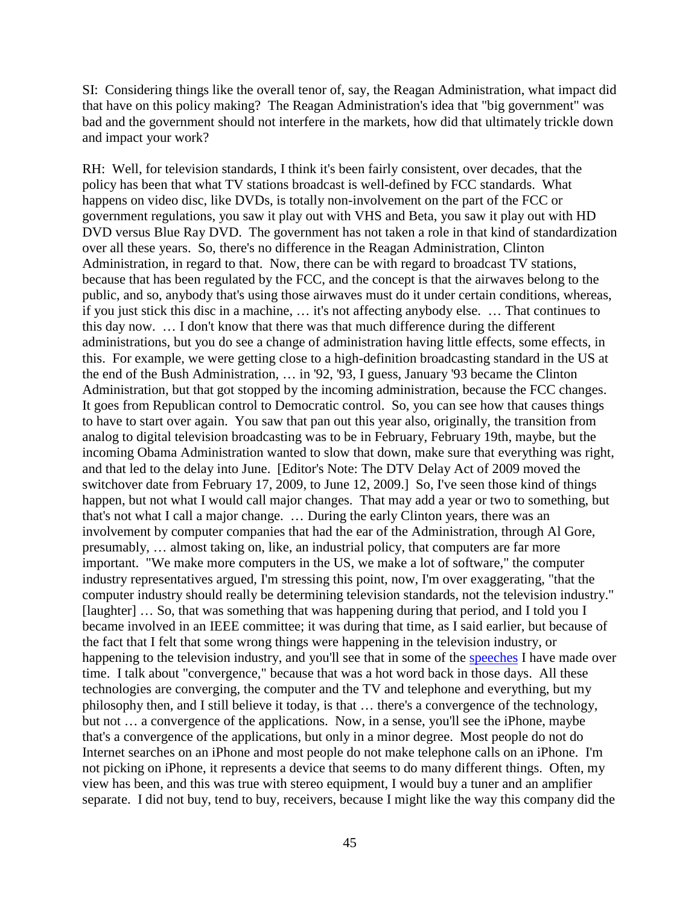SI: Considering things like the overall tenor of, say, the Reagan Administration, what impact did that have on this policy making? The Reagan Administration's idea that "big government" was bad and the government should not interfere in the markets, how did that ultimately trickle down and impact your work?

RH: Well, for television standards, I think it's been fairly consistent, over decades, that the policy has been that what TV stations broadcast is well-defined by FCC standards. What happens on video disc, like DVDs, is totally non-involvement on the part of the FCC or government regulations, you saw it play out with VHS and Beta, you saw it play out with HD DVD versus Blue Ray DVD. The government has not taken a role in that kind of standardization over all these years. So, there's no difference in the Reagan Administration, Clinton Administration, in regard to that. Now, there can be with regard to broadcast TV stations, because that has been regulated by the FCC, and the concept is that the airwaves belong to the public, and so, anybody that's using those airwaves must do it under certain conditions, whereas, if you just stick this disc in a machine, … it's not affecting anybody else. … That continues to this day now. … I don't know that there was that much difference during the different administrations, but you do see a change of administration having little effects, some effects, in this. For example, we were getting close to a high-definition broadcasting standard in the US at the end of the Bush Administration, … in '92, '93, I guess, January '93 became the Clinton Administration, but that got stopped by the incoming administration, because the FCC changes. It goes from Republican control to Democratic control. So, you can see how that causes things to have to start over again. You saw that pan out this year also, originally, the transition from analog to digital television broadcasting was to be in February, February 19th, maybe, but the incoming Obama Administration wanted to slow that down, make sure that everything was right, and that led to the delay into June. [Editor's Note: The DTV Delay Act of 2009 moved the switchover date from February 17, 2009, to June 12, 2009.] So, I've seen those kind of things happen, but not what I would call major changes. That may add a year or two to something, but that's not what I call a major change. … During the early Clinton years, there was an involvement by computer companies that had the ear of the Administration, through Al Gore, presumably, … almost taking on, like, an industrial policy, that computers are far more important. "We make more computers in the US, we make a lot of software," the computer industry representatives argued, I'm stressing this point, now, I'm over exaggerating, "that the computer industry should really be determining television standards, not the television industry." [laughter] … So, that was something that was happening during that period, and I told you I became involved in an IEEE committee; it was during that time, as I said earlier, but because of the fact that I felt that some wrong things were happening in the television industry, or happening to the television industry, and you'll see that in some of the speeches I have made over time. I talk about "convergence," because that was a hot word back in those days. All these technologies are converging, the computer and the TV and telephone and everything, but my philosophy then, and I still believe it today, is that … there's a convergence of the technology, but not … a convergence of the applications. Now, in a sense, you'll see the iPhone, maybe that's a convergence of the applications, but only in a minor degree. Most people do not do Internet searches on an iPhone and most people do not make telephone calls on an iPhone. I'm not picking on iPhone, it represents a device that seems to do many different things. Often, my view has been, and this was true with stereo equipment, I would buy a tuner and an amplifier separate. I did not buy, tend to buy, receivers, because I might like the way this company did the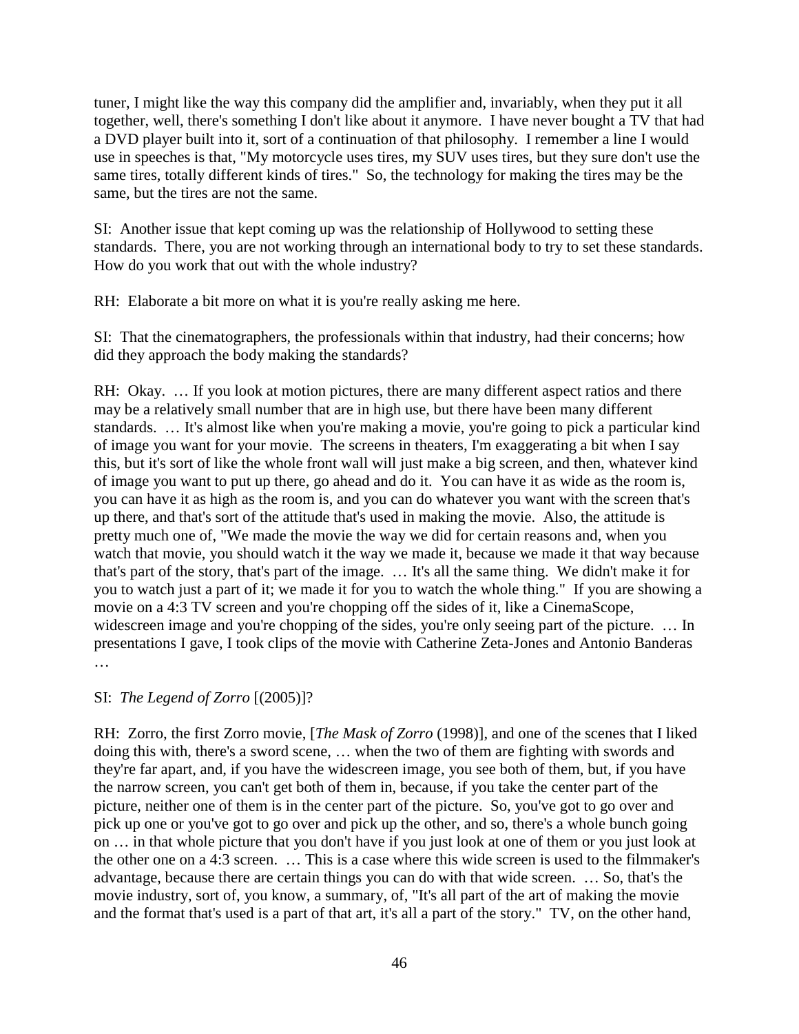tuner, I might like the way this company did the amplifier and, invariably, when they put it all together, well, there's something I don't like about it anymore. I have never bought a TV that had a DVD player built into it, sort of a continuation of that philosophy. I remember a line I would use in speeches is that, "My motorcycle uses tires, my SUV uses tires, but they sure don't use the same tires, totally different kinds of tires." So, the technology for making the tires may be the same, but the tires are not the same.

SI: Another issue that kept coming up was the relationship of Hollywood to setting these standards. There, you are not working through an international body to try to set these standards. How do you work that out with the whole industry?

RH: Elaborate a bit more on what it is you're really asking me here.

SI: That the cinematographers, the professionals within that industry, had their concerns; how did they approach the body making the standards?

RH: Okay. … If you look at motion pictures, there are many different aspect ratios and there may be a relatively small number that are in high use, but there have been many different standards. … It's almost like when you're making a movie, you're going to pick a particular kind of image you want for your movie. The screens in theaters, I'm exaggerating a bit when I say this, but it's sort of like the whole front wall will just make a big screen, and then, whatever kind of image you want to put up there, go ahead and do it. You can have it as wide as the room is, you can have it as high as the room is, and you can do whatever you want with the screen that's up there, and that's sort of the attitude that's used in making the movie. Also, the attitude is pretty much one of, "We made the movie the way we did for certain reasons and, when you watch that movie, you should watch it the way we made it, because we made it that way because that's part of the story, that's part of the image. … It's all the same thing. We didn't make it for you to watch just a part of it; we made it for you to watch the whole thing." If you are showing a movie on a 4:3 TV screen and you're chopping off the sides of it, like a CinemaScope, widescreen image and you're chopping of the sides, you're only seeing part of the picture. … In presentations I gave, I took clips of the movie with Catherine Zeta-Jones and Antonio Banderas …

SI: *The Legend of Zorro* [(2005)]?

RH: Zorro, the first Zorro movie, [*The Mask of Zorro* (1998)], and one of the scenes that I liked doing this with, there's a sword scene, … when the two of them are fighting with swords and they're far apart, and, if you have the widescreen image, you see both of them, but, if you have the narrow screen, you can't get both of them in, because, if you take the center part of the picture, neither one of them is in the center part of the picture. So, you've got to go over and pick up one or you've got to go over and pick up the other, and so, there's a whole bunch going on … in that whole picture that you don't have if you just look at one of them or you just look at the other one on a 4:3 screen. … This is a case where this wide screen is used to the filmmaker's advantage, because there are certain things you can do with that wide screen. … So, that's the movie industry, sort of, you know, a summary, of, "It's all part of the art of making the movie and the format that's used is a part of that art, it's all a part of the story." TV, on the other hand,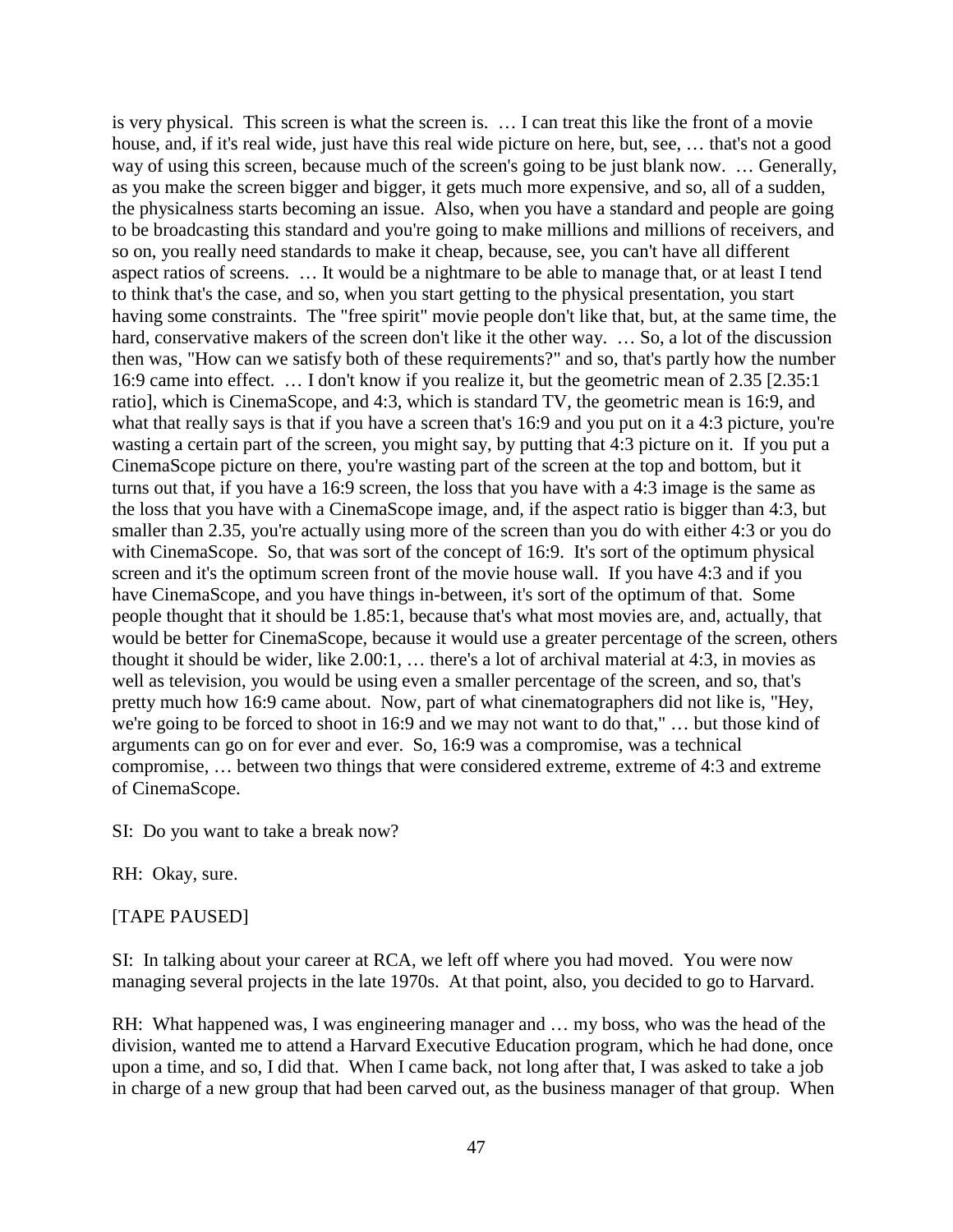is very physical. This screen is what the screen is. … I can treat this like the front of a movie house, and, if it's real wide, just have this real wide picture on here, but, see, … that's not a good way of using this screen, because much of the screen's going to be just blank now. … Generally, as you make the screen bigger and bigger, it gets much more expensive, and so, all of a sudden, the physicalness starts becoming an issue. Also, when you have a standard and people are going to be broadcasting this standard and you're going to make millions and millions of receivers, and so on, you really need standards to make it cheap, because, see, you can't have all different aspect ratios of screens. … It would be a nightmare to be able to manage that, or at least I tend to think that's the case, and so, when you start getting to the physical presentation, you start having some constraints. The "free spirit" movie people don't like that, but, at the same time, the hard, conservative makers of the screen don't like it the other way. … So, a lot of the discussion then was, "How can we satisfy both of these requirements?" and so, that's partly how the number 16:9 came into effect. … I don't know if you realize it, but the geometric mean of 2.35 [2.35:1 ratio], which is CinemaScope, and 4:3, which is standard TV, the geometric mean is 16:9, and what that really says is that if you have a screen that's 16:9 and you put on it a 4:3 picture, you're wasting a certain part of the screen, you might say, by putting that 4:3 picture on it. If you put a CinemaScope picture on there, you're wasting part of the screen at the top and bottom, but it turns out that, if you have a 16:9 screen, the loss that you have with a 4:3 image is the same as the loss that you have with a CinemaScope image, and, if the aspect ratio is bigger than 4:3, but smaller than 2.35, you're actually using more of the screen than you do with either 4:3 or you do with CinemaScope. So, that was sort of the concept of 16:9. It's sort of the optimum physical screen and it's the optimum screen front of the movie house wall. If you have 4:3 and if you have CinemaScope, and you have things in-between, it's sort of the optimum of that. Some people thought that it should be 1.85:1, because that's what most movies are, and, actually, that would be better for CinemaScope, because it would use a greater percentage of the screen, others thought it should be wider, like 2.00:1, … there's a lot of archival material at 4:3, in movies as well as television, you would be using even a smaller percentage of the screen, and so, that's pretty much how 16:9 came about. Now, part of what cinematographers did not like is, "Hey, we're going to be forced to shoot in 16:9 and we may not want to do that," … but those kind of arguments can go on for ever and ever. So, 16:9 was a compromise, was a technical compromise, … between two things that were considered extreme, extreme of 4:3 and extreme of CinemaScope.

SI: Do you want to take a break now?

RH: Okay, sure.

[TAPE PAUSED]

SI: In talking about your career at RCA, we left off where you had moved. You were now managing several projects in the late 1970s. At that point, also, you decided to go to Harvard.

RH: What happened was, I was engineering manager and … my boss, who was the head of the division, wanted me to attend a Harvard Executive Education program, which he had done, once upon a time, and so, I did that. When I came back, not long after that, I was asked to take a job in charge of a new group that had been carved out, as the business manager of that group. When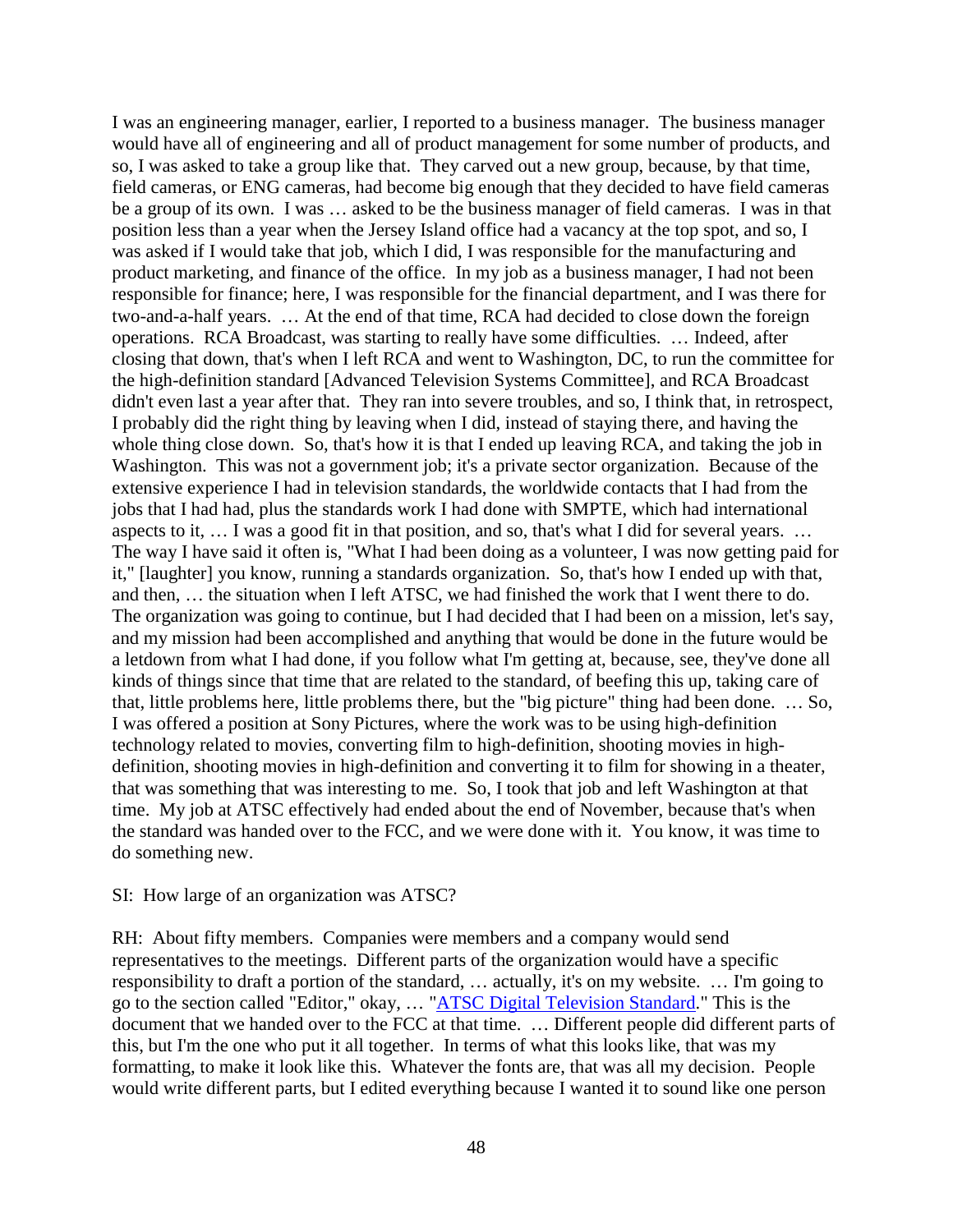I was an engineering manager, earlier, I reported to a business manager. The business manager would have all of engineering and all of product management for some number of products, and so, I was asked to take a group like that. They carved out a new group, because, by that time, field cameras, or ENG cameras, had become big enough that they decided to have field cameras be a group of its own. I was … asked to be the business manager of field cameras. I was in that position less than a year when the Jersey Island office had a vacancy at the top spot, and so, I was asked if I would take that job, which I did, I was responsible for the manufacturing and product marketing, and finance of the office. In my job as a business manager, I had not been responsible for finance; here, I was responsible for the financial department, and I was there for two-and-a-half years. … At the end of that time, RCA had decided to close down the foreign operations. RCA Broadcast, was starting to really have some difficulties. … Indeed, after closing that down, that's when I left RCA and went to Washington, DC, to run the committee for the high-definition standard [Advanced Television Systems Committee], and RCA Broadcast didn't even last a year after that. They ran into severe troubles, and so, I think that, in retrospect, I probably did the right thing by leaving when I did, instead of staying there, and having the whole thing close down. So, that's how it is that I ended up leaving RCA, and taking the job in Washington. This was not a government job; it's a private sector organization. Because of the extensive experience I had in television standards, the worldwide contacts that I had from the jobs that I had had, plus the standards work I had done with SMPTE, which had international aspects to it, … I was a good fit in that position, and so, that's what I did for several years. … The way I have said it often is, "What I had been doing as a volunteer, I was now getting paid for it," [laughter] you know, running a standards organization. So, that's how I ended up with that, and then, … the situation when I left ATSC, we had finished the work that I went there to do. The organization was going to continue, but I had decided that I had been on a mission, let's say, and my mission had been accomplished and anything that would be done in the future would be a letdown from what I had done, if you follow what I'm getting at, because, see, they've done all kinds of things since that time that are related to the standard, of beefing this up, taking care of that, little problems here, little problems there, but the "big picture" thing had been done. … So, I was offered a position at Sony Pictures, where the work was to be using high-definition technology related to movies, converting film to high-definition, shooting movies in high-definition, shooting movies in high-definition and converting it to film for showing in a theater, that was something that was interesting to me. So, I took that job and left Washington at that time. My job at ATSC effectively had ended about the end of November, because that's when the standard was handed over to the FCC, and we were done with it. You know, it was time to do something new.

SI: How large of an organization was ATSC?

RH: About fifty members. Companies were members and a company would send representatives to the meetings. Different parts of the organization would have a specific responsibility to draft a portion of the standard, … actually, it's on my website. … I'm going to go to the section called "Editor," okay, … "ATSC Digital Television Standard." This is the document that we handed over to the FCC at that time. … Different people did different parts of this, but I'm the one who put it all together. In terms of what this looks like, that was my formatting, to make it look like this. Whatever the fonts are, that was all my decision. People would write different parts, but I edited everything because I wanted it to sound like one person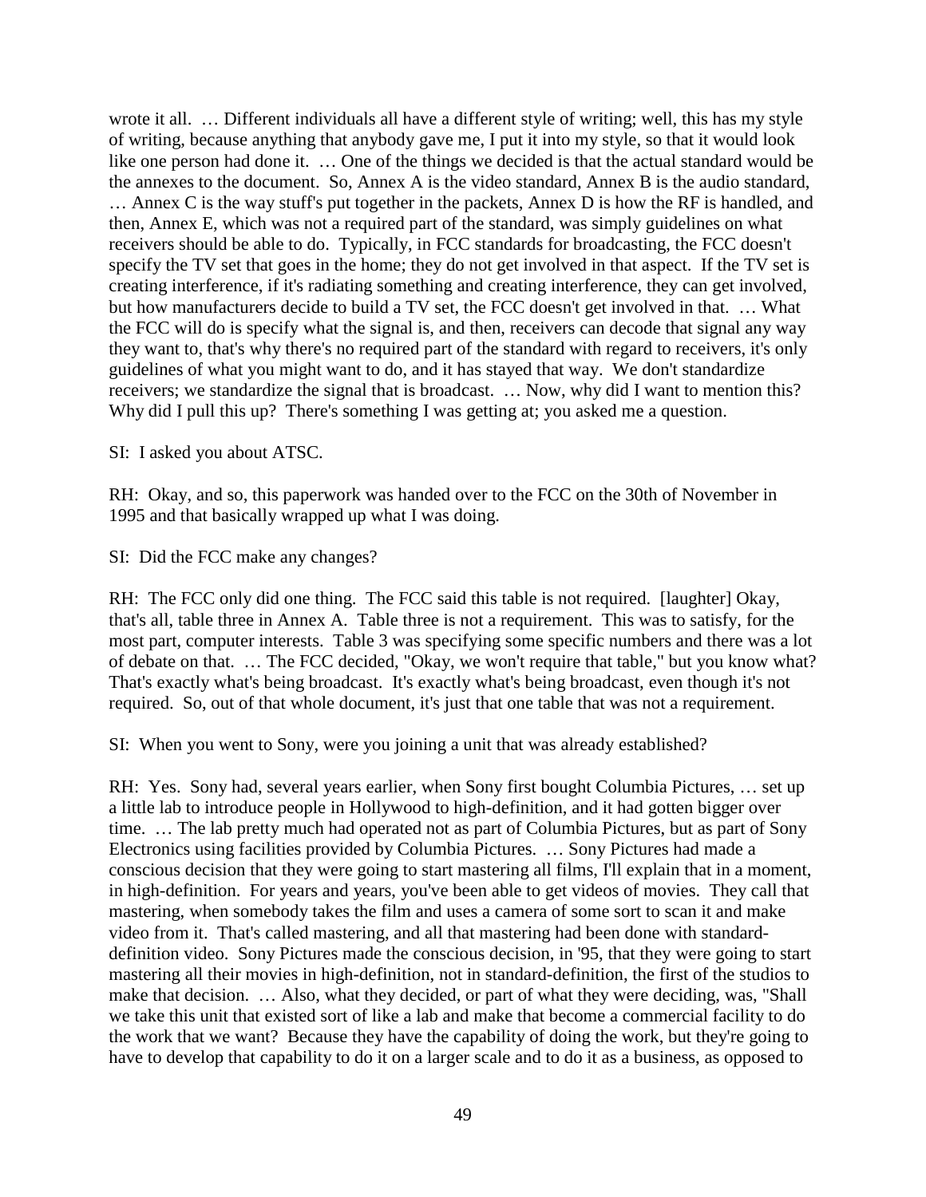wrote it all. … Different individuals all have a different style of writing; well, this has my style of writing, because anything that anybody gave me, I put it into my style, so that it would look like one person had done it. … One of the things we decided is that the actual standard would be the annexes to the document. So, Annex A is the video standard, Annex B is the audio standard, … Annex C is the way stuff's put together in the packets, Annex D is how the RF is handled, and then, Annex E, which was not a required part of the standard, was simply guidelines on what receivers should be able to do. Typically, in FCC standards for broadcasting, the FCC doesn't specify the TV set that goes in the home; they do not get involved in that aspect. If the TV set is creating interference, if it's radiating something and creating interference, they can get involved, but how manufacturers decide to build a TV set, the FCC doesn't get involved in that. … What the FCC will do is specify what the signal is, and then, receivers can decode that signal any way they want to, that's why there's no required part of the standard with regard to receivers, it's only guidelines of what you might want to do, and it has stayed that way. We don't standardize receivers; we standardize the signal that is broadcast. … Now, why did I want to mention this? Why did I pull this up? There's something I was getting at; you asked me a question.

SI: I asked you about ATSC.

RH: Okay, and so, this paperwork was handed over to the FCC on the 30th of November in 1995 and that basically wrapped up what I was doing.

SI: Did the FCC make any changes?

RH: The FCC only did one thing. The FCC said this table is not required. [laughter] Okay, that's all, table three in Annex A. Table three is not a requirement. This was to satisfy, for the most part, computer interests. Table 3 was specifying some specific numbers and there was a lot of debate on that. … The FCC decided, "Okay, we won't require that table," but you know what? That's exactly what's being broadcast. It's exactly what's being broadcast, even though it's not required. So, out of that whole document, it's just that one table that was not a requirement.

SI: When you went to Sony, were you joining a unit that was already established?

RH: Yes. Sony had, several years earlier, when Sony first bought Columbia Pictures, … set up a little lab to introduce people in Hollywood to high-definition, and it had gotten bigger over time. … The lab pretty much had operated not as part of Columbia Pictures, but as part of Sony Electronics using facilities provided by Columbia Pictures. … Sony Pictures had made a conscious decision that they were going to start mastering all films, I'll explain that in a moment, in high-definition. For years and years, you've been able to get videos of movies. They call that mastering, when somebody takes the film and uses a camera of some sort to scan it and make video from it. That's called mastering, and all that mastering had been done with standard-definition video. Sony Pictures made the conscious decision, in '95, that they were going to start mastering all their movies in high-definition, not in standard-definition, the first of the studios to make that decision. … Also, what they decided, or part of what they were deciding, was, "Shall we take this unit that existed sort of like a lab and make that become a commercial facility to do the work that we want? Because they have the capability of doing the work, but they're going to have to develop that capability to do it on a larger scale and to do it as a business, as opposed to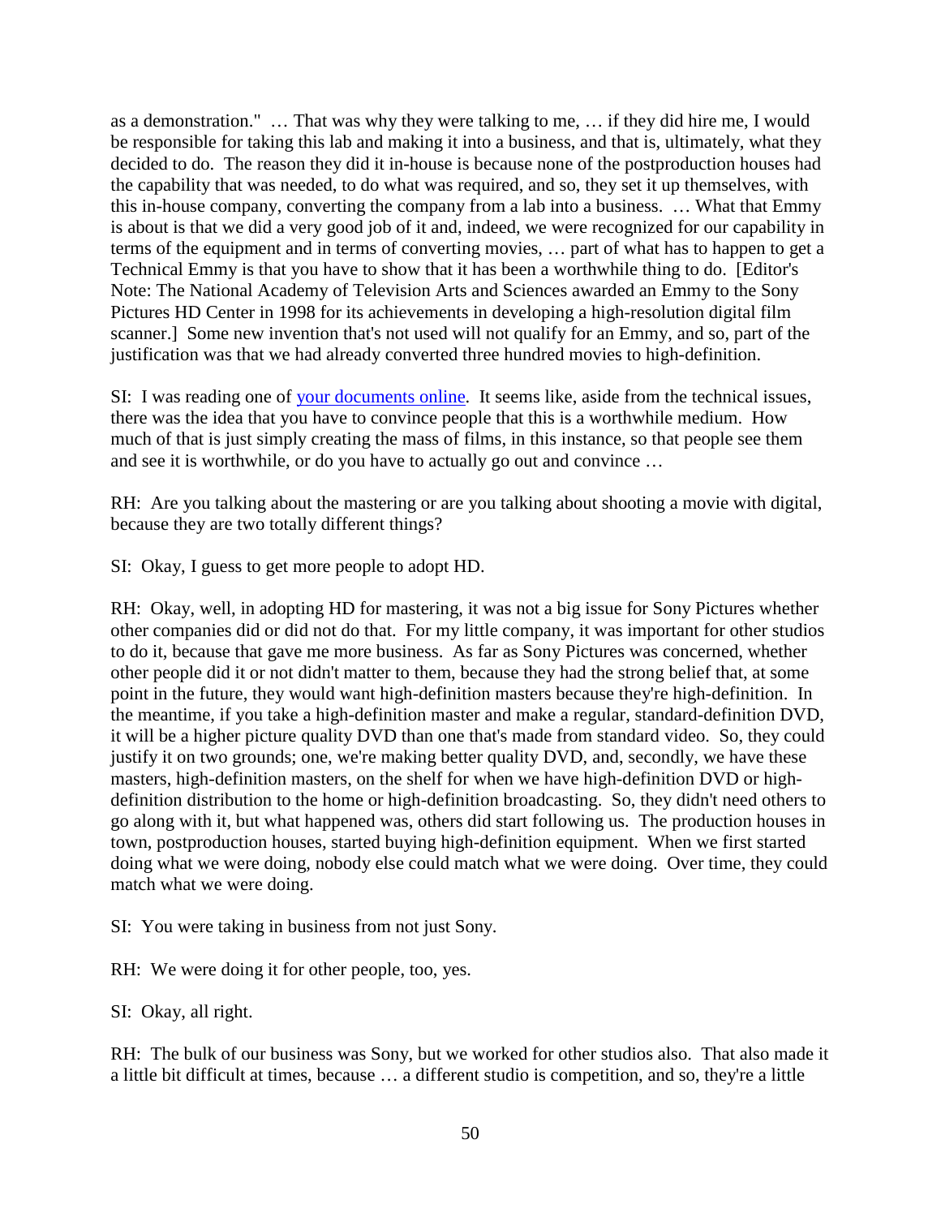as a demonstration." … That was why they were talking to me, … if they did hire me, I would be responsible for taking this lab and making it into a business, and that is, ultimately, what they decided to do. The reason they did it in-house is because none of the postproduction houses had the capability that was needed, to do what was required, and so, they set it up themselves, with this in-house company, converting the company from a lab into a business. … What that Emmy is about is that we did a very good job of it and, indeed, we were recognized for our capability in terms of the equipment and in terms of converting movies, … part of what has to happen to get a Technical Emmy is that you have to show that it has been a worthwhile thing to do. [Editor's Note: The National Academy of Television Arts and Sciences awarded an Emmy to the Sony Pictures HD Center in 1998 for its achievements in developing a high-resolution digital film scanner.] Some new invention that's not used will not qualify for an Emmy, and so, part of the justification was that we had already converted three hundred movies to high-definition.

SI: I was reading one of your documents online. It seems like, aside from the technical issues, there was the idea that you have to convince people that this is a worthwhile medium. How much of that is just simply creating the mass of films, in this instance, so that people see them and see it is worthwhile, or do you have to actually go out and convince …

RH: Are you talking about the mastering or are you talking about shooting a movie with digital, because they are two totally different things?

SI: Okay, I guess to get more people to adopt HD.

RH: Okay, well, in adopting HD for mastering, it was not a big issue for Sony Pictures whether other companies did or did not do that. For my little company, it was important for other studios to do it, because that gave me more business. As far as Sony Pictures was concerned, whether other people did it or not didn't matter to them, because they had the strong belief that, at some point in the future, they would want high-definition masters because they're high-definition. In the meantime, if you take a high-definition master and make a regular, standard-definition DVD, it will be a higher picture quality DVD than one that's made from standard video. So, they could justify it on two grounds; one, we're making better quality DVD, and, secondly, we have these masters, high-definition masters, on the shelf for when we have high-definition DVD or high-definition distribution to the home or high-definition broadcasting. So, they didn't need others to go along with it, but what happened was, others did start following us. The production houses in town, postproduction houses, started buying high-definition equipment. When we first started doing what we were doing, nobody else could match what we were doing. Over time, they could match what we were doing.

SI: You were taking in business from not just Sony.

RH: We were doing it for other people, too, yes.

SI: Okay, all right.

RH: The bulk of our business was Sony, but we worked for other studios also. That also made it a little bit difficult at times, because … a different studio is competition, and so, they're a little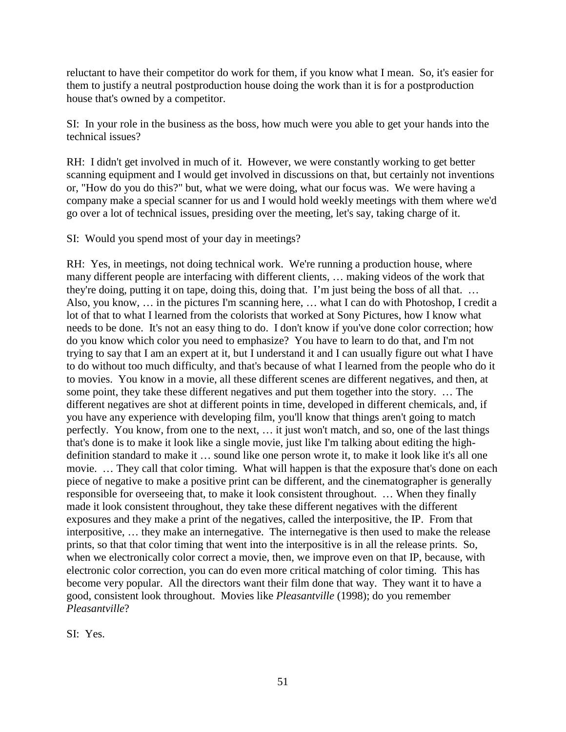reluctant to have their competitor do work for them, if you know what I mean. So, it's easier for them to justify a neutral postproduction house doing the work than it is for a postproduction house that's owned by a competitor.

SI: In your role in the business as the boss, how much were you able to get your hands into the technical issues?

RH: I didn't get involved in much of it. However, we were constantly working to get better scanning equipment and I would get involved in discussions on that, but certainly not inventions or, "How do you do this?" but, what we were doing, what our focus was. We were having a company make a special scanner for us and I would hold weekly meetings with them where we'd go over a lot of technical issues, presiding over the meeting, let's say, taking charge of it.

SI: Would you spend most of your day in meetings?

RH: Yes, in meetings, not doing technical work. We're running a production house, where many different people are interfacing with different clients, … making videos of the work that they're doing, putting it on tape, doing this, doing that. I'm just being the boss of all that. … Also, you know, … in the pictures I'm scanning here, … what I can do with Photoshop, I credit a lot of that to what I learned from the colorists that worked at Sony Pictures, how I know what needs to be done. It's not an easy thing to do. I don't know if you've done color correction; how do you know which color you need to emphasize? You have to learn to do that, and I'm not trying to say that I am an expert at it, but I understand it and I can usually figure out what I have to do without too much difficulty, and that's because of what I learned from the people who do it to movies. You know in a movie, all these different scenes are different negatives, and then, at some point, they take these different negatives and put them together into the story. … The different negatives are shot at different points in time, developed in different chemicals, and, if you have any experience with developing film, you'll know that things aren't going to match perfectly. You know, from one to the next, … it just won't match, and so, one of the last things that's done is to make it look like a single movie, just like I'm talking about editing the high-definition standard to make it … sound like one person wrote it, to make it look like it's all one movie. … They call that color timing. What will happen is that the exposure that's done on each piece of negative to make a positive print can be different, and the cinematographer is generally responsible for overseeing that, to make it look consistent throughout. … When they finally made it look consistent throughout, they take these different negatives with the different exposures and they make a print of the negatives, called the interpositive, the IP. From that interpositive, … they make an internegative. The internegative is then used to make the release prints, so that that color timing that went into the interpositive is in all the release prints. So, when we electronically color correct a movie, then, we improve even on that IP, because, with electronic color correction, you can do even more critical matching of color timing. This has become very popular. All the directors want their film done that way. They want it to have a good, consistent look throughout. Movies like *Pleasantville* (1998); do you remember *Pleasantville*?

SI: Yes.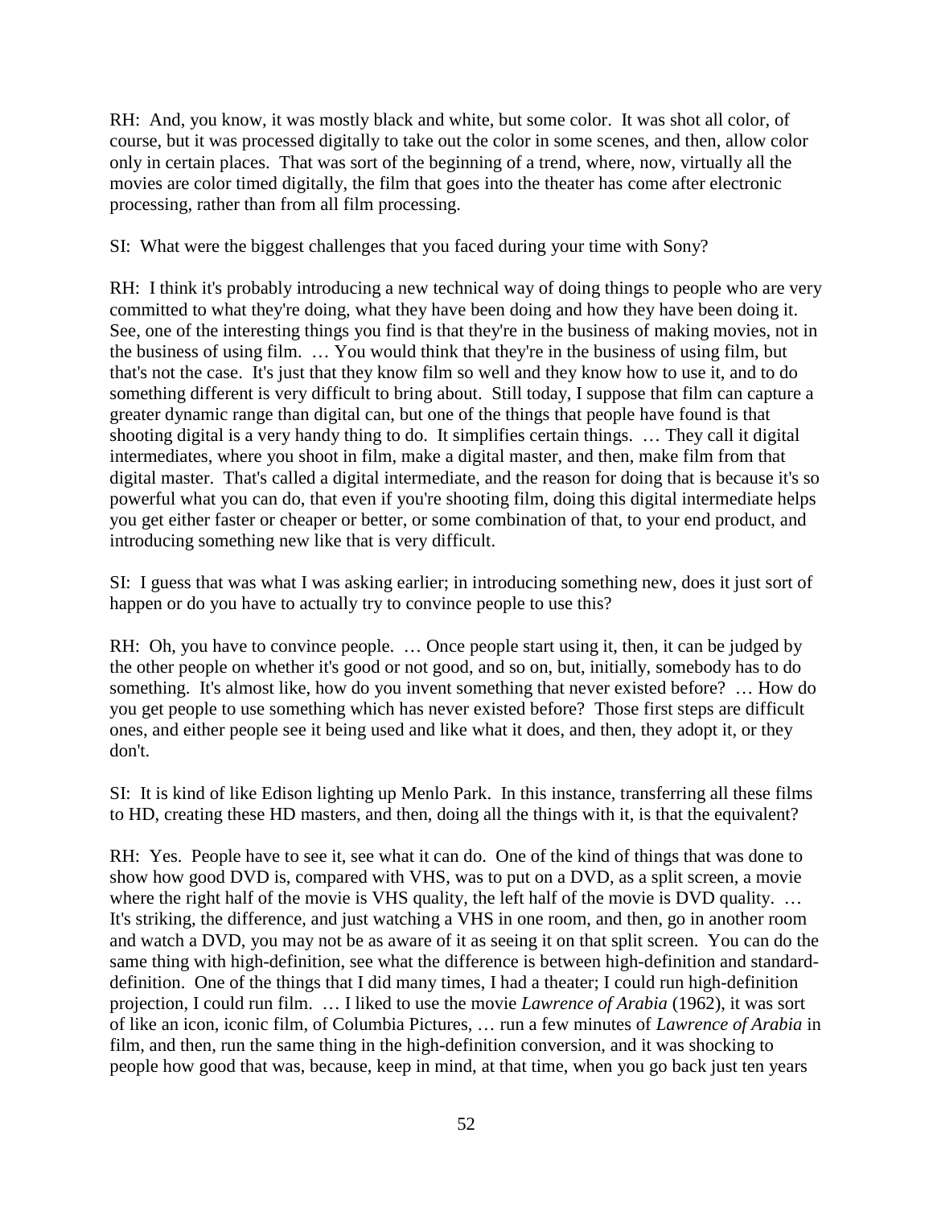RH: And, you know, it was mostly black and white, but some color. It was shot all color, of course, but it was processed digitally to take out the color in some scenes, and then, allow color only in certain places. That was sort of the beginning of a trend, where, now, virtually all the movies are color timed digitally, the film that goes into the theater has come after electronic processing, rather than from all film processing.

SI: What were the biggest challenges that you faced during your time with Sony?

RH: I think it's probably introducing a new technical way of doing things to people who are very committed to what they're doing, what they have been doing and how they have been doing it. See, one of the interesting things you find is that they're in the business of making movies, not in the business of using film. … You would think that they're in the business of using film, but that's not the case. It's just that they know film so well and they know how to use it, and to do something different is very difficult to bring about. Still today, I suppose that film can capture a greater dynamic range than digital can, but one of the things that people have found is that shooting digital is a very handy thing to do. It simplifies certain things. … They call it digital intermediates, where you shoot in film, make a digital master, and then, make film from that digital master. That's called a digital intermediate, and the reason for doing that is because it's so powerful what you can do, that even if you're shooting film, doing this digital intermediate helps you get either faster or cheaper or better, or some combination of that, to your end product, and introducing something new like that is very difficult.

SI: I guess that was what I was asking earlier; in introducing something new, does it just sort of happen or do you have to actually try to convince people to use this?

RH: Oh, you have to convince people. … Once people start using it, then, it can be judged by the other people on whether it's good or not good, and so on, but, initially, somebody has to do something. It's almost like, how do you invent something that never existed before? … How do you get people to use something which has never existed before? Those first steps are difficult ones, and either people see it being used and like what it does, and then, they adopt it, or they don't.

SI: It is kind of like Edison lighting up Menlo Park. In this instance, transferring all these films to HD, creating these HD masters, and then, doing all the things with it, is that the equivalent?

RH: Yes. People have to see it, see what it can do. One of the kind of things that was done to show how good DVD is, compared with VHS, was to put on a DVD, as a split screen, a movie where the right half of the movie is VHS quality, the left half of the movie is DVD quality. … It's striking, the difference, and just watching a VHS in one room, and then, go in another room and watch a DVD, you may not be as aware of it as seeing it on that split screen. You can do the same thing with high-definition, see what the difference is between high-definition and standard-definition. One of the things that I did many times, I had a theater; I could run high-definition projection, I could run film. … I liked to use the movie *Lawrence of Arabia* (1962), it was sort of like an icon, iconic film, of Columbia Pictures, … run a few minutes of *Lawrence of Arabia* in film, and then, run the same thing in the high-definition conversion, and it was shocking to people how good that was, because, keep in mind, at that time, when you go back just ten years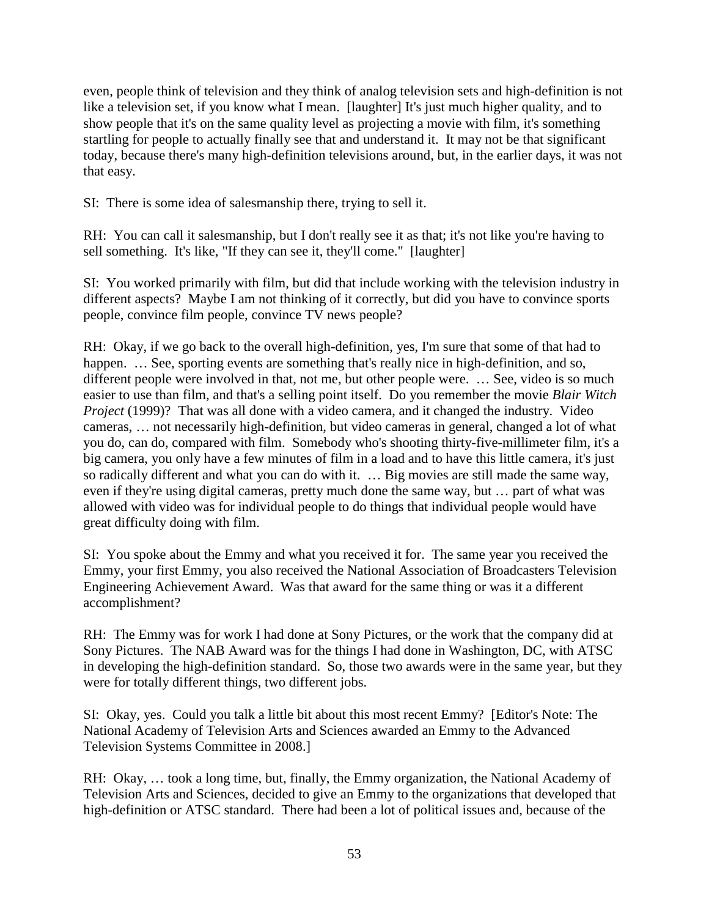even, people think of television and they think of analog television sets and high-definition is not like a television set, if you know what I mean. [laughter] It's just much higher quality, and to show people that it's on the same quality level as projecting a movie with film, it's something startling for people to actually finally see that and understand it. It may not be that significant today, because there's many high-definition televisions around, but, in the earlier days, it was not that easy.

SI: There is some idea of salesmanship there, trying to sell it.

RH: You can call it salesmanship, but I don't really see it as that; it's not like you're having to sell something. It's like, "If they can see it, they'll come." [laughter]

SI: You worked primarily with film, but did that include working with the television industry in different aspects? Maybe I am not thinking of it correctly, but did you have to convince sports people, convince film people, convince TV news people?

RH: Okay, if we go back to the overall high-definition, yes, I'm sure that some of that had to happen. … See, sporting events are something that's really nice in high-definition, and so, different people were involved in that, not me, but other people were. … See, video is so much easier to use than film, and that's a selling point itself. Do you remember the movie *Blair Witch Project* (1999)? That was all done with a video camera, and it changed the industry. Video cameras, … not necessarily high-definition, but video cameras in general, changed a lot of what you do, can do, compared with film. Somebody who's shooting thirty-five-millimeter film, it's a big camera, you only have a few minutes of film in a load and to have this little camera, it's just so radically different and what you can do with it. … Big movies are still made the same way, even if they're using digital cameras, pretty much done the same way, but … part of what was allowed with video was for individual people to do things that individual people would have great difficulty doing with film.

SI: You spoke about the Emmy and what you received it for. The same year you received the Emmy, your first Emmy, you also received the National Association of Broadcasters Television Engineering Achievement Award. Was that award for the same thing or was it a different accomplishment?

RH: The Emmy was for work I had done at Sony Pictures, or the work that the company did at Sony Pictures. The NAB Award was for the things I had done in Washington, DC, with ATSC in developing the high-definition standard. So, those two awards were in the same year, but they were for totally different things, two different jobs.

SI: Okay, yes. Could you talk a little bit about this most recent Emmy? [Editor's Note: The National Academy of Television Arts and Sciences awarded an Emmy to the Advanced Television Systems Committee in 2008.]

RH: Okay, … took a long time, but, finally, the Emmy organization, the National Academy of Television Arts and Sciences, decided to give an Emmy to the organizations that developed that high-definition or ATSC standard. There had been a lot of political issues and, because of the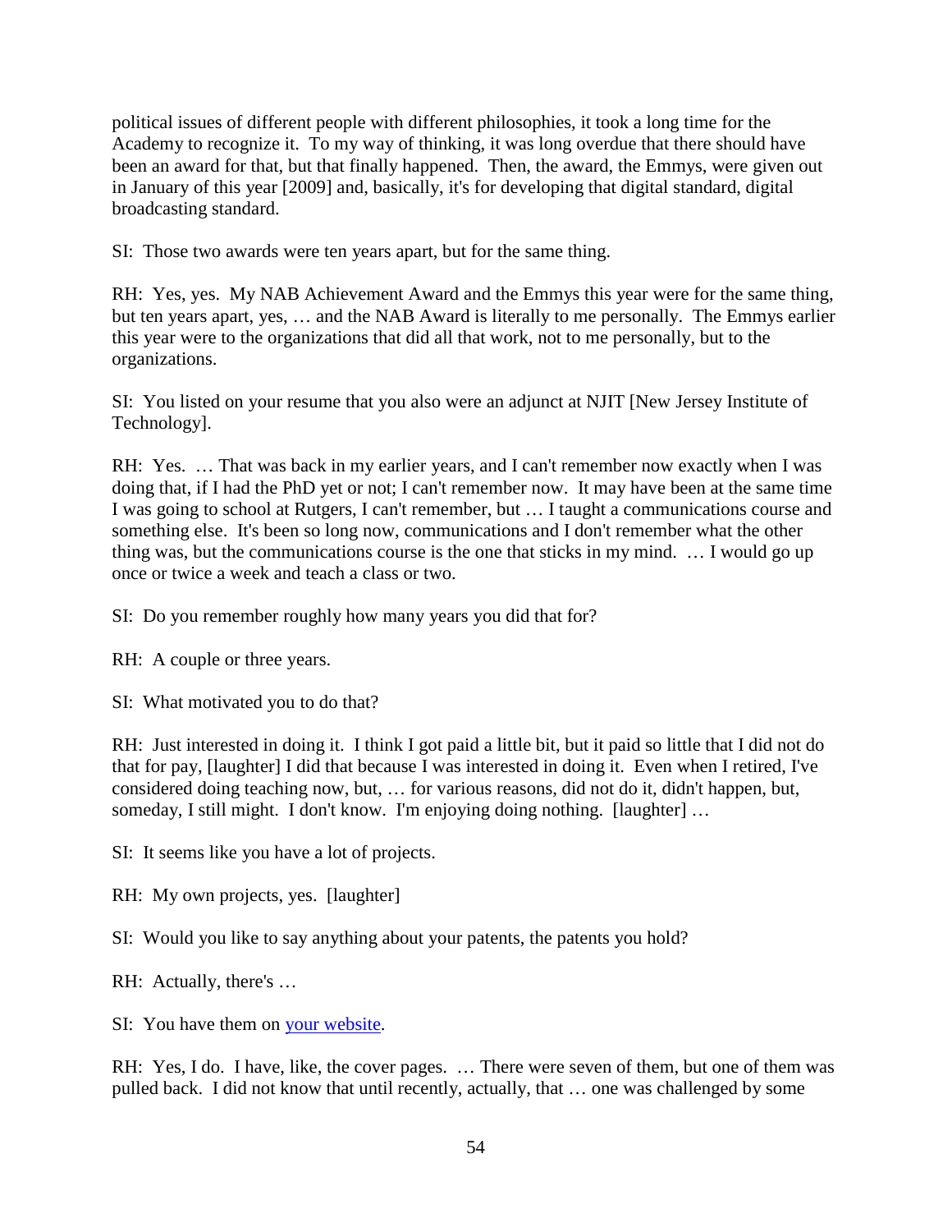political issues of different people with different philosophies, it took a long time for the Academy to recognize it. To my way of thinking, it was long overdue that there should have been an award for that, but that finally happened. Then, the award, the Emmys, were given out in January of this year [2009] and, basically, it's for developing that digital standard, digital broadcasting standard.

SI: Those two awards were ten years apart, but for the same thing.

RH: Yes, yes. My NAB Achievement Award and the Emmys this year were for the same thing, but ten years apart, yes, … and the NAB Award is literally to me personally. The Emmys earlier this year were to the organizations that did all that work, not to me personally, but to the organizations.

SI: You listed on your resume that you also were an adjunct at NJIT [New Jersey Institute of Technology].

RH: Yes. … That was back in my earlier years, and I can't remember now exactly when I was doing that, if I had the PhD yet or not; I can't remember now. It may have been at the same time I was going to school at Rutgers, I can't remember, but … I taught a communications course and something else. It's been so long now, communications and I don't remember what the other thing was, but the communications course is the one that sticks in my mind. … I would go up once or twice a week and teach a class or two.

SI: Do you remember roughly how many years you did that for?

RH: A couple or three years.

SI: What motivated you to do that?

RH: Just interested in doing it. I think I got paid a little bit, but it paid so little that I did not do that for pay, [laughter] I did that because I was interested in doing it. Even when I retired, I've considered doing teaching now, but, … for various reasons, did not do it, didn't happen, but, someday, I still might. I don't know. I'm enjoying doing nothing. [laughter] …

SI: It seems like you have a lot of projects.

RH: My own projects, yes. [laughter]

SI: Would you like to say anything about your patents, the patents you hold?

RH: Actually, there's …

SI: You have them on your website.

RH: Yes, I do. I have, like, the cover pages. … There were seven of them, but one of them was pulled back. I did not know that until recently, actually, that … one was challenged by some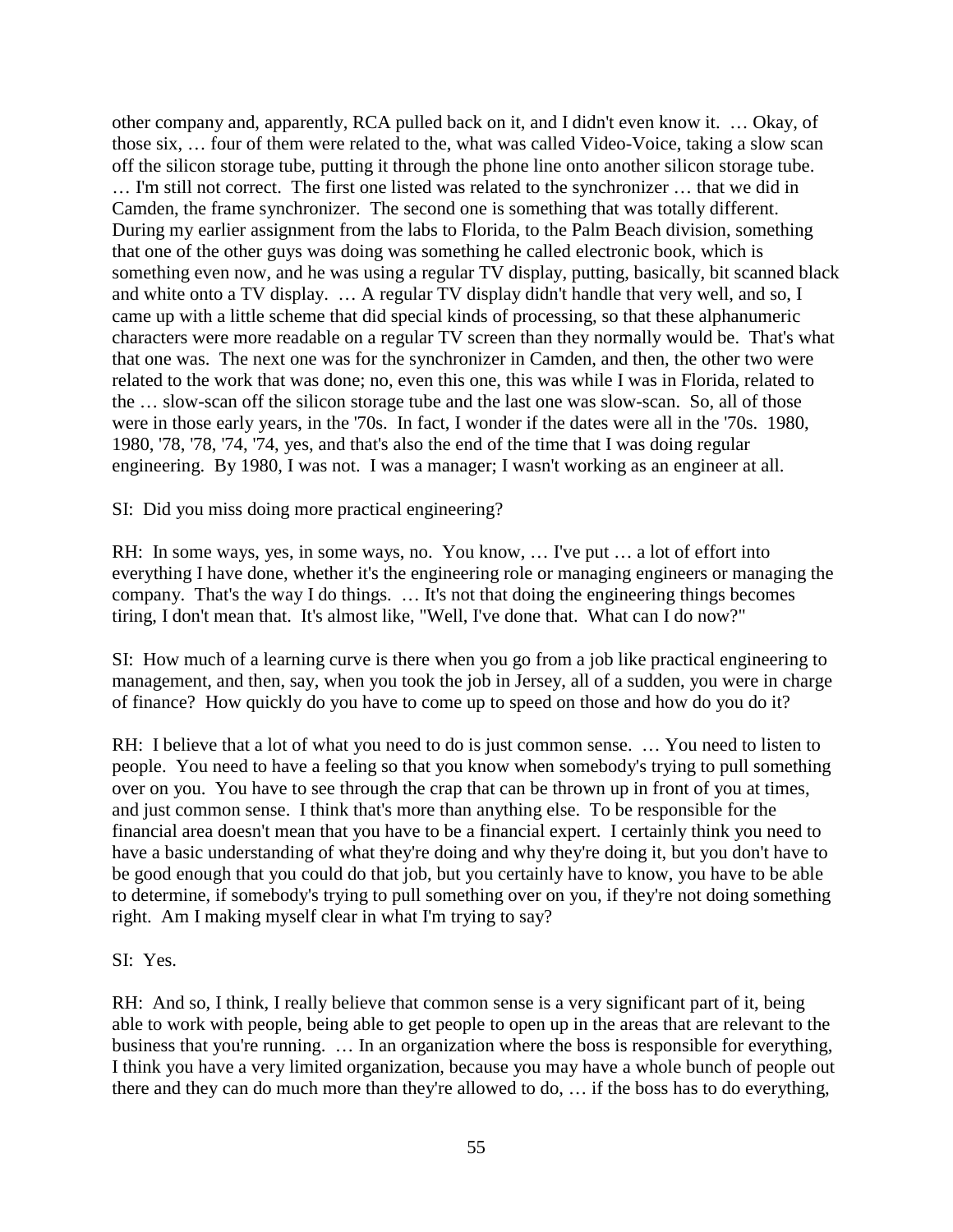other company and, apparently, RCA pulled back on it, and I didn't even know it. … Okay, of those six, … four of them were related to the, what was called Video-Voice, taking a slow scan off the silicon storage tube, putting it through the phone line onto another silicon storage tube. … I'm still not correct. The first one listed was related to the synchronizer … that we did in Camden, the frame synchronizer. The second one is something that was totally different. During my earlier assignment from the labs to Florida, to the Palm Beach division, something that one of the other guys was doing was something he called electronic book, which is something even now, and he was using a regular TV display, putting, basically, bit scanned black and white onto a TV display. … A regular TV display didn't handle that very well, and so, I came up with a little scheme that did special kinds of processing, so that these alphanumeric characters were more readable on a regular TV screen than they normally would be. That's what that one was. The next one was for the synchronizer in Camden, and then, the other two were related to the work that was done; no, even this one, this was while I was in Florida, related to the … slow-scan off the silicon storage tube and the last one was slow-scan. So, all of those were in those early years, in the '70s. In fact, I wonder if the dates were all in the '70s. 1980, 1980, '78, '78, '74, '74, yes, and that's also the end of the time that I was doing regular engineering. By 1980, I was not. I was a manager; I wasn't working as an engineer at all.

SI: Did you miss doing more practical engineering?

RH: In some ways, yes, in some ways, no. You know, … I've put … a lot of effort into everything I have done, whether it's the engineering role or managing engineers or managing the company. That's the way I do things. … It's not that doing the engineering things becomes tiring, I don't mean that. It's almost like, "Well, I've done that. What can I do now?"

SI: How much of a learning curve is there when you go from a job like practical engineering to management, and then, say, when you took the job in Jersey, all of a sudden, you were in charge of finance? How quickly do you have to come up to speed on those and how do you do it?

RH: I believe that a lot of what you need to do is just common sense. … You need to listen to people. You need to have a feeling so that you know when somebody's trying to pull something over on you. You have to see through the crap that can be thrown up in front of you at times, and just common sense. I think that's more than anything else. To be responsible for the financial area doesn't mean that you have to be a financial expert. I certainly think you need to have a basic understanding of what they're doing and why they're doing it, but you don't have to be good enough that you could do that job, but you certainly have to know, you have to be able to determine, if somebody's trying to pull something over on you, if they're not doing something right. Am I making myself clear in what I'm trying to say?

SI: Yes.

RH: And so, I think, I really believe that common sense is a very significant part of it, being able to work with people, being able to get people to open up in the areas that are relevant to the business that you're running. … In an organization where the boss is responsible for everything, I think you have a very limited organization, because you may have a whole bunch of people out there and they can do much more than they're allowed to do, … if the boss has to do everything,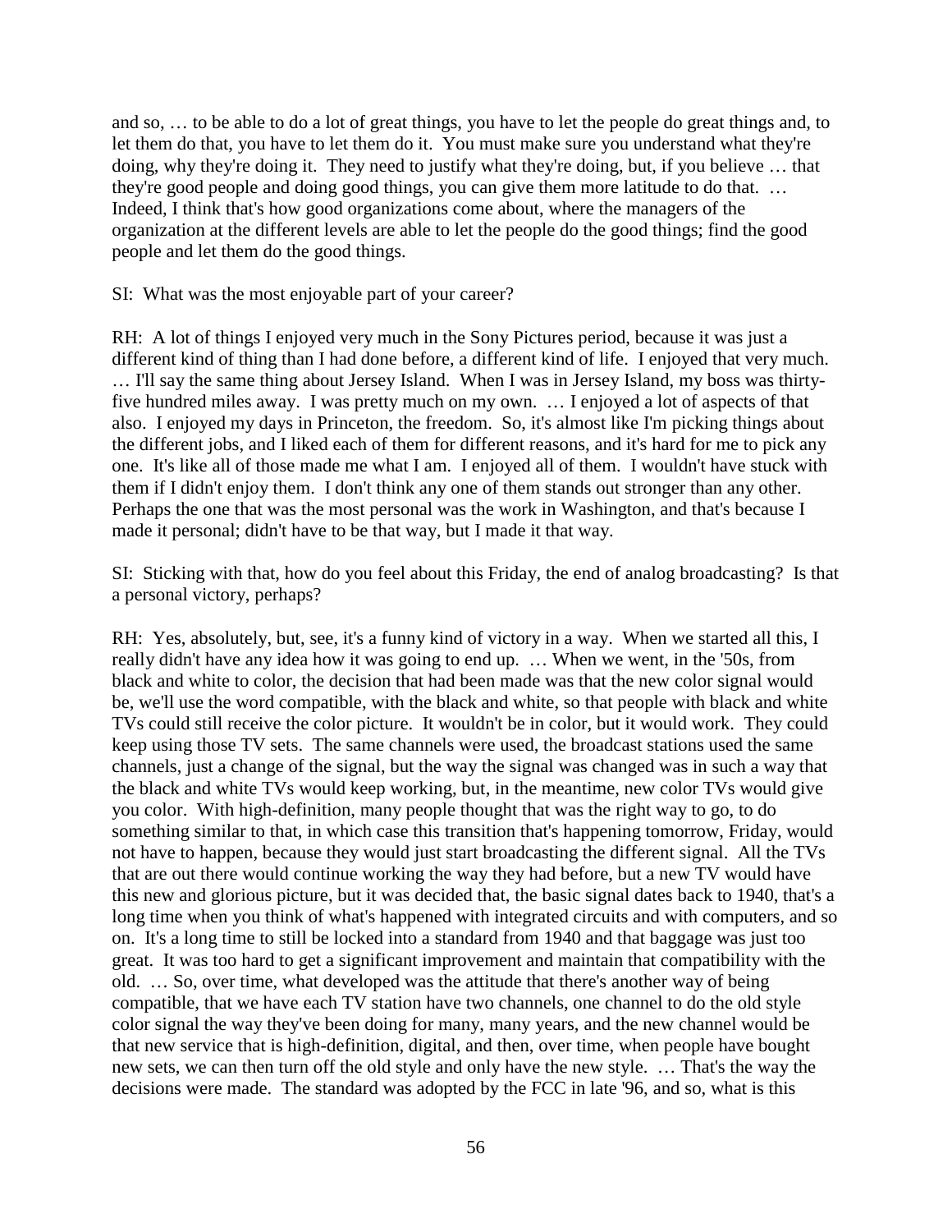and so, … to be able to do a lot of great things, you have to let the people do great things and, to let them do that, you have to let them do it. You must make sure you understand what they're doing, why they're doing it. They need to justify what they're doing, but, if you believe … that they're good people and doing good things, you can give them more latitude to do that. … Indeed, I think that's how good organizations come about, where the managers of the organization at the different levels are able to let the people do the good things; find the good people and let them do the good things.

SI: What was the most enjoyable part of your career?

RH: A lot of things I enjoyed very much in the Sony Pictures period, because it was just a different kind of thing than I had done before, a different kind of life. I enjoyed that very much. … I'll say the same thing about Jersey Island. When I was in Jersey Island, my boss was thirty-five hundred miles away. I was pretty much on my own. … I enjoyed a lot of aspects of that also. I enjoyed my days in Princeton, the freedom. So, it's almost like I'm picking things about the different jobs, and I liked each of them for different reasons, and it's hard for me to pick any one. It's like all of those made me what I am. I enjoyed all of them. I wouldn't have stuck with them if I didn't enjoy them. I don't think any one of them stands out stronger than any other. Perhaps the one that was the most personal was the work in Washington, and that's because I made it personal; didn't have to be that way, but I made it that way.

SI: Sticking with that, how do you feel about this Friday, the end of analog broadcasting? Is that a personal victory, perhaps?

RH: Yes, absolutely, but, see, it's a funny kind of victory in a way. When we started all this, I really didn't have any idea how it was going to end up. … When we went, in the '50s, from black and white to color, the decision that had been made was that the new color signal would be, we'll use the word compatible, with the black and white, so that people with black and white TVs could still receive the color picture. It wouldn't be in color, but it would work. They could keep using those TV sets. The same channels were used, the broadcast stations used the same channels, just a change of the signal, but the way the signal was changed was in such a way that the black and white TVs would keep working, but, in the meantime, new color TVs would give you color. With high-definition, many people thought that was the right way to go, to do something similar to that, in which case this transition that's happening tomorrow, Friday, would not have to happen, because they would just start broadcasting the different signal. All the TVs that are out there would continue working the way they had before, but a new TV would have this new and glorious picture, but it was decided that, the basic signal dates back to 1940, that's a long time when you think of what's happened with integrated circuits and with computers, and so on. It's a long time to still be locked into a standard from 1940 and that baggage was just too great. It was too hard to get a significant improvement and maintain that compatibility with the old. … So, over time, what developed was the attitude that there's another way of being compatible, that we have each TV station have two channels, one channel to do the old style color signal the way they've been doing for many, many years, and the new channel would be that new service that is high-definition, digital, and then, over time, when people have bought new sets, we can then turn off the old style and only have the new style. … That's the way the decisions were made. The standard was adopted by the FCC in late '96, and so, what is this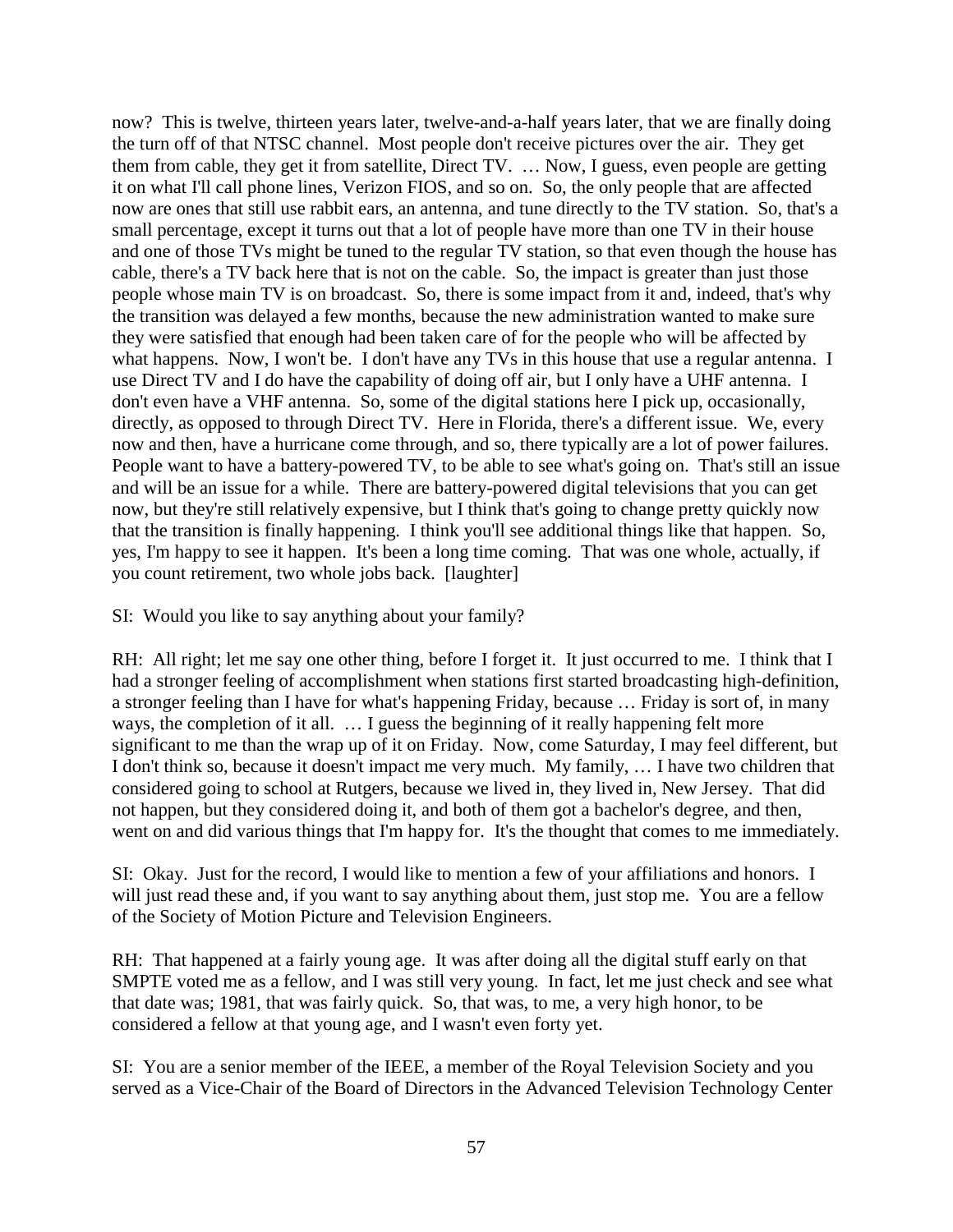now? This is twelve, thirteen years later, twelve-and-a-half years later, that we are finally doing the turn off of that NTSC channel. Most people don't receive pictures over the air. They get them from cable, they get it from satellite, Direct TV. … Now, I guess, even people are getting it on what I'll call phone lines, Verizon FIOS, and so on. So, the only people that are affected now are ones that still use rabbit ears, an antenna, and tune directly to the TV station. So, that's a small percentage, except it turns out that a lot of people have more than one TV in their house and one of those TVs might be tuned to the regular TV station, so that even though the house has cable, there's a TV back here that is not on the cable. So, the impact is greater than just those people whose main TV is on broadcast. So, there is some impact from it and, indeed, that's why the transition was delayed a few months, because the new administration wanted to make sure they were satisfied that enough had been taken care of for the people who will be affected by what happens. Now, I won't be. I don't have any TVs in this house that use a regular antenna. I use Direct TV and I do have the capability of doing off air, but I only have a UHF antenna. I don't even have a VHF antenna. So, some of the digital stations here I pick up, occasionally, directly, as opposed to through Direct TV. Here in Florida, there's a different issue. We, every now and then, have a hurricane come through, and so, there typically are a lot of power failures. People want to have a battery-powered TV, to be able to see what's going on. That's still an issue and will be an issue for a while. There are battery-powered digital televisions that you can get now, but they're still relatively expensive, but I think that's going to change pretty quickly now that the transition is finally happening. I think you'll see additional things like that happen. So, yes, I'm happy to see it happen. It's been a long time coming. That was one whole, actually, if you count retirement, two whole jobs back. [laughter]

SI: Would you like to say anything about your family?

RH: All right; let me say one other thing, before I forget it. It just occurred to me. I think that I had a stronger feeling of accomplishment when stations first started broadcasting high-definition, a stronger feeling than I have for what's happening Friday, because … Friday is sort of, in many ways, the completion of it all. … I guess the beginning of it really happening felt more significant to me than the wrap up of it on Friday. Now, come Saturday, I may feel different, but I don't think so, because it doesn't impact me very much. My family, … I have two children that considered going to school at Rutgers, because we lived in, they lived in, New Jersey. That did not happen, but they considered doing it, and both of them got a bachelor's degree, and then, went on and did various things that I'm happy for. It's the thought that comes to me immediately.

SI: Okay. Just for the record, I would like to mention a few of your affiliations and honors. I will just read these and, if you want to say anything about them, just stop me. You are a fellow of the Society of Motion Picture and Television Engineers.

RH: That happened at a fairly young age. It was after doing all the digital stuff early on that SMPTE voted me as a fellow, and I was still very young. In fact, let me just check and see what that date was; 1981, that was fairly quick. So, that was, to me, a very high honor, to be considered a fellow at that young age, and I wasn't even forty yet.

SI: You are a senior member of the IEEE, a member of the Royal Television Society and you served as a Vice-Chair of the Board of Directors in the Advanced Television Technology Center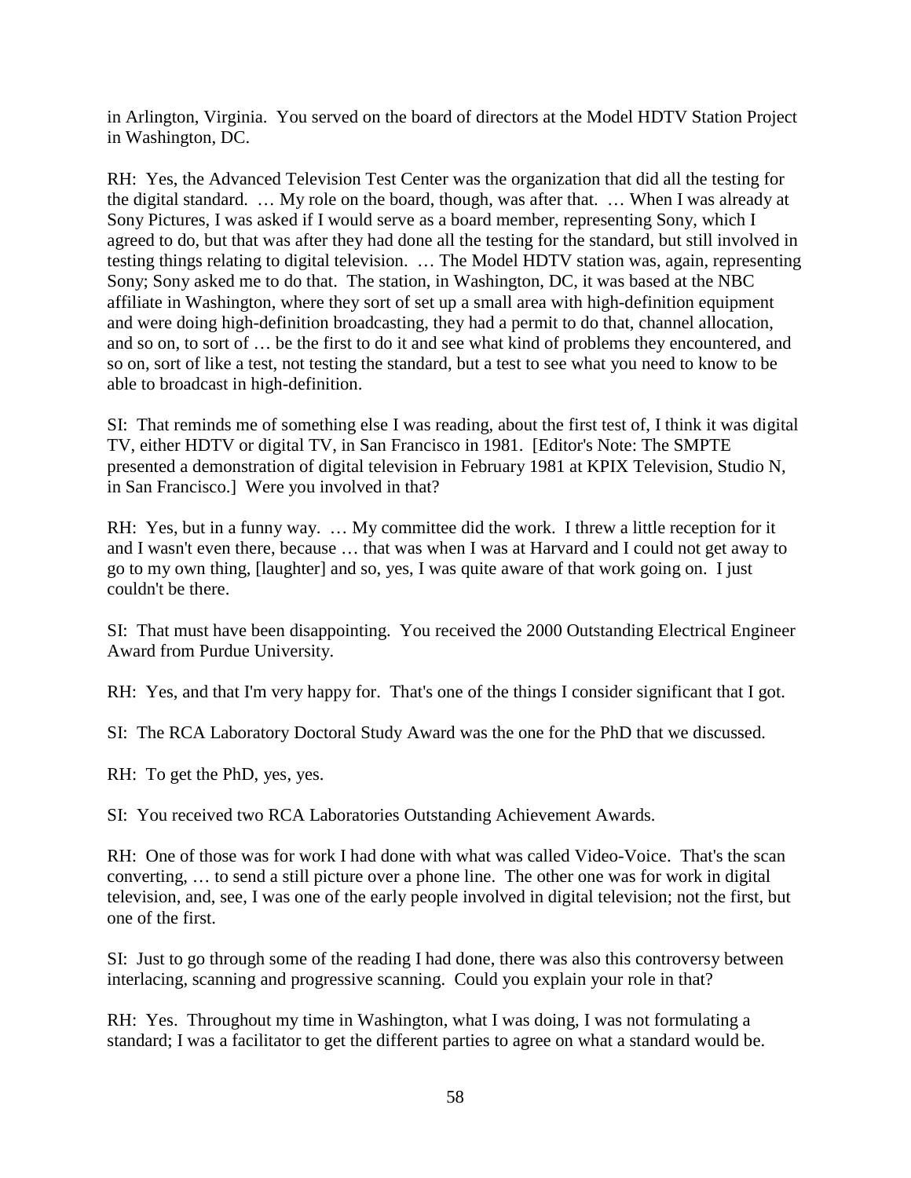in Arlington, Virginia. You served on the board of directors at the Model HDTV Station Project in Washington, DC.

RH: Yes, the Advanced Television Test Center was the organization that did all the testing for the digital standard. … My role on the board, though, was after that. … When I was already at Sony Pictures, I was asked if I would serve as a board member, representing Sony, which I agreed to do, but that was after they had done all the testing for the standard, but still involved in testing things relating to digital television. … The Model HDTV station was, again, representing Sony; Sony asked me to do that. The station, in Washington, DC, it was based at the NBC affiliate in Washington, where they sort of set up a small area with high-definition equipment and were doing high-definition broadcasting, they had a permit to do that, channel allocation, and so on, to sort of … be the first to do it and see what kind of problems they encountered, and so on, sort of like a test, not testing the standard, but a test to see what you need to know to be able to broadcast in high-definition.

SI: That reminds me of something else I was reading, about the first test of, I think it was digital TV, either HDTV or digital TV, in San Francisco in 1981. [Editor's Note: The SMPTE presented a demonstration of digital television in February 1981 at KPIX Television, Studio N, in San Francisco.] Were you involved in that?

RH: Yes, but in a funny way. … My committee did the work. I threw a little reception for it and I wasn't even there, because … that was when I was at Harvard and I could not get away to go to my own thing, [laughter] and so, yes, I was quite aware of that work going on. I just couldn't be there.

SI: That must have been disappointing. You received the 2000 Outstanding Electrical Engineer Award from Purdue University.

RH: Yes, and that I'm very happy for. That's one of the things I consider significant that I got.

SI: The RCA Laboratory Doctoral Study Award was the one for the PhD that we discussed.

RH: To get the PhD, yes, yes.

SI: You received two RCA Laboratories Outstanding Achievement Awards.

RH: One of those was for work I had done with what was called Video-Voice. That's the scan converting, … to send a still picture over a phone line. The other one was for work in digital television, and, see, I was one of the early people involved in digital television; not the first, but one of the first.

SI: Just to go through some of the reading I had done, there was also this controversy between interlacing, scanning and progressive scanning. Could you explain your role in that?

RH: Yes. Throughout my time in Washington, what I was doing, I was not formulating a standard; I was a facilitator to get the different parties to agree on what a standard would be.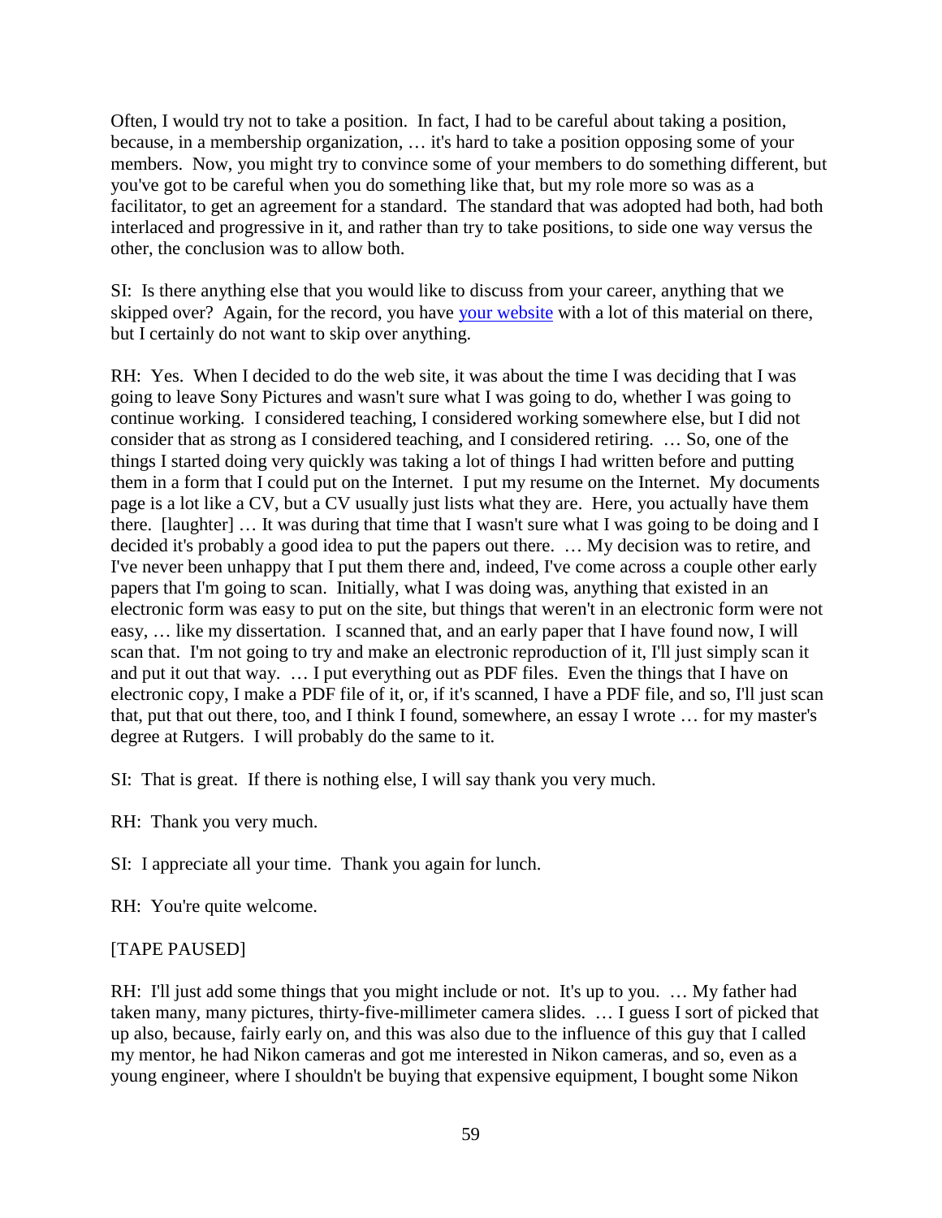Often, I would try not to take a position. In fact, I had to be careful about taking a position, because, in a membership organization, … it's hard to take a position opposing some of your members. Now, you might try to convince some of your members to do something different, but you've got to be careful when you do something like that, but my role more so was as a facilitator, to get an agreement for a standard. The standard that was adopted had both, had both interlaced and progressive in it, and rather than try to take positions, to side one way versus the other, the conclusion was to allow both.

SI: Is there anything else that you would like to discuss from your career, anything that we skipped over? Again, for the record, you have your website with a lot of this material on there, but I certainly do not want to skip over anything.

RH: Yes. When I decided to do the web site, it was about the time I was deciding that I was going to leave Sony Pictures and wasn't sure what I was going to do, whether I was going to continue working. I considered teaching, I considered working somewhere else, but I did not consider that as strong as I considered teaching, and I considered retiring. … So, one of the things I started doing very quickly was taking a lot of things I had written before and putting them in a form that I could put on the Internet. I put my resume on the Internet. My documents page is a lot like a CV, but a CV usually just lists what they are. Here, you actually have them there. [laughter] … It was during that time that I wasn't sure what I was going to be doing and I decided it's probably a good idea to put the papers out there. … My decision was to retire, and I've never been unhappy that I put them there and, indeed, I've come across a couple other early papers that I'm going to scan. Initially, what I was doing was, anything that existed in an electronic form was easy to put on the site, but things that weren't in an electronic form were not easy, … like my dissertation. I scanned that, and an early paper that I have found now, I will scan that. I'm not going to try and make an electronic reproduction of it, I'll just simply scan it and put it out that way. … I put everything out as PDF files. Even the things that I have on electronic copy, I make a PDF file of it, or, if it's scanned, I have a PDF file, and so, I'll just scan that, put that out there, too, and I think I found, somewhere, an essay I wrote … for my master's degree at Rutgers. I will probably do the same to it.

SI: That is great. If there is nothing else, I will say thank you very much.

RH: Thank you very much.

SI: I appreciate all your time. Thank you again for lunch.

RH: You're quite welcome.

[TAPE PAUSED]

RH: I'll just add some things that you might include or not. It's up to you. … My father had taken many, many pictures, thirty-five-millimeter camera slides. … I guess I sort of picked that up also, because, fairly early on, and this was also due to the influence of this guy that I called my mentor, he had Nikon cameras and got me interested in Nikon cameras, and so, even as a young engineer, where I shouldn't be buying that expensive equipment, I bought some Nikon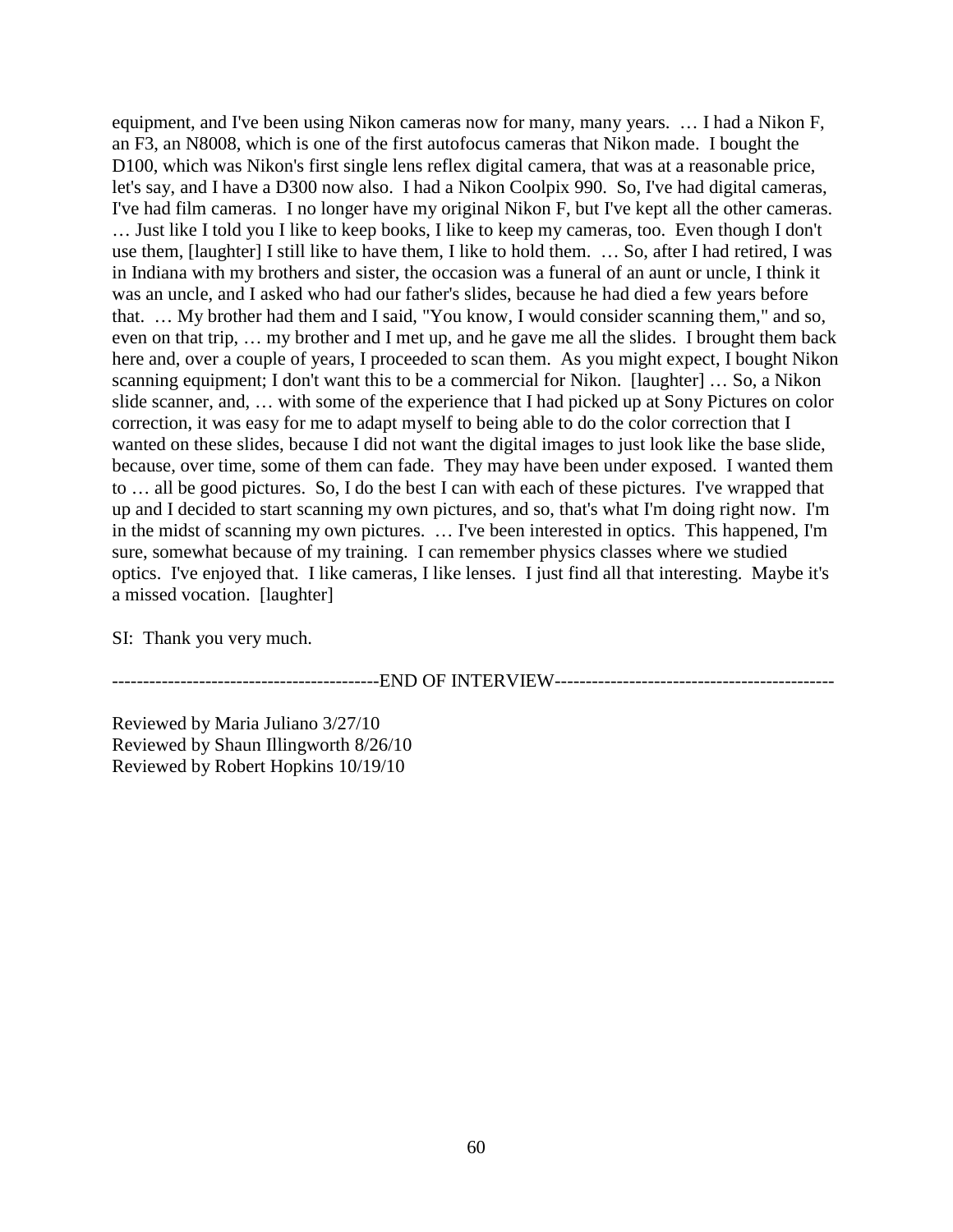equipment, and I've been using Nikon cameras now for many, many years. … I had a Nikon F, an F3, an N8008, which is one of the first autofocus cameras that Nikon made. I bought the D100, which was Nikon's first single lens reflex digital camera, that was at a reasonable price, let's say, and I have a D300 now also. I had a Nikon Coolpix 990. So, I've had digital cameras, I've had film cameras. I no longer have my original Nikon F, but I've kept all the other cameras. … Just like I told you I like to keep books, I like to keep my cameras, too. Even though I don't use them, [laughter] I still like to have them, I like to hold them. … So, after I had retired, I was in Indiana with my brothers and sister, the occasion was a funeral of an aunt or uncle, I think it was an uncle, and I asked who had our father's slides, because he had died a few years before that. … My brother had them and I said, "You know, I would consider scanning them," and so, even on that trip, … my brother and I met up, and he gave me all the slides. I brought them back here and, over a couple of years, I proceeded to scan them. As you might expect, I bought Nikon scanning equipment; I don't want this to be a commercial for Nikon. [laughter] … So, a Nikon slide scanner, and, … with some of the experience that I had picked up at Sony Pictures on color correction, it was easy for me to adapt myself to being able to do the color correction that I wanted on these slides, because I did not want the digital images to just look like the base slide, because, over time, some of them can fade. They may have been under exposed. I wanted them to … all be good pictures. So, I do the best I can with each of these pictures. I've wrapped that up and I decided to start scanning my own pictures, and so, that's what I'm doing right now. I'm in the midst of scanning my own pictures. … I've been interested in optics. This happened, I'm sure, somewhat because of my training. I can remember physics classes where we studied optics. I've enjoyed that. I like cameras, I like lenses. I just find all that interesting. Maybe it's a missed vocation. [laughter]

SI: Thank you very much.

------------------------------------------END OF INTERVIEW--------------------------------------------

Reviewed by Maria Juliano 3/27/10
Reviewed by Shaun Illingworth 8/26/10
Reviewed by Robert Hopkins 10/19/10